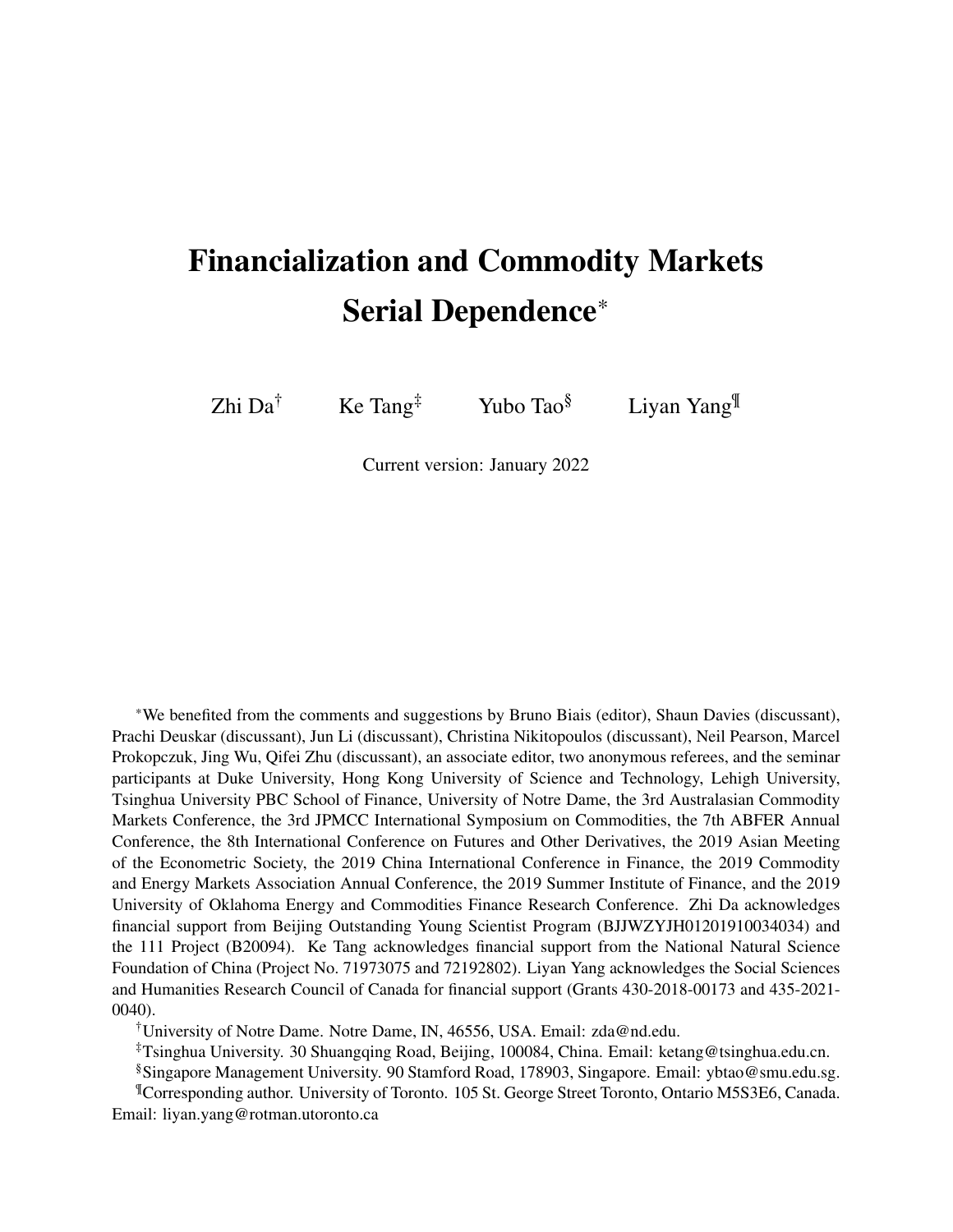# Financialization and Commodity Markets Serial Dependence[*]

Zhi Da[†] Ke Tang[‡] Yubo Tao[§] Liyan Yang[¶]

Current version: January 2022

[*]We benefited from the comments and suggestions by Bruno Biais (editor), Shaun Davies (discussant), Prachi Deuskar (discussant), Jun Li (discussant), Christina Nikitopoulos (discussant), Neil Pearson, Marcel Prokopczuk, Jing Wu, Qifei Zhu (discussant), an associate editor, two anonymous referees, and the seminar participants at Duke University, Hong Kong University of Science and Technology, Lehigh University, Tsinghua University PBC School of Finance, University of Notre Dame, the 3rd Australasian Commodity Markets Conference, the 3rd JPMCC International Symposium on Commodities, the 7th ABFER Annual Conference, the 8th International Conference on Futures and Other Derivatives, the 2019 Asian Meeting of the Econometric Society, the 2019 China International Conference in Finance, the 2019 Commodity and Energy Markets Association Annual Conference, the 2019 Summer Institute of Finance, and the 2019 University of Oklahoma Energy and Commodities Finance Research Conference. Zhi Da acknowledges financial support from Beijing Outstanding Young Scientist Program (BJJWZYJH01201910034034) and the 111 Project (B20094). Ke Tang acknowledges financial support from the National Natural Science Foundation of China (Project No. 71973075 and 72192802). Liyan Yang acknowledges the Social Sciences and Humanities Research Council of Canada for financial support (Grants 430-2018-00173 and 435-2021-0040).

[†]University of Notre Dame. Notre Dame, IN, 46556, USA. Email: zda@nd.edu.

[‡]Tsinghua University. 30 Shuangqing Road, Beijing, 100084, China. Email: ketang@tsinghua.edu.cn.

[§]Singapore Management University. 90 Stamford Road, 178903, Singapore. Email: ybtao@smu.edu.sg.

[¶]Corresponding author. University of Toronto. 105 St. George Street Toronto, Ontario M5S3E6, Canada. Email: liyan.yang@rotman.utoronto.ca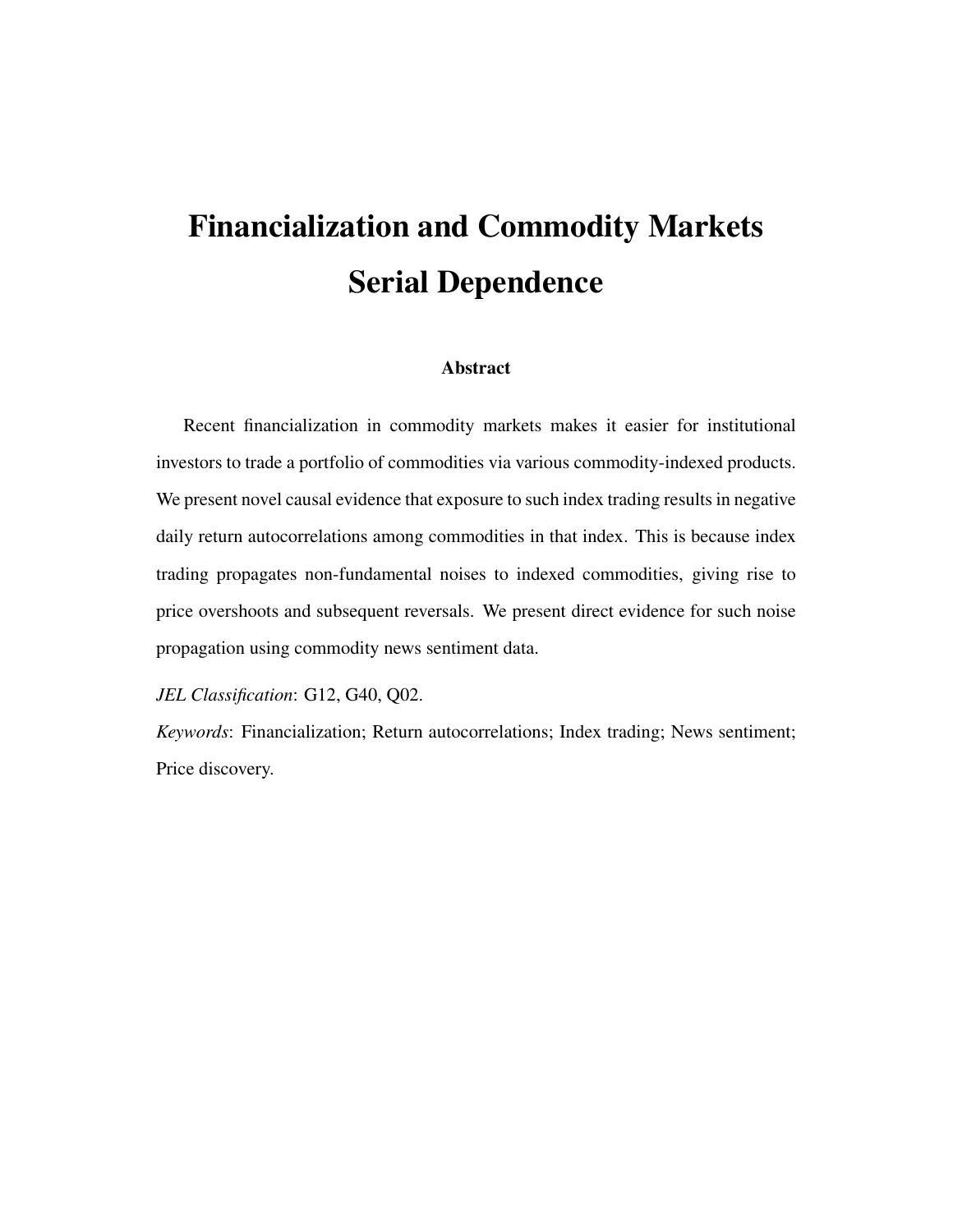# Financialization and Commodity Markets Serial Dependence

### Abstract

Recent financialization in commodity markets makes it easier for institutional investors to trade a portfolio of commodities via various commodity-indexed products. We present novel causal evidence that exposure to such index trading results in negative daily return autocorrelations among commodities in that index. This is because index trading propagates non-fundamental noises to indexed commodities, giving rise to price overshoots and subsequent reversals. We present direct evidence for such noise propagation using commodity news sentiment data.

*JEL Classification*: G12, G40, Q02.

*Keywords*: Financialization; Return autocorrelations; Index trading; News sentiment; Price discovery.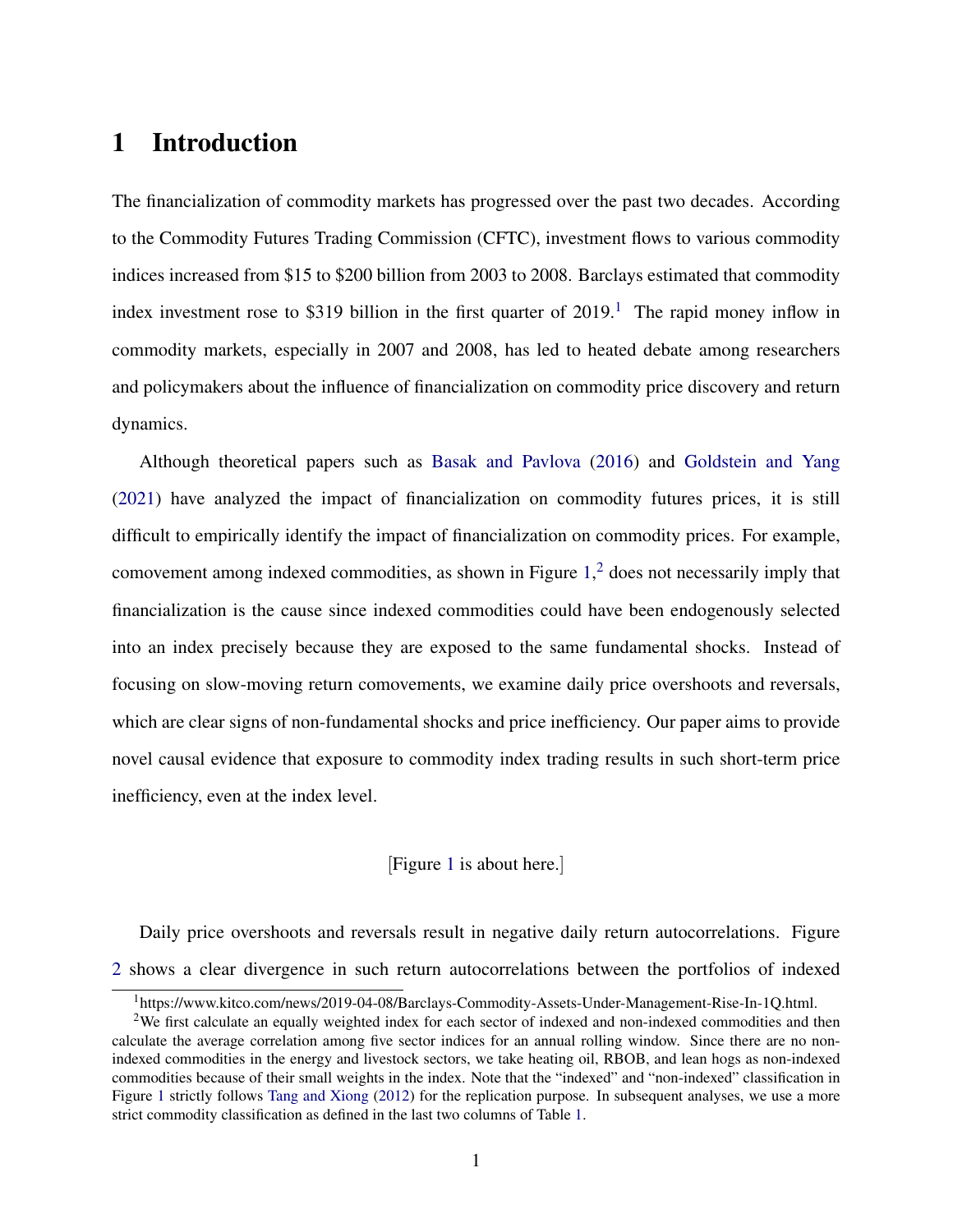# 1 Introduction

The financialization of commodity markets has progressed over the past two decades. According to the Commodity Futures Trading Commission (CFTC), investment flows to various commodity indices increased from $15 to $200 billion from 2003 to 2008. Barclays estimated that commodity index investment rose to $319 billion in the first quarter of 2019.[1] The rapid money inflow in commodity markets, especially in 2007 and 2008, has led to heated debate among researchers and policymakers about the influence of financialization on commodity price discovery and return dynamics.

Although theoretical papers such as Basak and Pavlova (2016) and Goldstein and Yang (2021) have analyzed the impact of financialization on commodity futures prices, it is still difficult to empirically identify the impact of financialization on commodity prices. For example, comovement among indexed commodities, as shown in Figure 1,[2] does not necessarily imply that financialization is the cause since indexed commodities could have been endogenously selected into an index precisely because they are exposed to the same fundamental shocks. Instead of focusing on slow-moving return comovements, we examine daily price overshoots and reversals, which are clear signs of non-fundamental shocks and price inefficiency. Our paper aims to provide novel causal evidence that exposure to commodity index trading results in such short-term price inefficiency, even at the index level.

[Figure 1 is about here.]

Daily price overshoots and reversals result in negative daily return autocorrelations. Figure 2 shows a clear divergence in such return autocorrelations between the portfolios of indexed

[1] https://www.kitco.com/news/2019-04-08/Barclays-Commodity-Assets-Under-Management-Rise-In-1Q.html.

[2] We first calculate an equally weighted index for each sector of indexed and non-indexed commodities and then calculate the average correlation among five sector indices for an annual rolling window. Since there are no non-indexed commodities in the energy and livestock sectors, we take heating oil, RBOB, and lean hogs as non-indexed commodities because of their small weights in the index. Note that the "indexed" and "non-indexed" classification in Figure 1 strictly follows Tang and Xiong (2012) for the replication purpose. In subsequent analyses, we use a more strict commodity classification as defined in the last two columns of Table 1.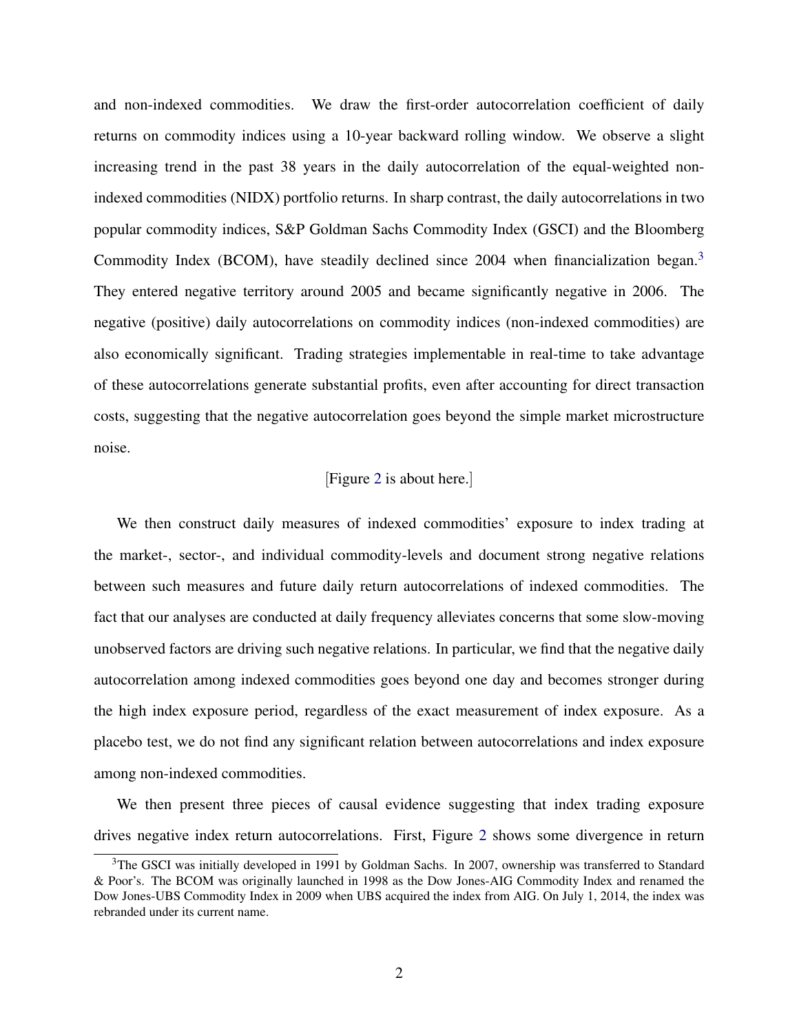and non-indexed commodities. We draw the first-order autocorrelation coefficient of daily returns on commodity indices using a 10-year backward rolling window. We observe a slight increasing trend in the past 38 years in the daily autocorrelation of the equal-weighted non-indexed commodities (NIDX) portfolio returns. In sharp contrast, the daily autocorrelations in two popular commodity indices, S&P Goldman Sachs Commodity Index (GSCI) and the Bloomberg Commodity Index (BCOM), have steadily declined since 2004 when financialization began.[3] They entered negative territory around 2005 and became significantly negative in 2006. The negative (positive) daily autocorrelations on commodity indices (non-indexed commodities) are also economically significant. Trading strategies implementable in real-time to take advantage of these autocorrelations generate substantial profits, even after accounting for direct transaction costs, suggesting that the negative autocorrelation goes beyond the simple market microstructure noise.

[Figure 2 is about here.]

We then construct daily measures of indexed commodities' exposure to index trading at the market-, sector-, and individual commodity-levels and document strong negative relations between such measures and future daily return autocorrelations of indexed commodities. The fact that our analyses are conducted at daily frequency alleviates concerns that some slow-moving unobserved factors are driving such negative relations. In particular, we find that the negative daily autocorrelation among indexed commodities goes beyond one day and becomes stronger during the high index exposure period, regardless of the exact measurement of index exposure. As a placebo test, we do not find any significant relation between autocorrelations and index exposure among non-indexed commodities.

We then present three pieces of causal evidence suggesting that index trading exposure drives negative index return autocorrelations. First, Figure 2 shows some divergence in return

[3] The GSCI was initially developed in 1991 by Goldman Sachs. In 2007, ownership was transferred to Standard & Poor's. The BCOM was originally launched in 1998 as the Dow Jones-AIG Commodity Index and renamed the Dow Jones-UBS Commodity Index in 2009 when UBS acquired the index from AIG. On July 1, 2014, the index was rebranded under its current name.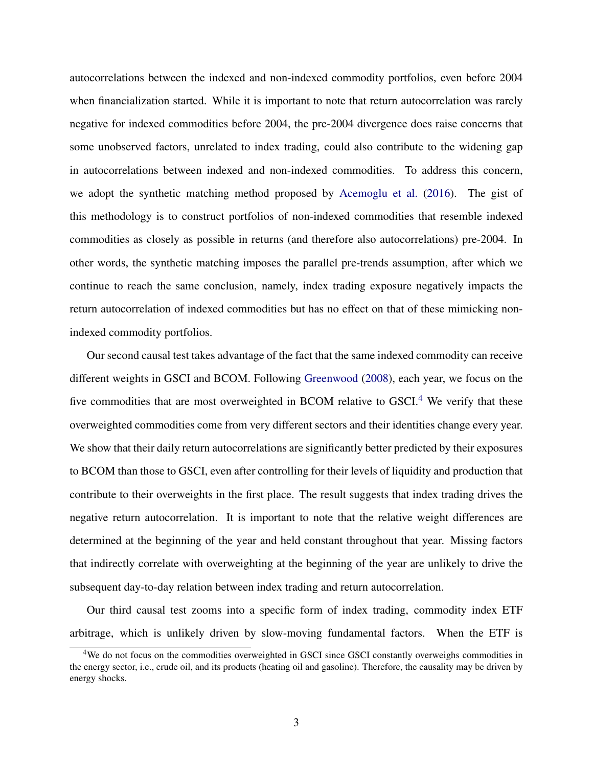autocorrelations between the indexed and non-indexed commodity portfolios, even before 2004 when financialization started. While it is important to note that return autocorrelation was rarely negative for indexed commodities before 2004, the pre-2004 divergence does raise concerns that some unobserved factors, unrelated to index trading, could also contribute to the widening gap in autocorrelations between indexed and non-indexed commodities. To address this concern, we adopt the synthetic matching method proposed by Acemoglu et al. (2016). The gist of this methodology is to construct portfolios of non-indexed commodities that resemble indexed commodities as closely as possible in returns (and therefore also autocorrelations) pre-2004. In other words, the synthetic matching imposes the parallel pre-trends assumption, after which we continue to reach the same conclusion, namely, index trading exposure negatively impacts the return autocorrelation of indexed commodities but has no effect on that of these mimicking non-indexed commodity portfolios.

Our second causal test takes advantage of the fact that the same indexed commodity can receive different weights in GSCI and BCOM. Following Greenwood (2008), each year, we focus on the five commodities that are most overweighted in BCOM relative to GSCI.[4] We verify that these overweighted commodities come from very different sectors and their identities change every year. We show that their daily return autocorrelations are significantly better predicted by their exposures to BCOM than those to GSCI, even after controlling for their levels of liquidity and production that contribute to their overweights in the first place. The result suggests that index trading drives the negative return autocorrelation. It is important to note that the relative weight differences are determined at the beginning of the year and held constant throughout that year. Missing factors that indirectly correlate with overweighting at the beginning of the year are unlikely to drive the subsequent day-to-day relation between index trading and return autocorrelation.

Our third causal test zooms into a specific form of index trading, commodity index ETF arbitrage, which is unlikely driven by slow-moving fundamental factors. When the ETF is

[4] We do not focus on the commodities overweighted in GSCI since GSCI constantly overweighs commodities in the energy sector, i.e., crude oil, and its products (heating oil and gasoline). Therefore, the causality may be driven by energy shocks.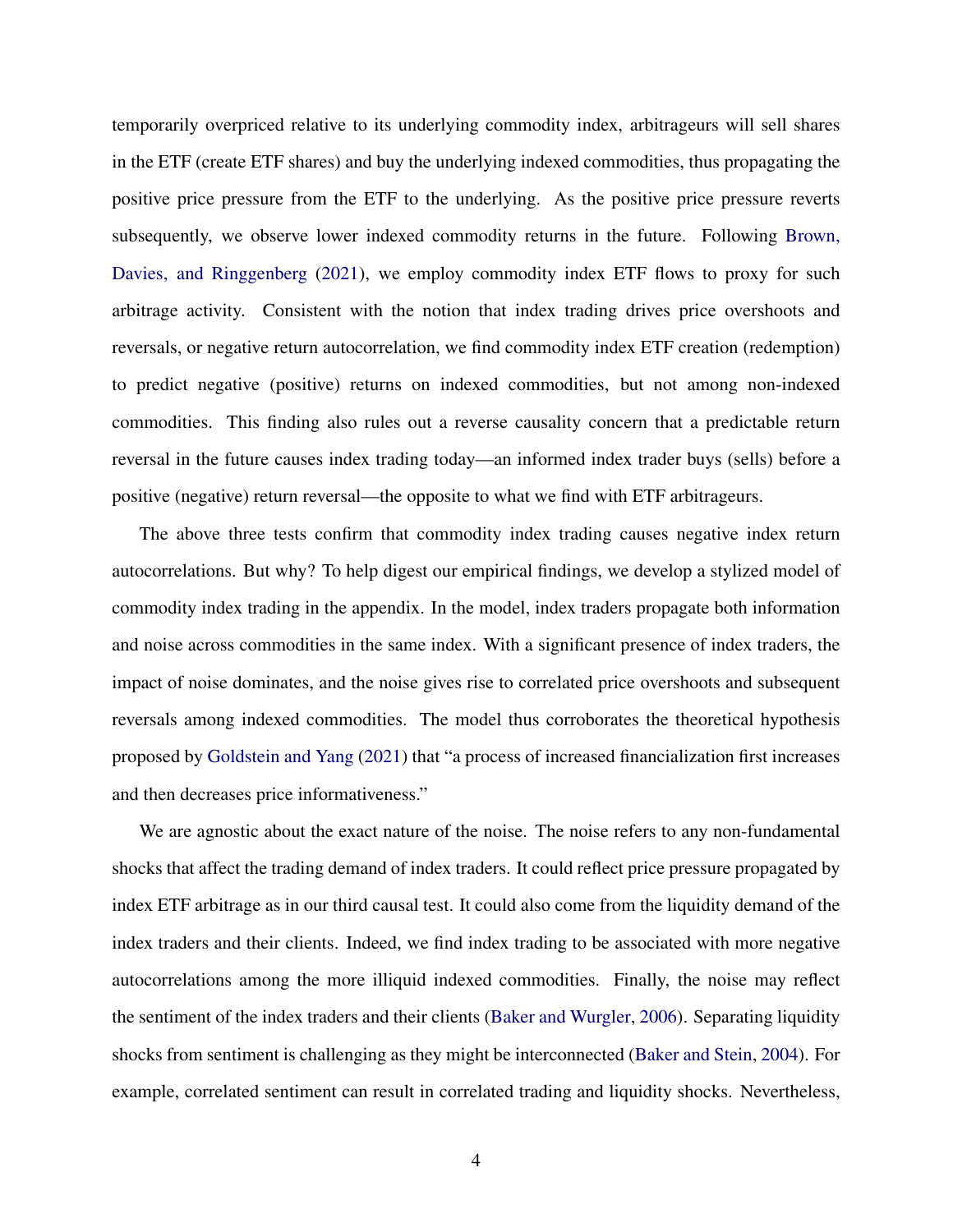temporarily overpriced relative to its underlying commodity index, arbitrageurs will sell shares in the ETF (create ETF shares) and buy the underlying indexed commodities, thus propagating the positive price pressure from the ETF to the underlying. As the positive price pressure reverts subsequently, we observe lower indexed commodity returns in the future. Following Brown, Davies, and Ringgenberg (2021), we employ commodity index ETF flows to proxy for such arbitrage activity. Consistent with the notion that index trading drives price overshoots and reversals, or negative return autocorrelation, we find commodity index ETF creation (redemption) to predict negative (positive) returns on indexed commodities, but not among non-indexed commodities. This finding also rules out a reverse causality concern that a predictable return reversal in the future causes index trading today—an informed index trader buys (sells) before a positive (negative) return reversal—the opposite to what we find with ETF arbitrageurs.

The above three tests confirm that commodity index trading causes negative index return autocorrelations. But why? To help digest our empirical findings, we develop a stylized model of commodity index trading in the appendix. In the model, index traders propagate both information and noise across commodities in the same index. With a significant presence of index traders, the impact of noise dominates, and the noise gives rise to correlated price overshoots and subsequent reversals among indexed commodities. The model thus corroborates the theoretical hypothesis proposed by Goldstein and Yang (2021) that "a process of increased financialization first increases and then decreases price informativeness."

We are agnostic about the exact nature of the noise. The noise refers to any non-fundamental shocks that affect the trading demand of index traders. It could reflect price pressure propagated by index ETF arbitrage as in our third causal test. It could also come from the liquidity demand of the index traders and their clients. Indeed, we find index trading to be associated with more negative autocorrelations among the more illiquid indexed commodities. Finally, the noise may reflect the sentiment of the index traders and their clients (Baker and Wurgler, 2006). Separating liquidity shocks from sentiment is challenging as they might be interconnected (Baker and Stein, 2004). For example, correlated sentiment can result in correlated trading and liquidity shocks. Nevertheless,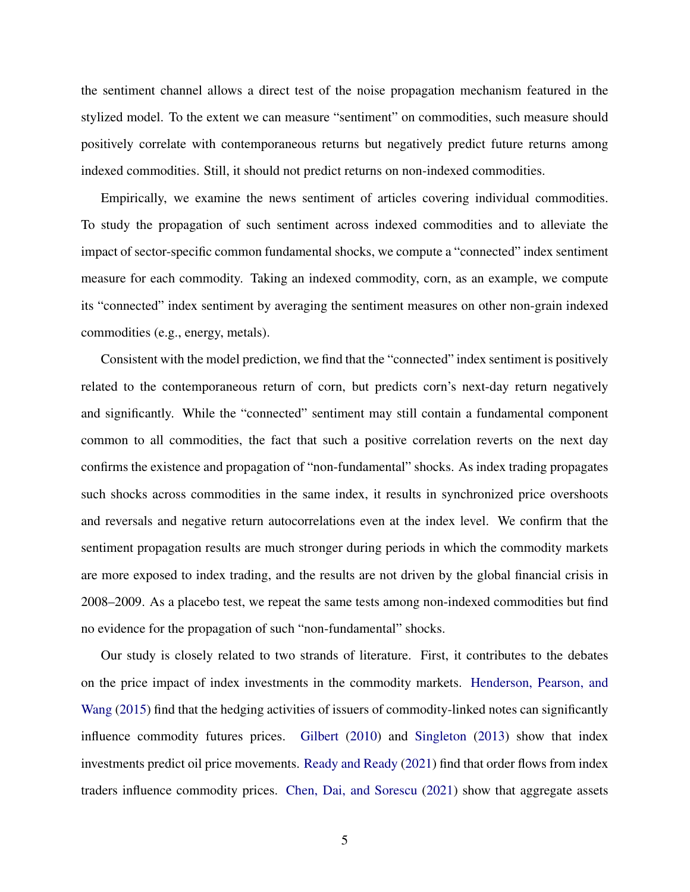the sentiment channel allows a direct test of the noise propagation mechanism featured in the stylized model. To the extent we can measure "sentiment" on commodities, such measure should positively correlate with contemporaneous returns but negatively predict future returns among indexed commodities. Still, it should not predict returns on non-indexed commodities.

Empirically, we examine the news sentiment of articles covering individual commodities. To study the propagation of such sentiment across indexed commodities and to alleviate the impact of sector-specific common fundamental shocks, we compute a "connected" index sentiment measure for each commodity. Taking an indexed commodity, corn, as an example, we compute its "connected" index sentiment by averaging the sentiment measures on other non-grain indexed commodities (e.g., energy, metals).

Consistent with the model prediction, we find that the "connected" index sentiment is positively related to the contemporaneous return of corn, but predicts corn's next-day return negatively and significantly. While the "connected" sentiment may still contain a fundamental component common to all commodities, the fact that such a positive correlation reverts on the next day confirms the existence and propagation of "non-fundamental" shocks. As index trading propagates such shocks across commodities in the same index, it results in synchronized price overshoots and reversals and negative return autocorrelations even at the index level. We confirm that the sentiment propagation results are much stronger during periods in which the commodity markets are more exposed to index trading, and the results are not driven by the global financial crisis in 2008–2009. As a placebo test, we repeat the same tests among non-indexed commodities but find no evidence for the propagation of such "non-fundamental" shocks.

Our study is closely related to two strands of literature. First, it contributes to the debates on the price impact of index investments in the commodity markets. Henderson, Pearson, and Wang (2015) find that the hedging activities of issuers of commodity-linked notes can significantly influence commodity futures prices. Gilbert (2010) and Singleton (2013) show that index investments predict oil price movements. Ready and Ready (2021) find that order flows from index traders influence commodity prices. Chen, Dai, and Sorescu (2021) show that aggregate assets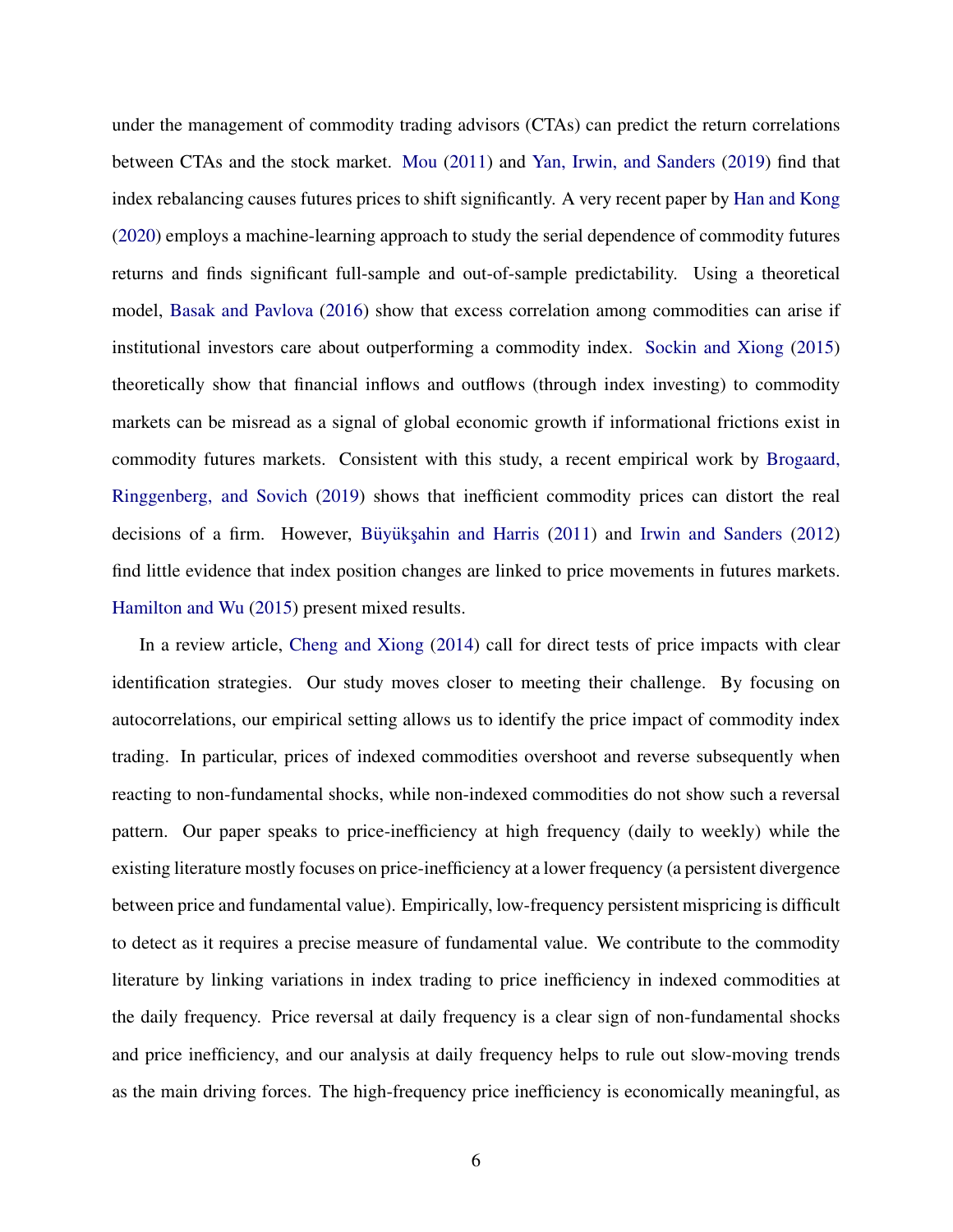under the management of commodity trading advisors (CTAs) can predict the return correlations between CTAs and the stock market. Mou (2011) and Yan, Irwin, and Sanders (2019) find that index rebalancing causes futures prices to shift significantly. A very recent paper by Han and Kong (2020) employs a machine-learning approach to study the serial dependence of commodity futures returns and finds significant full-sample and out-of-sample predictability. Using a theoretical model, Basak and Pavlova (2016) show that excess correlation among commodities can arise if institutional investors care about outperforming a commodity index. Sockin and Xiong (2015) theoretically show that financial inflows and outflows (through index investing) to commodity markets can be misread as a signal of global economic growth if informational frictions exist in commodity futures markets. Consistent with this study, a recent empirical work by Brogaard, Ringgenberg, and Sovich (2019) shows that inefficient commodity prices can distort the real decisions of a firm. However, Büyükşahin and Harris (2011) and Irwin and Sanders (2012) find little evidence that index position changes are linked to price movements in futures markets. Hamilton and Wu (2015) present mixed results.

In a review article, Cheng and Xiong (2014) call for direct tests of price impacts with clear identification strategies. Our study moves closer to meeting their challenge. By focusing on autocorrelations, our empirical setting allows us to identify the price impact of commodity index trading. In particular, prices of indexed commodities overshoot and reverse subsequently when reacting to non-fundamental shocks, while non-indexed commodities do not show such a reversal pattern. Our paper speaks to price-inefficiency at high frequency (daily to weekly) while the existing literature mostly focuses on price-inefficiency at a lower frequency (a persistent divergence between price and fundamental value). Empirically, low-frequency persistent mispricing is difficult to detect as it requires a precise measure of fundamental value. We contribute to the commodity literature by linking variations in index trading to price inefficiency in indexed commodities at the daily frequency. Price reversal at daily frequency is a clear sign of non-fundamental shocks and price inefficiency, and our analysis at daily frequency helps to rule out slow-moving trends as the main driving forces. The high-frequency price inefficiency is economically meaningful, as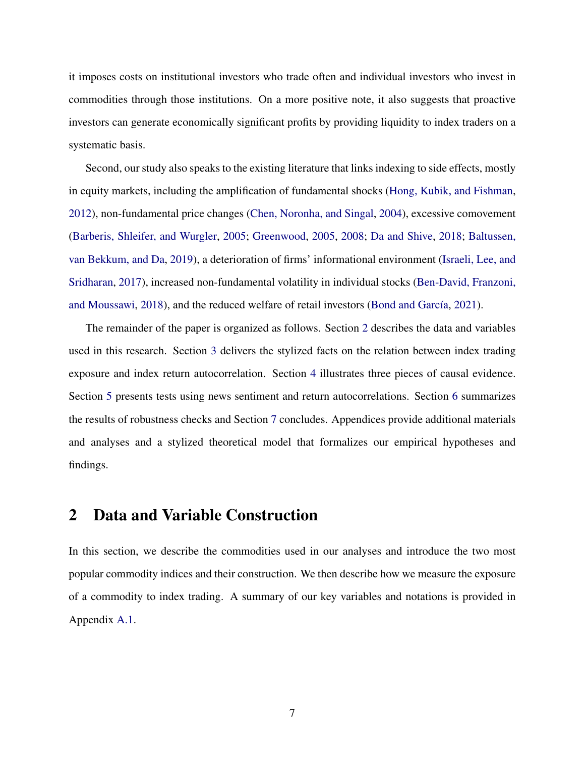it imposes costs on institutional investors who trade often and individual investors who invest in commodities through those institutions. On a more positive note, it also suggests that proactive investors can generate economically significant profits by providing liquidity to index traders on a systematic basis.

Second, our study also speaks to the existing literature that links indexing to side effects, mostly in equity markets, including the amplification of fundamental shocks (Hong, Kubik, and Fishman, 2012), non-fundamental price changes (Chen, Noronha, and Singal, 2004), excessive comovement (Barberis, Shleifer, and Wurgler, 2005; Greenwood, 2005, 2008; Da and Shive, 2018; Baltussen, van Bekkum, and Da, 2019), a deterioration of firms' informational environment (Israeli, Lee, and Sridharan, 2017), increased non-fundamental volatility in individual stocks (Ben-David, Franzoni, and Moussawi, 2018), and the reduced welfare of retail investors (Bond and García, 2021).

The remainder of the paper is organized as follows. Section 2 describes the data and variables used in this research. Section 3 delivers the stylized facts on the relation between index trading exposure and index return autocorrelation. Section 4 illustrates three pieces of causal evidence. Section 5 presents tests using news sentiment and return autocorrelations. Section 6 summarizes the results of robustness checks and Section 7 concludes. Appendices provide additional materials and analyses and a stylized theoretical model that formalizes our empirical hypotheses and findings.

## 2 Data and Variable Construction

In this section, we describe the commodities used in our analyses and introduce the two most popular commodity indices and their construction. We then describe how we measure the exposure of a commodity to index trading. A summary of our key variables and notations is provided in Appendix A.1.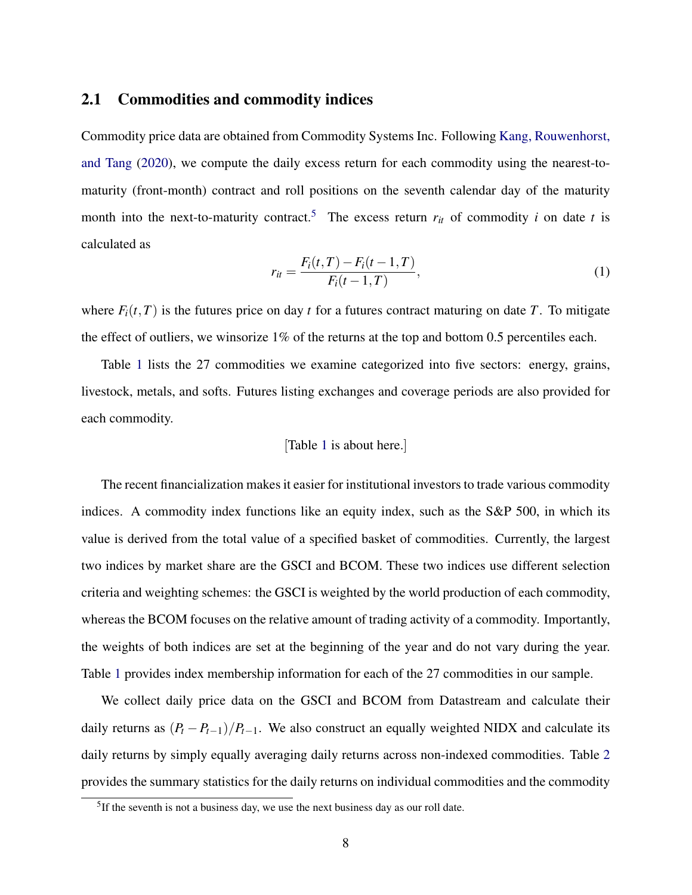## 2.1 Commodities and commodity indices

Commodity price data are obtained from Commodity Systems Inc. Following Kang, Rouwenhorst, and Tang (2020), we compute the daily excess return for each commodity using the nearest-to-maturity (front-month) contract and roll positions on the seventh calendar day of the maturity month into the next-to-maturity contract.[5] The excess return $r_{it}$ of commodity $i$ on date $t$ is calculated as

$$r_{it} = \frac{F_i(t,T) - F_i(t-1,T)}{F_i(t-1,T)}, \tag{1}$$

where $F_i(t,T)$ is the futures price on day $t$ for a futures contract maturing on date $T$. To mitigate the effect of outliers, we winsorize 1% of the returns at the top and bottom 0.5 percentiles each.

Table 1 lists the 27 commodities we examine categorized into five sectors: energy, grains, livestock, metals, and softs. Futures listing exchanges and coverage periods are also provided for each commodity.

[Table 1 is about here.]

The recent financialization makes it easier for institutional investors to trade various commodity indices. A commodity index functions like an equity index, such as the S&P 500, in which its value is derived from the total value of a specified basket of commodities. Currently, the largest two indices by market share are the GSCI and BCOM. These two indices use different selection criteria and weighting schemes: the GSCI is weighted by the world production of each commodity, whereas the BCOM focuses on the relative amount of trading activity of a commodity. Importantly, the weights of both indices are set at the beginning of the year and do not vary during the year. Table 1 provides index membership information for each of the 27 commodities in our sample.

We collect daily price data on the GSCI and BCOM from Datastream and calculate their daily returns as $(P_t - P_{t-1})/P_{t-1}$. We also construct an equally weighted NIDX and calculate its daily returns by simply equally averaging daily returns across non-indexed commodities. Table 2 provides the summary statistics for the daily returns on individual commodities and the commodity

[5] If the seventh is not a business day, we use the next business day as our roll date.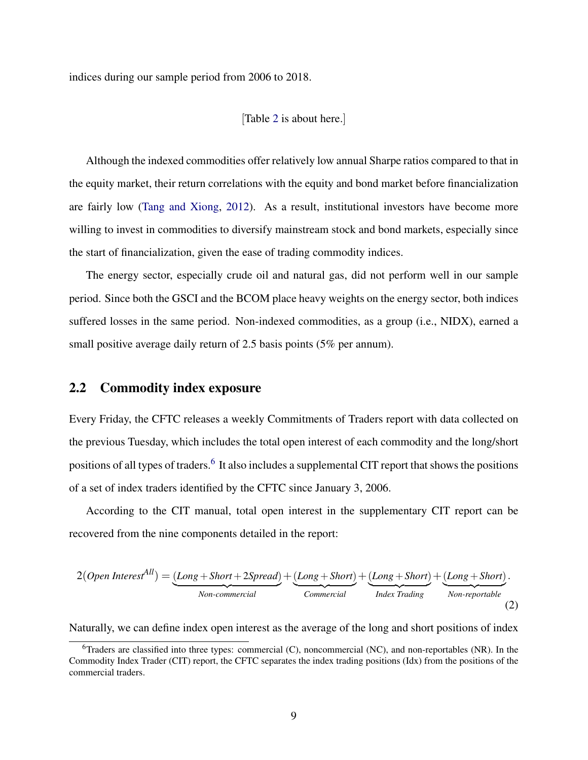indices during our sample period from 2006 to 2018.

[Table 2 is about here.]

Although the indexed commodities offer relatively low annual Sharpe ratios compared to that in the equity market, their return correlations with the equity and bond market before financialization are fairly low (Tang and Xiong, 2012). As a result, institutional investors have become more willing to invest in commodities to diversify mainstream stock and bond markets, especially since the start of financialization, given the ease of trading commodity indices.

The energy sector, especially crude oil and natural gas, did not perform well in our sample period. Since both the GSCI and the BCOM place heavy weights on the energy sector, both indices suffered losses in the same period. Non-indexed commodities, as a group (i.e., NIDX), earned a small positive average daily return of 2.5 basis points (5% per annum).

## 2.2 Commodity index exposure

Every Friday, the CFTC releases a weekly Commitments of Traders report with data collected on the previous Tuesday, which includes the total open interest of each commodity and the long/short positions of all types of traders.[6] It also includes a supplemental CIT report that shows the positions of a set of index traders identified by the CFTC since January 3, 2006.

According to the CIT manual, total open interest in the supplementary CIT report can be recovered from the nine components detailed in the report:

$$2(\textit{Open Interest}^{All}) = \underbrace{(\textit{Long} + \textit{Short} + 2\textit{Spread})}_{\textit{Non-commercial}} + \underbrace{(\textit{Long} + \textit{Short})}_{\textit{Commercial}} + \underbrace{(\textit{Long} + \textit{Short})}_{\textit{Index Trading}} + \underbrace{(\textit{Long} + \textit{Short})}_{\textit{Non-reportable}}. \quad (2)$$

Naturally, we can define index open interest as the average of the long and short positions of index

[6] Traders are classified into three types: commercial (C), noncommercial (NC), and non-reportables (NR). In the Commodity Index Trader (CIT) report, the CFTC separates the index trading positions (Idx) from the positions of the commercial traders.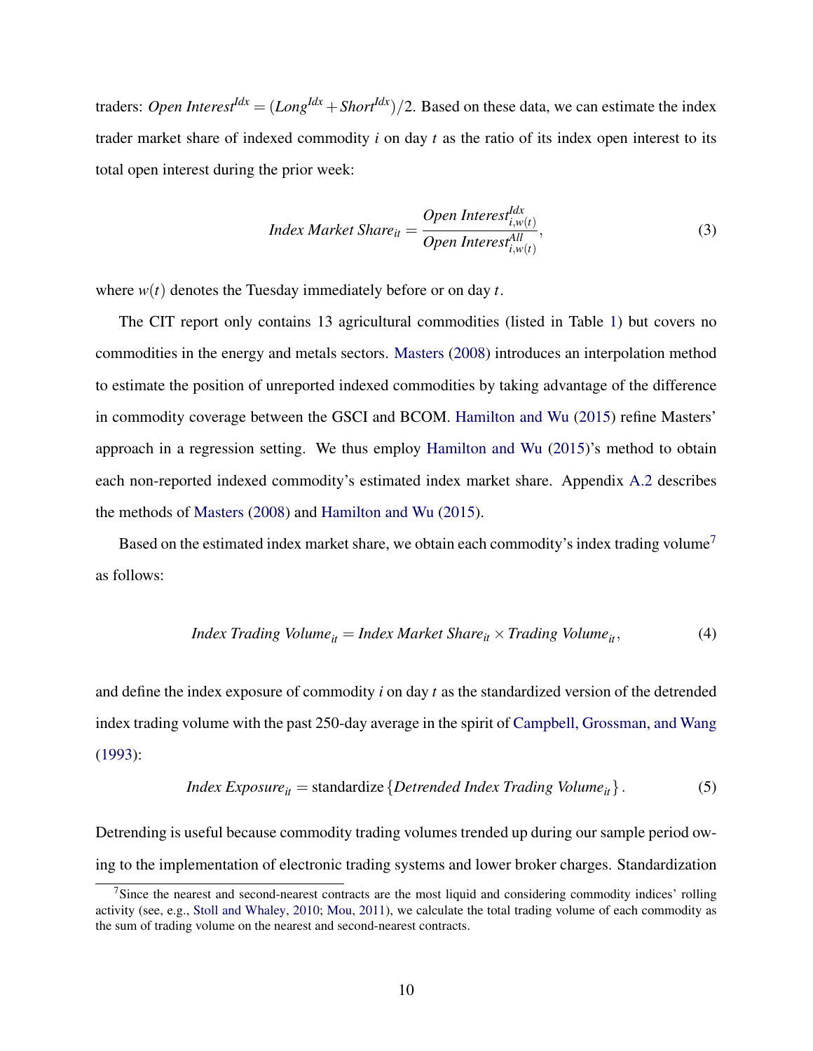traders: *Open Interest*$^{Idx} = (Long^{Idx} + Short^{Idx})/2$. Based on these data, we can estimate the index trader market share of indexed commodity $i$ on day $t$ as the ratio of its index open interest to its total open interest during the prior week:

$$Index\ Market\ Share_{it} = \frac{Open\ Interest^{Idx}_{i,w(t)}}{Open\ Interest^{All}_{i,w(t)}}, \tag{3}$$

where $w(t)$ denotes the Tuesday immediately before or on day $t$.

The CIT report only contains 13 agricultural commodities (listed in Table 1) but covers no commodities in the energy and metals sectors. Masters (2008) introduces an interpolation method to estimate the position of unreported indexed commodities by taking advantage of the difference in commodity coverage between the GSCI and BCOM. Hamilton and Wu (2015) refine Masters' approach in a regression setting. We thus employ Hamilton and Wu (2015)'s method to obtain each non-reported indexed commodity's estimated index market share. Appendix A.2 describes the methods of Masters (2008) and Hamilton and Wu (2015).

Based on the estimated index market share, we obtain each commodity's index trading volume[7] as follows:

$$Index\ Trading\ Volume_{it} = Index\ Market\ Share_{it} \times Trading\ Volume_{it}, \tag{4}$$

and define the index exposure of commodity $i$ on day $t$ as the standardized version of the detrended index trading volume with the past 250-day average in the spirit of Campbell, Grossman, and Wang (1993):

$$Index\ Exposure_{it} = \text{standardize}\left\{Detrended\ Index\ Trading\ Volume_{it}\right\}. \tag{5}$$

Detrending is useful because commodity trading volumes trended up during our sample period owing to the implementation of electronic trading systems and lower broker charges. Standardization

[7]Since the nearest and second-nearest contracts are the most liquid and considering commodity indices' rolling activity (see, e.g., Stoll and Whaley, 2010; Mou, 2011), we calculate the total trading volume of each commodity as the sum of trading volume on the nearest and second-nearest contracts.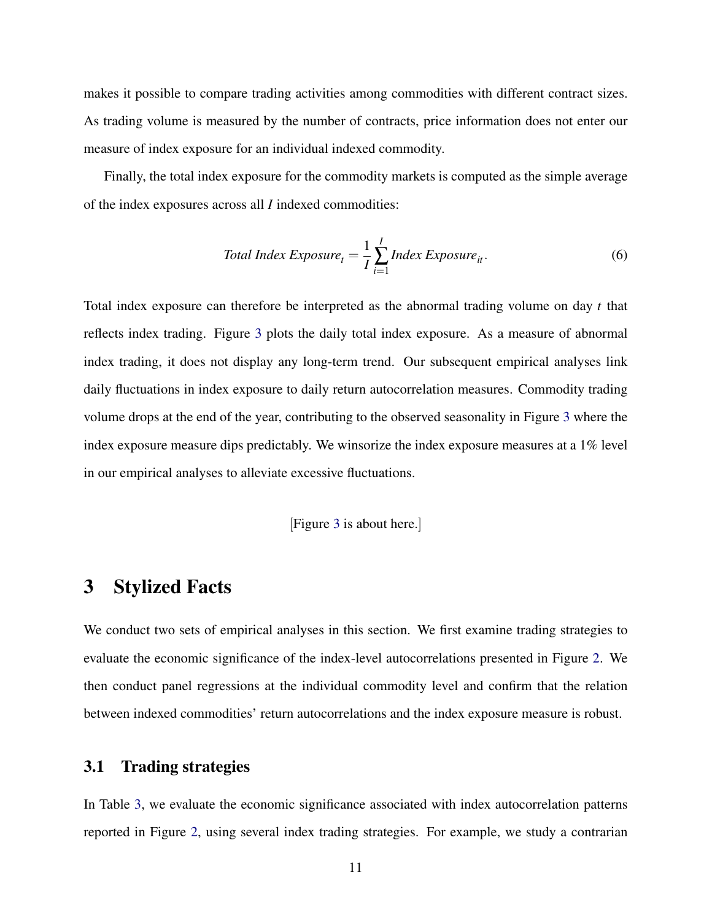makes it possible to compare trading activities among commodities with different contract sizes. As trading volume is measured by the number of contracts, price information does not enter our measure of index exposure for an individual indexed commodity.

Finally, the total index exposure for the commodity markets is computed as the simple average of the index exposures across all $I$ indexed commodities:

$$\textit{Total Index Exposure}_t = \frac{1}{I}\sum_{i=1}^{I} \textit{Index Exposure}_{it}. \tag{6}$$

Total index exposure can therefore be interpreted as the abnormal trading volume on day $t$ that reflects index trading. Figure 3 plots the daily total index exposure. As a measure of abnormal index trading, it does not display any long-term trend. Our subsequent empirical analyses link daily fluctuations in index exposure to daily return autocorrelation measures. Commodity trading volume drops at the end of the year, contributing to the observed seasonality in Figure 3 where the index exposure measure dips predictably. We winsorize the index exposure measures at a 1% level in our empirical analyses to alleviate excessive fluctuations.

[Figure 3 is about here.]

# 3 Stylized Facts

We conduct two sets of empirical analyses in this section. We first examine trading strategies to evaluate the economic significance of the index-level autocorrelations presented in Figure 2. We then conduct panel regressions at the individual commodity level and confirm that the relation between indexed commodities' return autocorrelations and the index exposure measure is robust.

## 3.1 Trading strategies

In Table 3, we evaluate the economic significance associated with index autocorrelation patterns reported in Figure 2, using several index trading strategies. For example, we study a contrarian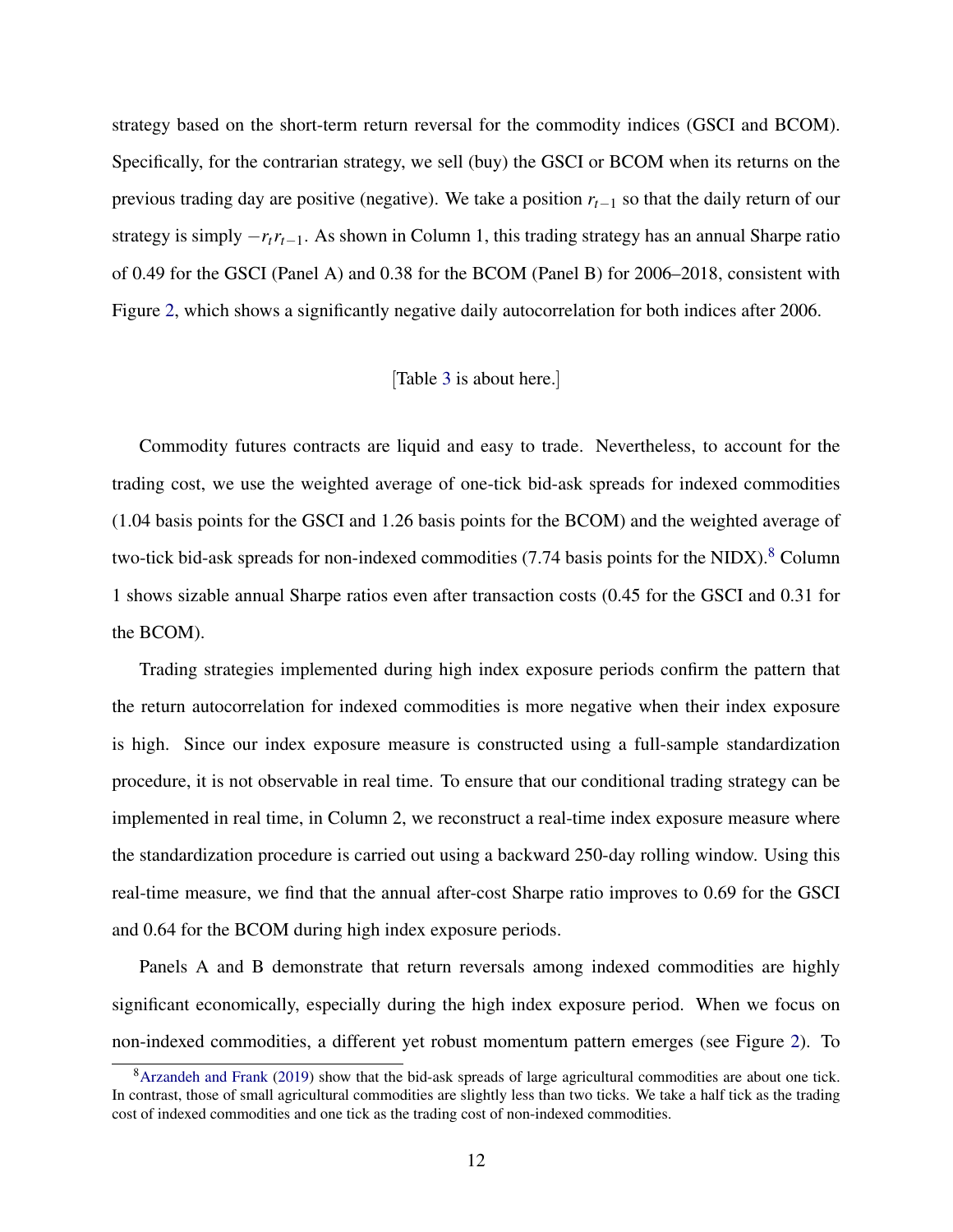strategy based on the short-term return reversal for the commodity indices (GSCI and BCOM). Specifically, for the contrarian strategy, we sell (buy) the GSCI or BCOM when its returns on the previous trading day are positive (negative). We take a position $r_{t-1}$ so that the daily return of our strategy is simply $-r_t r_{t-1}$. As shown in Column 1, this trading strategy has an annual Sharpe ratio of 0.49 for the GSCI (Panel A) and 0.38 for the BCOM (Panel B) for 2006–2018, consistent with Figure 2, which shows a significantly negative daily autocorrelation for both indices after 2006.

[Table 3 is about here.]

Commodity futures contracts are liquid and easy to trade. Nevertheless, to account for the trading cost, we use the weighted average of one-tick bid-ask spreads for indexed commodities (1.04 basis points for the GSCI and 1.26 basis points for the BCOM) and the weighted average of two-tick bid-ask spreads for non-indexed commodities (7.74 basis points for the NIDX).[8] Column 1 shows sizable annual Sharpe ratios even after transaction costs (0.45 for the GSCI and 0.31 for the BCOM).

Trading strategies implemented during high index exposure periods confirm the pattern that the return autocorrelation for indexed commodities is more negative when their index exposure is high. Since our index exposure measure is constructed using a full-sample standardization procedure, it is not observable in real time. To ensure that our conditional trading strategy can be implemented in real time, in Column 2, we reconstruct a real-time index exposure measure where the standardization procedure is carried out using a backward 250-day rolling window. Using this real-time measure, we find that the annual after-cost Sharpe ratio improves to 0.69 for the GSCI and 0.64 for the BCOM during high index exposure periods.

Panels A and B demonstrate that return reversals among indexed commodities are highly significant economically, especially during the high index exposure period. When we focus on non-indexed commodities, a different yet robust momentum pattern emerges (see Figure 2). To

[8] Arzandeh and Frank (2019) show that the bid-ask spreads of large agricultural commodities are about one tick. In contrast, those of small agricultural commodities are slightly less than two ticks. We take a half tick as the trading cost of indexed commodities and one tick as the trading cost of non-indexed commodities.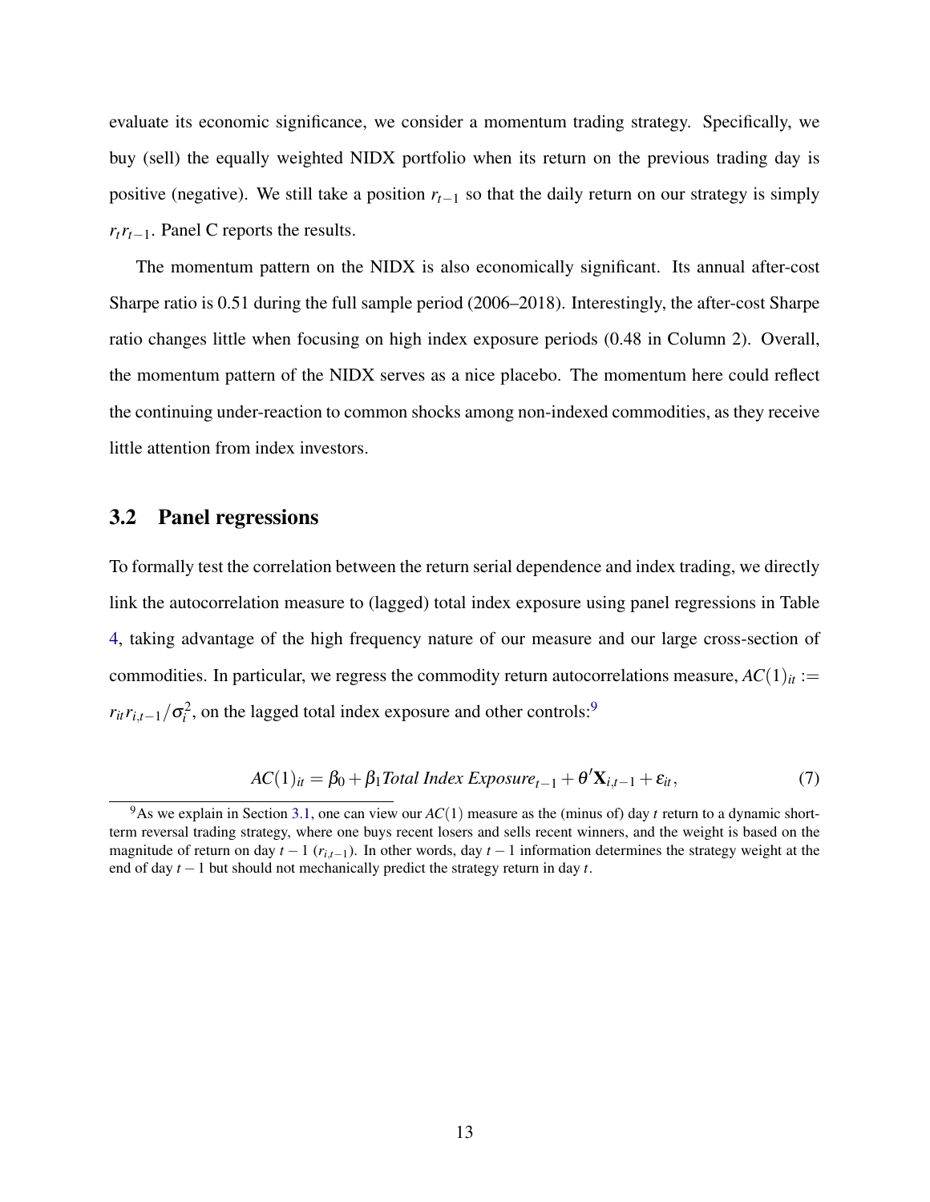evaluate its economic significance, we consider a momentum trading strategy. Specifically, we buy (sell) the equally weighted NIDX portfolio when its return on the previous trading day is positive (negative). We still take a position $r_{t-1}$ so that the daily return on our strategy is simply $r_t r_{t-1}$. Panel C reports the results.

The momentum pattern on the NIDX is also economically significant. Its annual after-cost Sharpe ratio is 0.51 during the full sample period (2006–2018). Interestingly, the after-cost Sharpe ratio changes little when focusing on high index exposure periods (0.48 in Column 2). Overall, the momentum pattern of the NIDX serves as a nice placebo. The momentum here could reflect the continuing under-reaction to common shocks among non-indexed commodities, as they receive little attention from index investors.

## 3.2 Panel regressions

To formally test the correlation between the return serial dependence and index trading, we directly link the autocorrelation measure to (lagged) total index exposure using panel regressions in Table 4, taking advantage of the high frequency nature of our measure and our large cross-section of commodities. In particular, we regress the commodity return autocorrelations measure, $AC(1)_{it} := r_{it} r_{i,t-1}/\sigma_i^2$, on the lagged total index exposure and other controls:[9]

$$AC(1)_{it} = \beta_0 + \beta_1 \textit{Total Index Exposure}_{t-1} + \theta' \mathbf{X}_{i,t-1} + \varepsilon_{it}, \tag{7}$$

[9] As we explain in Section 3.1, one can view our $AC(1)$ measure as the (minus of) day $t$ return to a dynamic short-term reversal trading strategy, where one buys recent losers and sells recent winners, and the weight is based on the magnitude of return on day $t-1$ ($r_{i,t-1}$). In other words, day $t-1$ information determines the strategy weight at the end of day $t-1$ but should not mechanically predict the strategy return in day $t$.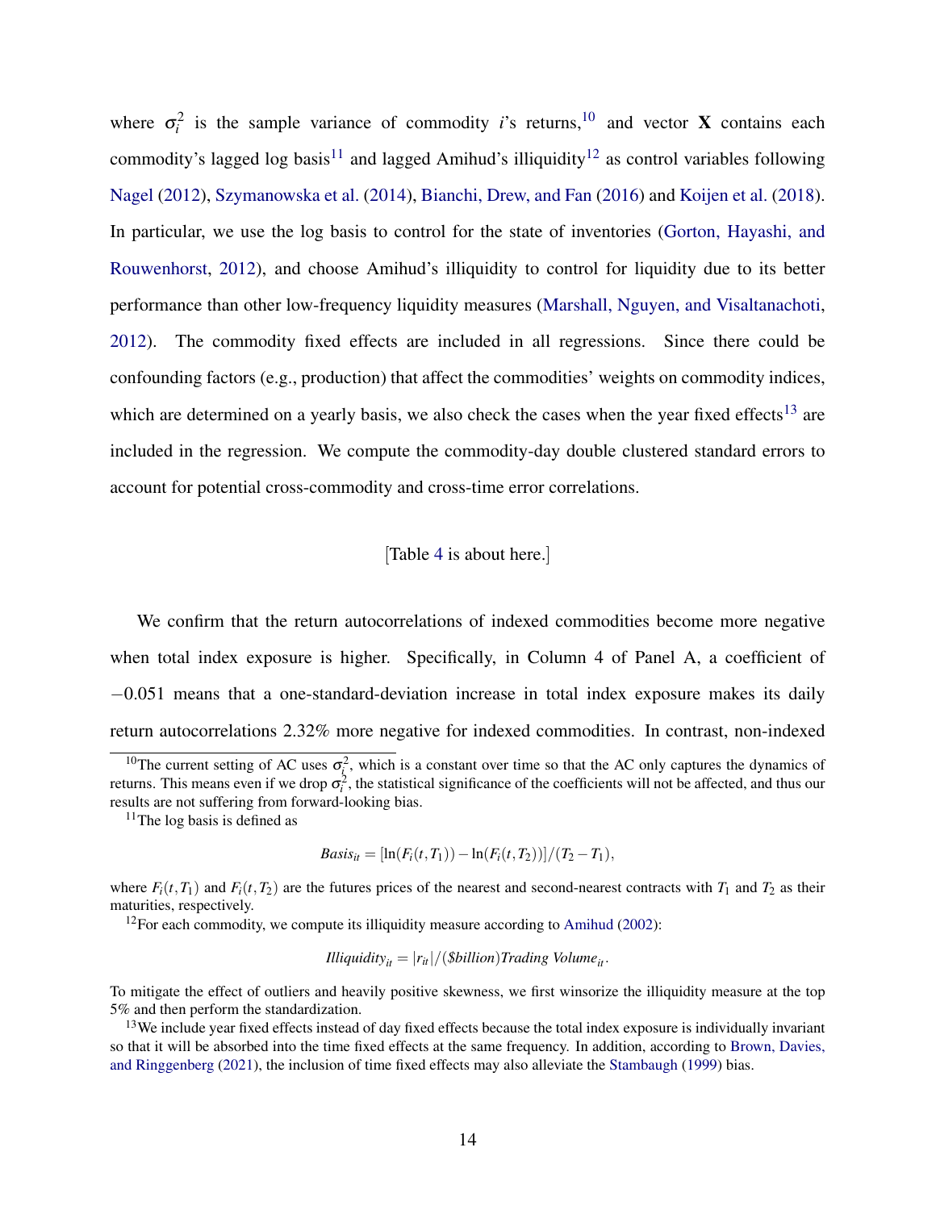where $\sigma_i^2$ is the sample variance of commodity $i$'s returns,[10] and vector $\mathbf{X}$ contains each commodity's lagged log basis[11] and lagged Amihud's illiquidity[12] as control variables following Nagel (2012), Szymanowska et al. (2014), Bianchi, Drew, and Fan (2016) and Koijen et al. (2018). In particular, we use the log basis to control for the state of inventories (Gorton, Hayashi, and Rouwenhorst, 2012), and choose Amihud's illiquidity to control for liquidity due to its better performance than other low-frequency liquidity measures (Marshall, Nguyen, and Visaltanachoti, 2012). The commodity fixed effects are included in all regressions. Since there could be confounding factors (e.g., production) that affect the commodities' weights on commodity indices, which are determined on a yearly basis, we also check the cases when the year fixed effects[13] are included in the regression. We compute the commodity-day double clustered standard errors to account for potential cross-commodity and cross-time error correlations.

[Table 4 is about here.]

We confirm that the return autocorrelations of indexed commodities become more negative when total index exposure is higher. Specifically, in Column 4 of Panel A, a coefficient of $-0.051$ means that a one-standard-deviation increase in total index exposure makes its daily return autocorrelations 2.32% more negative for indexed commodities. In contrast, non-indexed

---

[10] The current setting of AC uses $\sigma_i^2$, which is a constant over time so that the AC only captures the dynamics of returns. This means even if we drop $\sigma_i^2$, the statistical significance of the coefficients will not be affected, and thus our results are not suffering from forward-looking bias.

[11] The log basis is defined as

$$Basis_{it} = [\ln(F_i(t,T_1)) - \ln(F_i(t,T_2))]/(T_2 - T_1),$$

where $F_i(t,T_1)$ and $F_i(t,T_2)$ are the futures prices of the nearest and second-nearest contracts with $T_1$ and $T_2$ as their maturities, respectively.

[12] For each commodity, we compute its illiquidity measure according to Amihud (2002):

$$Illiquidity_{it} = |r_{it}|/(\$billion)Trading\ Volume_{it}.$$

To mitigate the effect of outliers and heavily positive skewness, we first winsorize the illiquidity measure at the top 5% and then perform the standardization.

[13] We include year fixed effects instead of day fixed effects because the total index exposure is individually invariant so that it will be absorbed into the time fixed effects at the same frequency. In addition, according to Brown, Davies, and Ringgenberg (2021), the inclusion of time fixed effects may also alleviate the Stambaugh (1999) bias.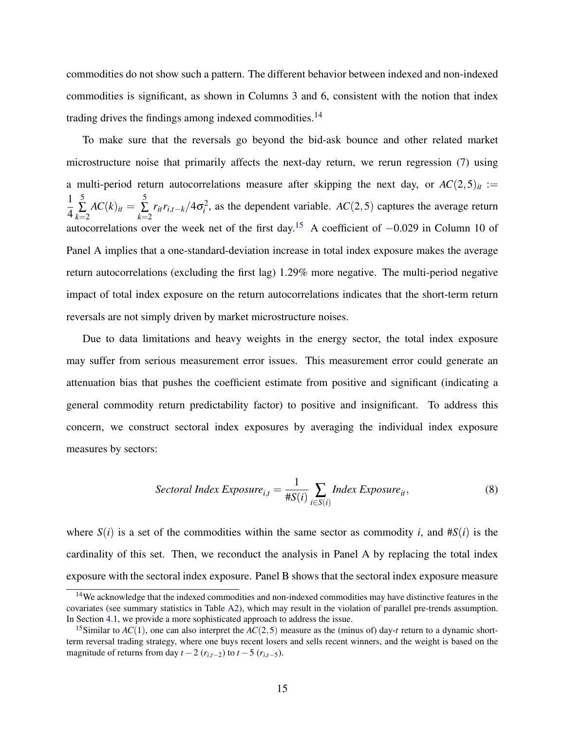commodities do not show such a pattern. The different behavior between indexed and non-indexed commodities is significant, as shown in Columns 3 and 6, consistent with the notion that index trading drives the findings among indexed commodities.[14]

To make sure that the reversals go beyond the bid-ask bounce and other related market microstructure noise that primarily affects the next-day return, we rerun regression (7) using a multi-period return autocorrelations measure after skipping the next day, or $AC(2,5)_{it} := \frac{1}{4}\sum_{k=2}^{5} AC(k)_{it} = \sum_{k=2}^{5} r_{it} r_{i,t-k}/4\sigma_i^2$, as the dependent variable. $AC(2,5)$ captures the average return autocorrelations over the week net of the first day.[15] A coefficient of $-0.029$ in Column 10 of Panel A implies that a one-standard-deviation increase in total index exposure makes the average return autocorrelations (excluding the first lag) 1.29% more negative. The multi-period negative impact of total index exposure on the return autocorrelations indicates that the short-term return reversals are not simply driven by market microstructure noises.

Due to data limitations and heavy weights in the energy sector, the total index exposure may suffer from serious measurement error issues. This measurement error could generate an attenuation bias that pushes the coefficient estimate from positive and significant (indicating a general commodity return predictability factor) to positive and insignificant. To address this concern, we construct sectoral index exposures by averaging the individual index exposure measures by sectors:

$$\textit{Sectoral Index Exposure}_{i,t} = \frac{1}{\#S(i)} \sum_{i \in S(i)} \textit{Index Exposure}_{it}, \tag{8}$$

where $S(i)$ is a set of the commodities within the same sector as commodity $i$, and $\#S(i)$ is the cardinality of this set. Then, we reconduct the analysis in Panel A by replacing the total index exposure with the sectoral index exposure. Panel B shows that the sectoral index exposure measure

[14] We acknowledge that the indexed commodities and non-indexed commodities may have distinctive features in the covariates (see summary statistics in Table A2), which may result in the violation of parallel pre-trends assumption. In Section 4.1, we provide a more sophisticated approach to address the issue.

[15] Similar to $AC(1)$, one can also interpret the $AC(2,5)$ measure as the (minus of) day-$t$ return to a dynamic short-term reversal trading strategy, where one buys recent losers and sells recent winners, and the weight is based on the magnitude of returns from day $t-2$ ($r_{i,t-2}$) to $t-5$ ($r_{i,t-5}$).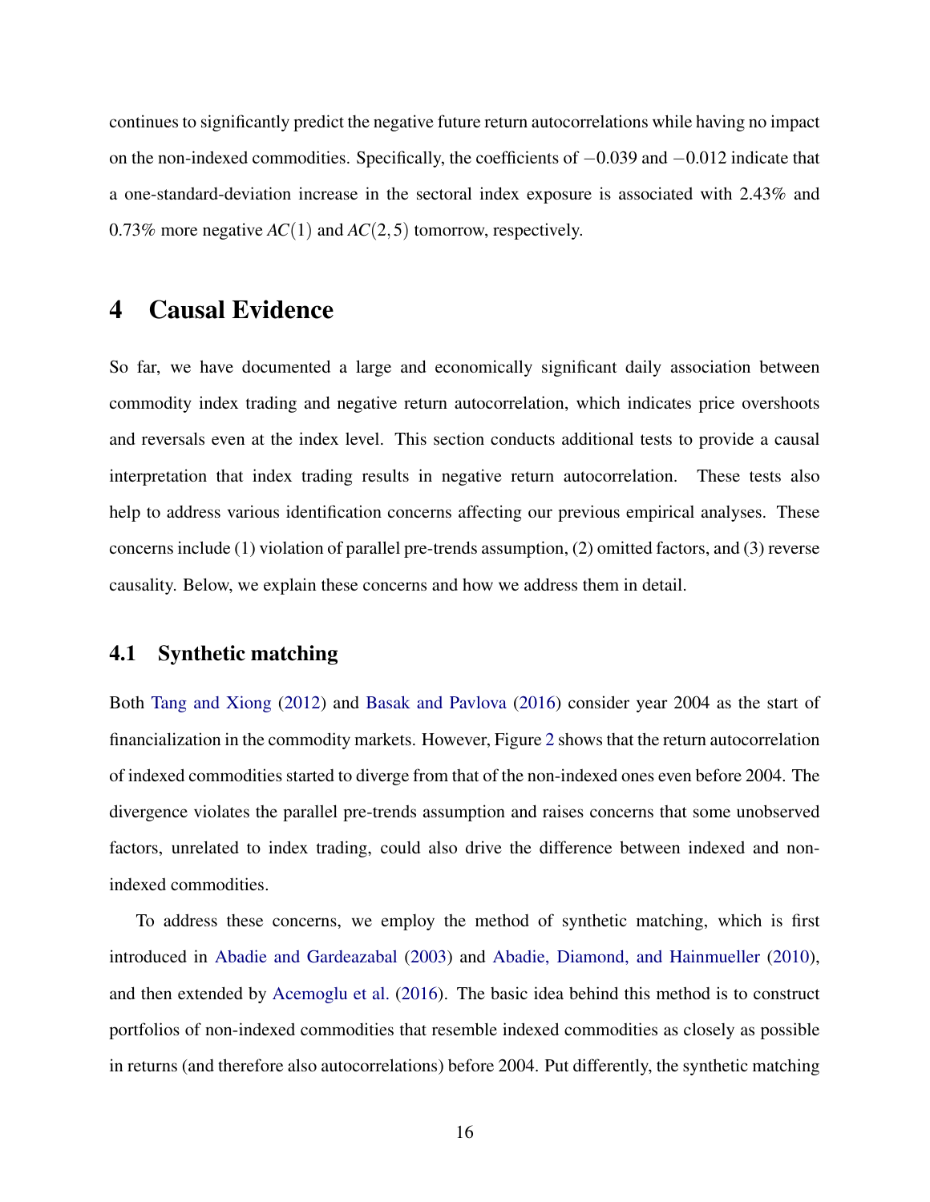continues to significantly predict the negative future return autocorrelations while having no impact on the non-indexed commodities. Specifically, the coefficients of $-0.039$ and $-0.012$ indicate that a one-standard-deviation increase in the sectoral index exposure is associated with 2.43% and 0.73% more negative $AC(1)$ and $AC(2,5)$ tomorrow, respectively.

# 4 Causal Evidence

So far, we have documented a large and economically significant daily association between commodity index trading and negative return autocorrelation, which indicates price overshoots and reversals even at the index level. This section conducts additional tests to provide a causal interpretation that index trading results in negative return autocorrelation. These tests also help to address various identification concerns affecting our previous empirical analyses. These concerns include (1) violation of parallel pre-trends assumption, (2) omitted factors, and (3) reverse causality. Below, we explain these concerns and how we address them in detail.

## 4.1 Synthetic matching

Both Tang and Xiong (2012) and Basak and Pavlova (2016) consider year 2004 as the start of financialization in the commodity markets. However, Figure 2 shows that the return autocorrelation of indexed commodities started to diverge from that of the non-indexed ones even before 2004. The divergence violates the parallel pre-trends assumption and raises concerns that some unobserved factors, unrelated to index trading, could also drive the difference between indexed and non-indexed commodities.

To address these concerns, we employ the method of synthetic matching, which is first introduced in Abadie and Gardeazabal (2003) and Abadie, Diamond, and Hainmueller (2010), and then extended by Acemoglu et al. (2016). The basic idea behind this method is to construct portfolios of non-indexed commodities that resemble indexed commodities as closely as possible in returns (and therefore also autocorrelations) before 2004. Put differently, the synthetic matching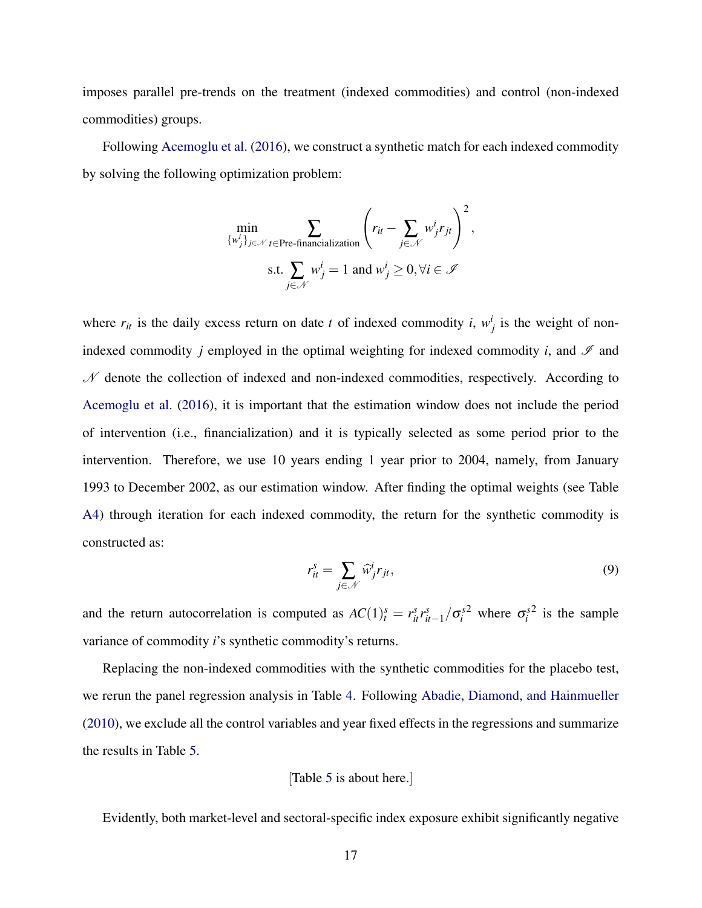imposes parallel pre-trends on the treatment (indexed commodities) and control (non-indexed commodities) groups.

Following Acemoglu et al. (2016), we construct a synthetic match for each indexed commodity by solving the following optimization problem:

$$\min_{\{w_j^i\}_{j\in\mathscr{N}}} \sum_{t\in\text{Pre-financialization}} \left( r_{it} - \sum_{j\in\mathscr{N}} w_j^i r_{jt} \right)^2,$$

$$\text{s.t.} \sum_{j\in\mathscr{N}} w_j^i = 1 \text{ and } w_j^i \geq 0, \forall i \in \mathscr{I}$$

where $r_{it}$ is the daily excess return on date $t$ of indexed commodity $i$, $w_j^i$ is the weight of non-indexed commodity $j$ employed in the optimal weighting for indexed commodity $i$, and $\mathscr{I}$ and $\mathscr{N}$ denote the collection of indexed and non-indexed commodities, respectively. According to Acemoglu et al. (2016), it is important that the estimation window does not include the period of intervention (i.e., financialization) and it is typically selected as some period prior to the intervention. Therefore, we use 10 years ending 1 year prior to 2004, namely, from January 1993 to December 2002, as our estimation window. After finding the optimal weights (see Table A4) through iteration for each indexed commodity, the return for the synthetic commodity is constructed as:

$$r_{it}^s = \sum_{j\in\mathscr{N}} \widehat{w}_j^i r_{jt}, \tag{9}$$

and the return autocorrelation is computed as $AC(1)_t^s = r_{it}^s r_{it-1}^s / \sigma_i^{s2}$ where $\sigma_i^{s2}$ is the sample variance of commodity $i$'s synthetic commodity's returns.

Replacing the non-indexed commodities with the synthetic commodities for the placebo test, we rerun the panel regression analysis in Table 4. Following Abadie, Diamond, and Hainmueller (2010), we exclude all the control variables and year fixed effects in the regressions and summarize the results in Table 5.

[Table 5 is about here.]

Evidently, both market-level and sectoral-specific index exposure exhibit significantly negative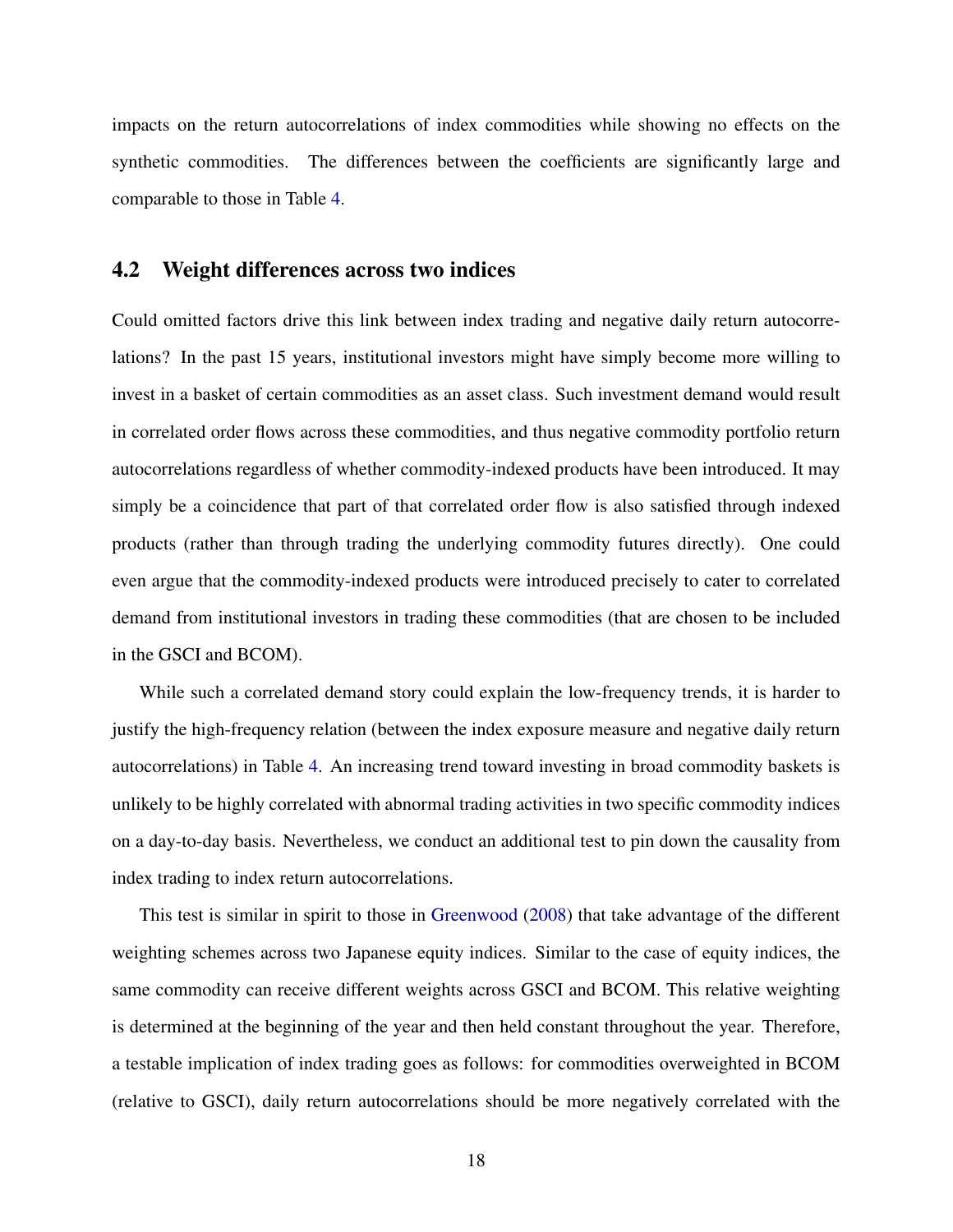impacts on the return autocorrelations of index commodities while showing no effects on the synthetic commodities. The differences between the coefficients are significantly large and comparable to those in Table 4.

## 4.2 Weight differences across two indices

Could omitted factors drive this link between index trading and negative daily return autocorrelations? In the past 15 years, institutional investors might have simply become more willing to invest in a basket of certain commodities as an asset class. Such investment demand would result in correlated order flows across these commodities, and thus negative commodity portfolio return autocorrelations regardless of whether commodity-indexed products have been introduced. It may simply be a coincidence that part of that correlated order flow is also satisfied through indexed products (rather than through trading the underlying commodity futures directly). One could even argue that the commodity-indexed products were introduced precisely to cater to correlated demand from institutional investors in trading these commodities (that are chosen to be included in the GSCI and BCOM).

While such a correlated demand story could explain the low-frequency trends, it is harder to justify the high-frequency relation (between the index exposure measure and negative daily return autocorrelations) in Table 4. An increasing trend toward investing in broad commodity baskets is unlikely to be highly correlated with abnormal trading activities in two specific commodity indices on a day-to-day basis. Nevertheless, we conduct an additional test to pin down the causality from index trading to index return autocorrelations.

This test is similar in spirit to those in Greenwood (2008) that take advantage of the different weighting schemes across two Japanese equity indices. Similar to the case of equity indices, the same commodity can receive different weights across GSCI and BCOM. This relative weighting is determined at the beginning of the year and then held constant throughout the year. Therefore, a testable implication of index trading goes as follows: for commodities overweighted in BCOM (relative to GSCI), daily return autocorrelations should be more negatively correlated with the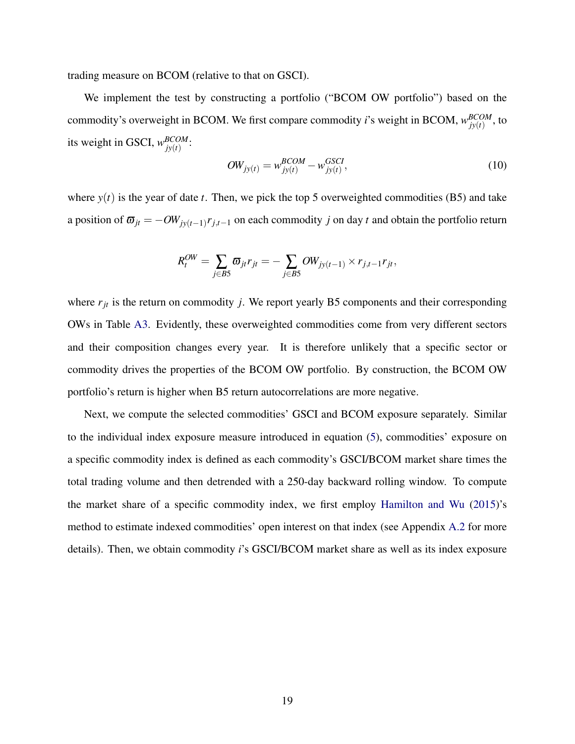trading measure on BCOM (relative to that on GSCI).

We implement the test by constructing a portfolio ("BCOM OW portfolio") based on the commodity's overweight in BCOM. We first compare commodity *i*'s weight in BCOM, $w^{BCOM}_{jy(t)}$, to its weight in GSCI, $w^{BCOM}_{jy(t)}$:

$$OW_{jy(t)} = w^{BCOM}_{jy(t)} - w^{GSCI}_{jy(t)}, \tag{10}$$

where $y(t)$ is the year of date $t$. Then, we pick the top 5 overweighted commodities (B5) and take a position of $\varpi_{jt} = -OW_{jy(t-1)} r_{j,t-1}$ on each commodity $j$ on day $t$ and obtain the portfolio return

$$R^{OW}_t = \sum_{j \in B5} \varpi_{jt} r_{jt} = -\sum_{j \in B5} OW_{jy(t-1)} \times r_{j,t-1} r_{jt},$$

where $r_{jt}$ is the return on commodity $j$. We report yearly B5 components and their corresponding OWs in Table A3. Evidently, these overweighted commodities come from very different sectors and their composition changes every year. It is therefore unlikely that a specific sector or commodity drives the properties of the BCOM OW portfolio. By construction, the BCOM OW portfolio's return is higher when B5 return autocorrelations are more negative.

Next, we compute the selected commodities' GSCI and BCOM exposure separately. Similar to the individual index exposure measure introduced in equation (5), commodities' exposure on a specific commodity index is defined as each commodity's GSCI/BCOM market share times the total trading volume and then detrended with a 250-day backward rolling window. To compute the market share of a specific commodity index, we first employ Hamilton and Wu (2015)'s method to estimate indexed commodities' open interest on that index (see Appendix A.2 for more details). Then, we obtain commodity *i*'s GSCI/BCOM market share as well as its index exposure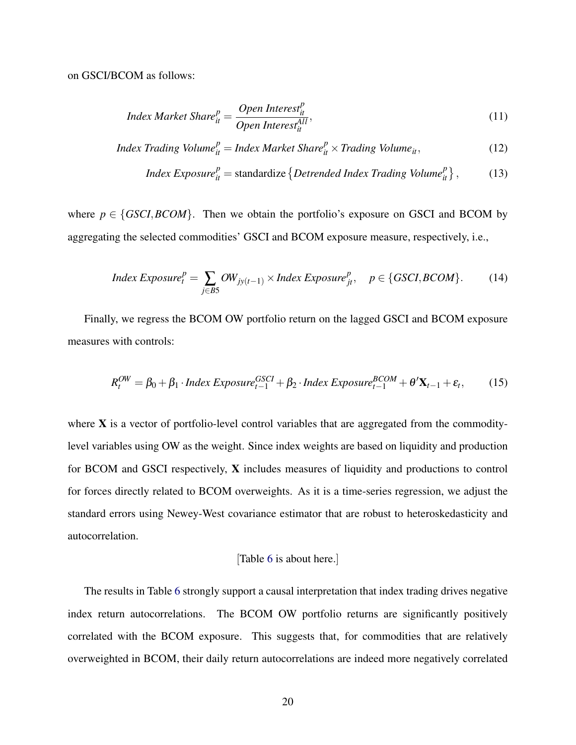on GSCI/BCOM as follows:

$$\textit{Index Market Share}_{it}^{p} = \frac{\textit{Open Interest}_{it}^{p}}{\textit{Open Interest}_{it}^{All}}, \tag{11}$$

$$\textit{Index Trading Volume}_{it}^{p} = \textit{Index Market Share}_{it}^{p} \times \textit{Trading Volume}_{it}, \tag{12}$$

$$\textit{Index Exposure}_{it}^{p} = \text{standardize}\left\{\textit{Detrended Index Trading Volume}_{it}^{p}\right\}, \tag{13}$$

where $p \in \{GSCI, BCOM\}$. Then we obtain the portfolio's exposure on GSCI and BCOM by aggregating the selected commodities' GSCI and BCOM exposure measure, respectively, i.e.,

$$\textit{Index Exposure}_{t}^{p} = \sum_{j \in B5} OW_{jy(t-1)} \times \textit{Index Exposure}_{jt}^{p}, \quad p \in \{GSCI, BCOM\}. \tag{14}$$

Finally, we regress the BCOM OW portfolio return on the lagged GSCI and BCOM exposure measures with controls:

$$R_{t}^{OW} = \beta_0 + \beta_1 \cdot \textit{Index Exposure}_{t-1}^{GSCI} + \beta_2 \cdot \textit{Index Exposure}_{t-1}^{BCOM} + \theta' \mathbf{X}_{t-1} + \varepsilon_t, \tag{15}$$

where $\mathbf{X}$ is a vector of portfolio-level control variables that are aggregated from the commodity-level variables using OW as the weight. Since index weights are based on liquidity and production for BCOM and GSCI respectively, $\mathbf{X}$ includes measures of liquidity and productions to control for forces directly related to BCOM overweights. As it is a time-series regression, we adjust the standard errors using Newey-West covariance estimator that are robust to heteroskedasticity and autocorrelation.

[Table 6 is about here.]

The results in Table 6 strongly support a causal interpretation that index trading drives negative index return autocorrelations. The BCOM OW portfolio returns are significantly positively correlated with the BCOM exposure. This suggests that, for commodities that are relatively overweighted in BCOM, their daily return autocorrelations are indeed more negatively correlated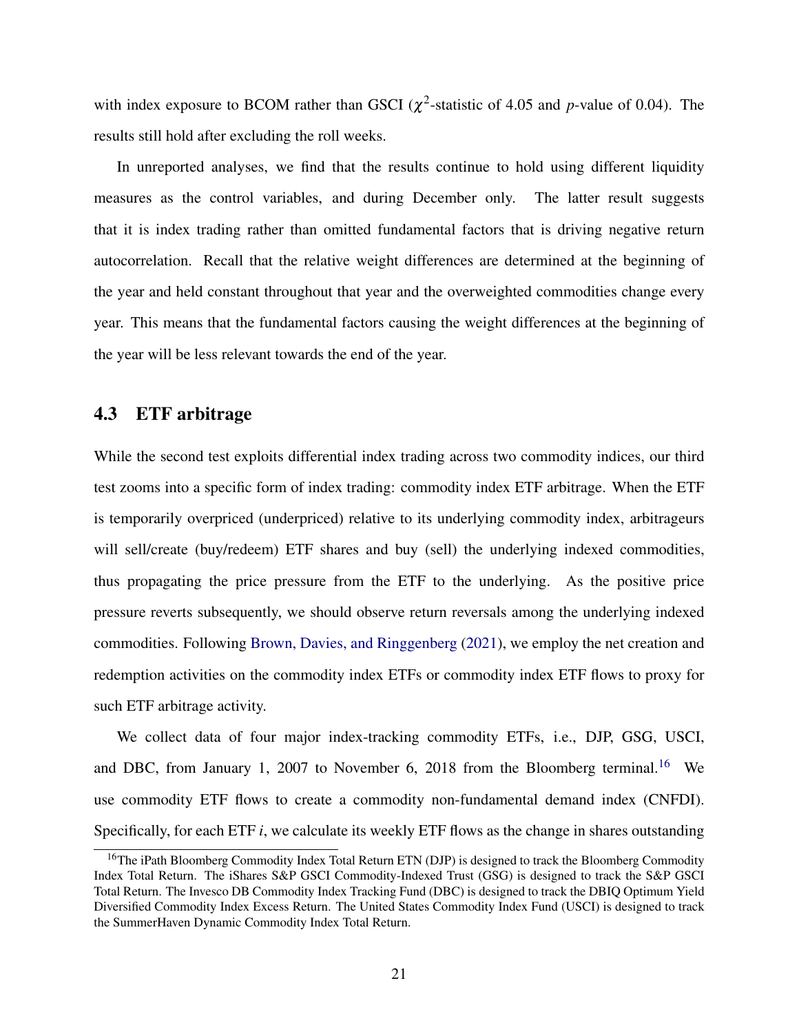with index exposure to BCOM rather than GSCI ($\chi^2$-statistic of 4.05 and $p$-value of 0.04). The results still hold after excluding the roll weeks.

In unreported analyses, we find that the results continue to hold using different liquidity measures as the control variables, and during December only. The latter result suggests that it is index trading rather than omitted fundamental factors that is driving negative return autocorrelation. Recall that the relative weight differences are determined at the beginning of the year and held constant throughout that year and the overweighted commodities change every year. This means that the fundamental factors causing the weight differences at the beginning of the year will be less relevant towards the end of the year.

## 4.3 ETF arbitrage

While the second test exploits differential index trading across two commodity indices, our third test zooms into a specific form of index trading: commodity index ETF arbitrage. When the ETF is temporarily overpriced (underpriced) relative to its underlying commodity index, arbitrageurs will sell/create (buy/redeem) ETF shares and buy (sell) the underlying indexed commodities, thus propagating the price pressure from the ETF to the underlying. As the positive price pressure reverts subsequently, we should observe return reversals among the underlying indexed commodities. Following Brown, Davies, and Ringgenberg (2021), we employ the net creation and redemption activities on the commodity index ETFs or commodity index ETF flows to proxy for such ETF arbitrage activity.

We collect data of four major index-tracking commodity ETFs, i.e., DJP, GSG, USCI, and DBC, from January 1, 2007 to November 6, 2018 from the Bloomberg terminal.[16] We use commodity ETF flows to create a commodity non-fundamental demand index (CNFDI). Specifically, for each ETF $i$, we calculate its weekly ETF flows as the change in shares outstanding

[16] The iPath Bloomberg Commodity Index Total Return ETN (DJP) is designed to track the Bloomberg Commodity Index Total Return. The iShares S&P GSCI Commodity-Indexed Trust (GSG) is designed to track the S&P GSCI Total Return. The Invesco DB Commodity Index Tracking Fund (DBC) is designed to track the DBIQ Optimum Yield Diversified Commodity Index Excess Return. The United States Commodity Index Fund (USCI) is designed to track the SummerHaven Dynamic Commodity Index Total Return.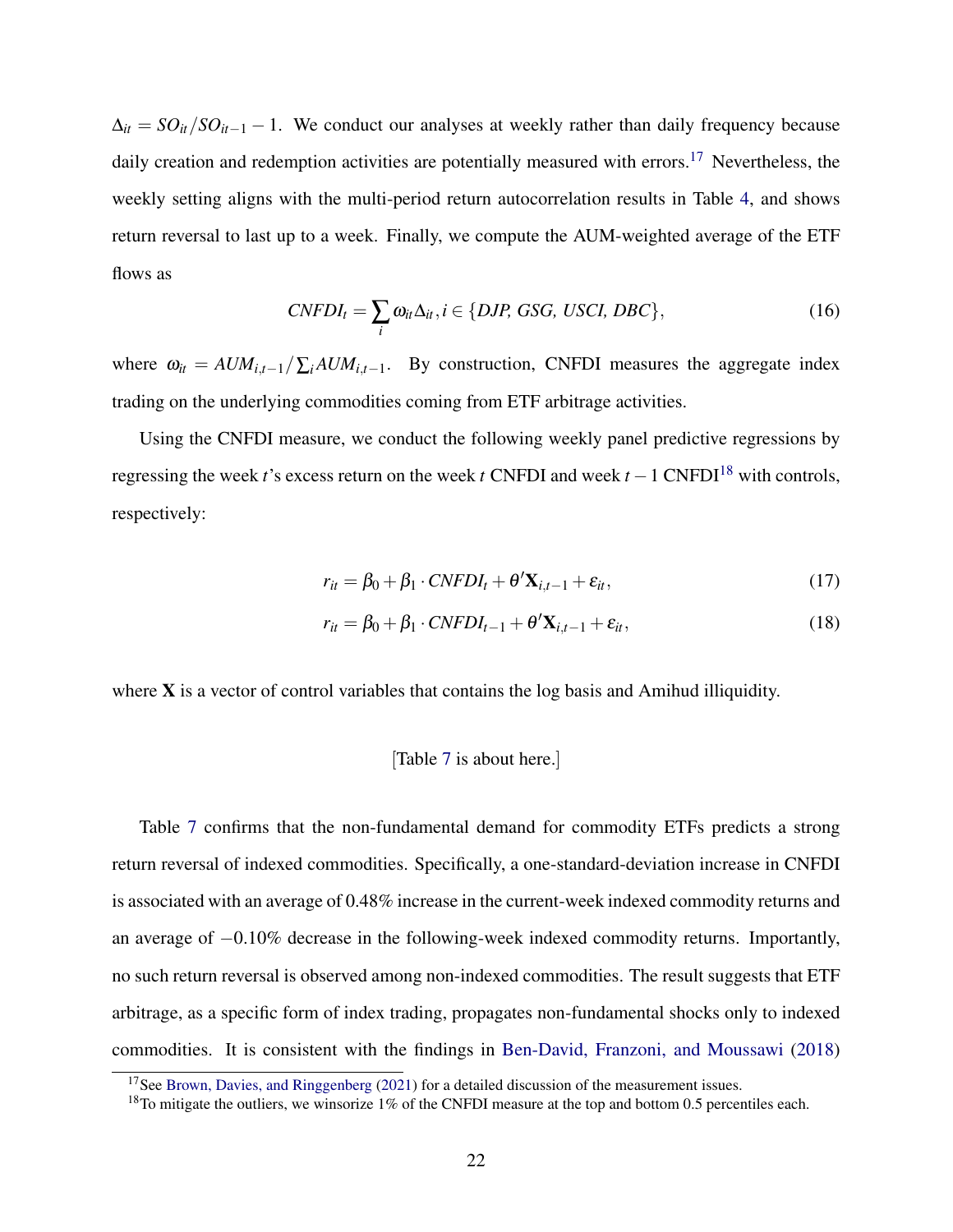$\Delta_{it} = SO_{it}/SO_{it-1} - 1$. We conduct our analyses at weekly rather than daily frequency because daily creation and redemption activities are potentially measured with errors.[17] Nevertheless, the weekly setting aligns with the multi-period return autocorrelation results in Table 4, and shows return reversal to last up to a week. Finally, we compute the AUM-weighted average of the ETF flows as

$$CNFDI_t = \sum_i \omega_{it}\Delta_{it}, i \in \{DJP, GSG, USCI, DBC\}, \tag{16}$$

where $\omega_{it} = AUM_{i,t-1}/\sum_i AUM_{i,t-1}$. By construction, CNFDI measures the aggregate index trading on the underlying commodities coming from ETF arbitrage activities.

Using the CNFDI measure, we conduct the following weekly panel predictive regressions by regressing the week $t$'s excess return on the week $t$ CNFDI and week $t-1$ CNFDI[18] with controls, respectively:

$$r_{it} = \beta_0 + \beta_1 \cdot CNFDI_t + \theta'\mathbf{X}_{i,t-1} + \varepsilon_{it}, \tag{17}$$

$$r_{it} = \beta_0 + \beta_1 \cdot CNFDI_{t-1} + \theta'\mathbf{X}_{i,t-1} + \varepsilon_{it}, \tag{18}$$

where $\mathbf{X}$ is a vector of control variables that contains the log basis and Amihud illiquidity.

[Table 7 is about here.]

Table 7 confirms that the non-fundamental demand for commodity ETFs predicts a strong return reversal of indexed commodities. Specifically, a one-standard-deviation increase in CNFDI is associated with an average of 0.48% increase in the current-week indexed commodity returns and an average of $-0.10\%$ decrease in the following-week indexed commodity returns. Importantly, no such return reversal is observed among non-indexed commodities. The result suggests that ETF arbitrage, as a specific form of index trading, propagates non-fundamental shocks only to indexed commodities. It is consistent with the findings in Ben-David, Franzoni, and Moussawi (2018)

[17] See Brown, Davies, and Ringgenberg (2021) for a detailed discussion of the measurement issues.

[18] To mitigate the outliers, we winsorize 1% of the CNFDI measure at the top and bottom 0.5 percentiles each.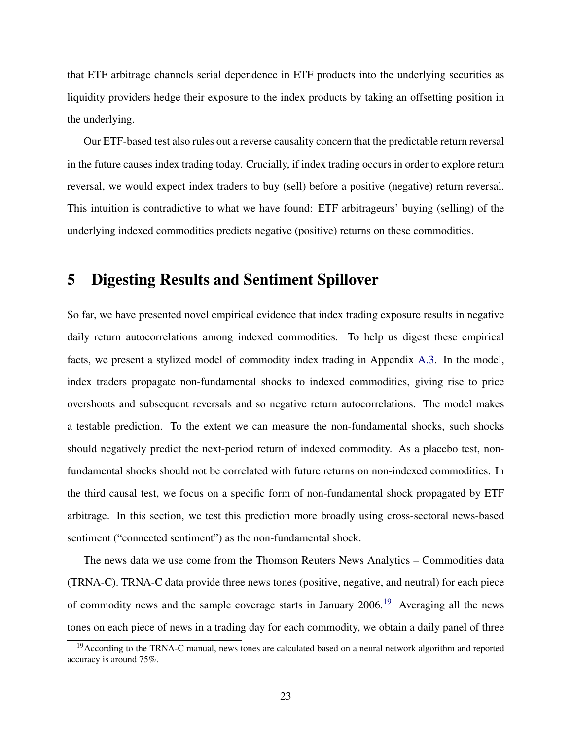that ETF arbitrage channels serial dependence in ETF products into the underlying securities as liquidity providers hedge their exposure to the index products by taking an offsetting position in the underlying.

Our ETF-based test also rules out a reverse causality concern that the predictable return reversal in the future causes index trading today. Crucially, if index trading occurs in order to explore return reversal, we would expect index traders to buy (sell) before a positive (negative) return reversal. This intuition is contradictive to what we have found: ETF arbitrageurs' buying (selling) of the underlying indexed commodities predicts negative (positive) returns on these commodities.

# 5 Digesting Results and Sentiment Spillover

So far, we have presented novel empirical evidence that index trading exposure results in negative daily return autocorrelations among indexed commodities. To help us digest these empirical facts, we present a stylized model of commodity index trading in Appendix A.3. In the model, index traders propagate non-fundamental shocks to indexed commodities, giving rise to price overshoots and subsequent reversals and so negative return autocorrelations. The model makes a testable prediction. To the extent we can measure the non-fundamental shocks, such shocks should negatively predict the next-period return of indexed commodity. As a placebo test, non-fundamental shocks should not be correlated with future returns on non-indexed commodities. In the third causal test, we focus on a specific form of non-fundamental shock propagated by ETF arbitrage. In this section, we test this prediction more broadly using cross-sectoral news-based sentiment ("connected sentiment") as the non-fundamental shock.

The news data we use come from the Thomson Reuters News Analytics – Commodities data (TRNA-C). TRNA-C data provide three news tones (positive, negative, and neutral) for each piece of commodity news and the sample coverage starts in January 2006.[19] Averaging all the news tones on each piece of news in a trading day for each commodity, we obtain a daily panel of three

[19] According to the TRNA-C manual, news tones are calculated based on a neural network algorithm and reported accuracy is around 75%.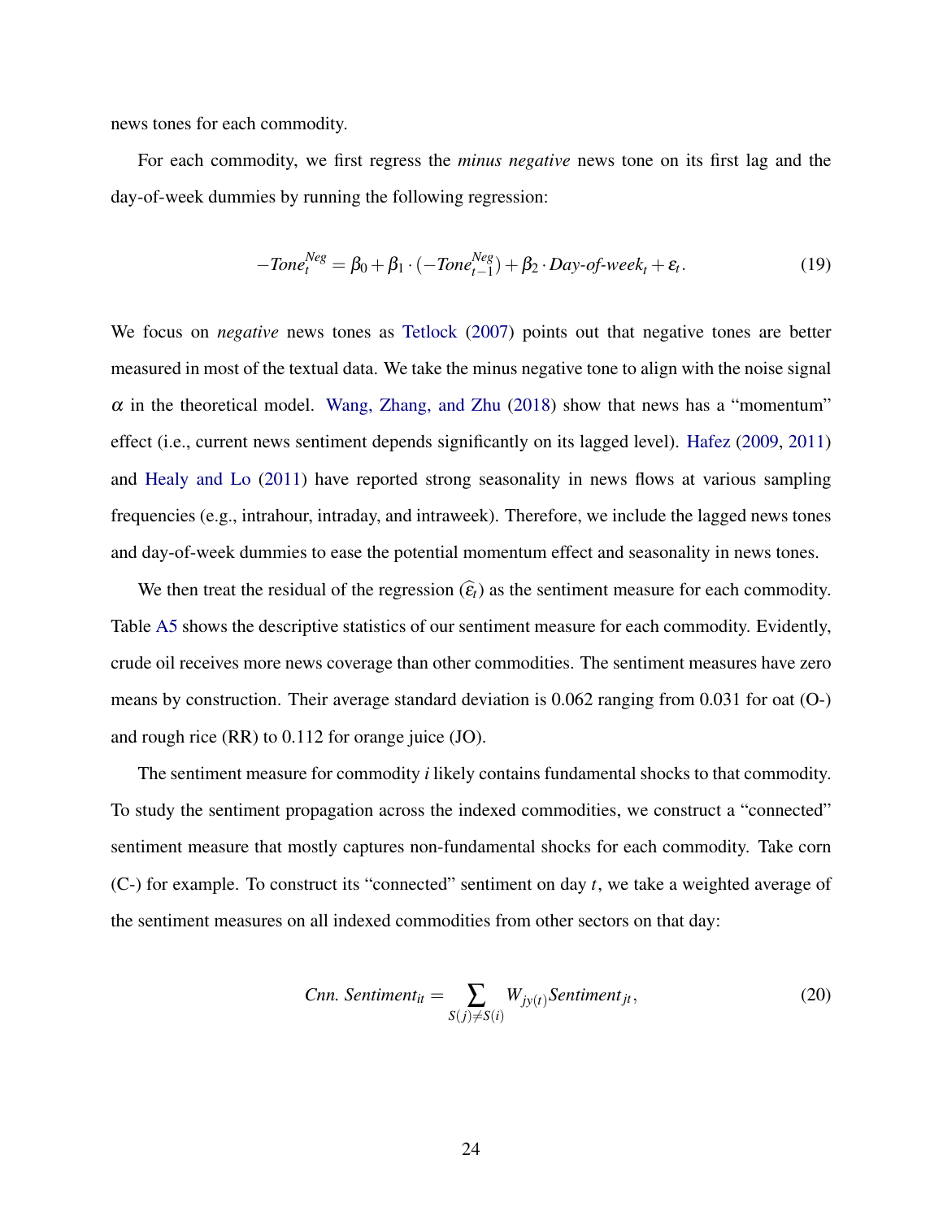news tones for each commodity.

For each commodity, we first regress the *minus negative* news tone on its first lag and the day-of-week dummies by running the following regression:

$$-Tone_t^{Neg} = \beta_0 + \beta_1 \cdot (-Tone_{t-1}^{Neg}) + \beta_2 \cdot Day\text{-}of\text{-}week_t + \varepsilon_t. \tag{19}$$

We focus on *negative* news tones as Tetlock (2007) points out that negative tones are better measured in most of the textual data. We take the minus negative tone to align with the noise signal $\alpha$ in the theoretical model. Wang, Zhang, and Zhu (2018) show that news has a "momentum" effect (i.e., current news sentiment depends significantly on its lagged level). Hafez (2009, 2011) and Healy and Lo (2011) have reported strong seasonality in news flows at various sampling frequencies (e.g., intrahour, intraday, and intraweek). Therefore, we include the lagged news tones and day-of-week dummies to ease the potential momentum effect and seasonality in news tones.

We then treat the residual of the regression ($\widehat{\varepsilon}_t$) as the sentiment measure for each commodity. Table A5 shows the descriptive statistics of our sentiment measure for each commodity. Evidently, crude oil receives more news coverage than other commodities. The sentiment measures have zero means by construction. Their average standard deviation is 0.062 ranging from 0.031 for oat (O-) and rough rice (RR) to 0.112 for orange juice (JO).

The sentiment measure for commodity $i$ likely contains fundamental shocks to that commodity. To study the sentiment propagation across the indexed commodities, we construct a "connected" sentiment measure that mostly captures non-fundamental shocks for each commodity. Take corn (C-) for example. To construct its "connected" sentiment on day $t$, we take a weighted average of the sentiment measures on all indexed commodities from other sectors on that day:

$$Cnn.\ Sentiment_{it} = \sum_{S(j)\neq S(i)} W_{jy(t)} Sentiment_{jt}, \tag{20}$$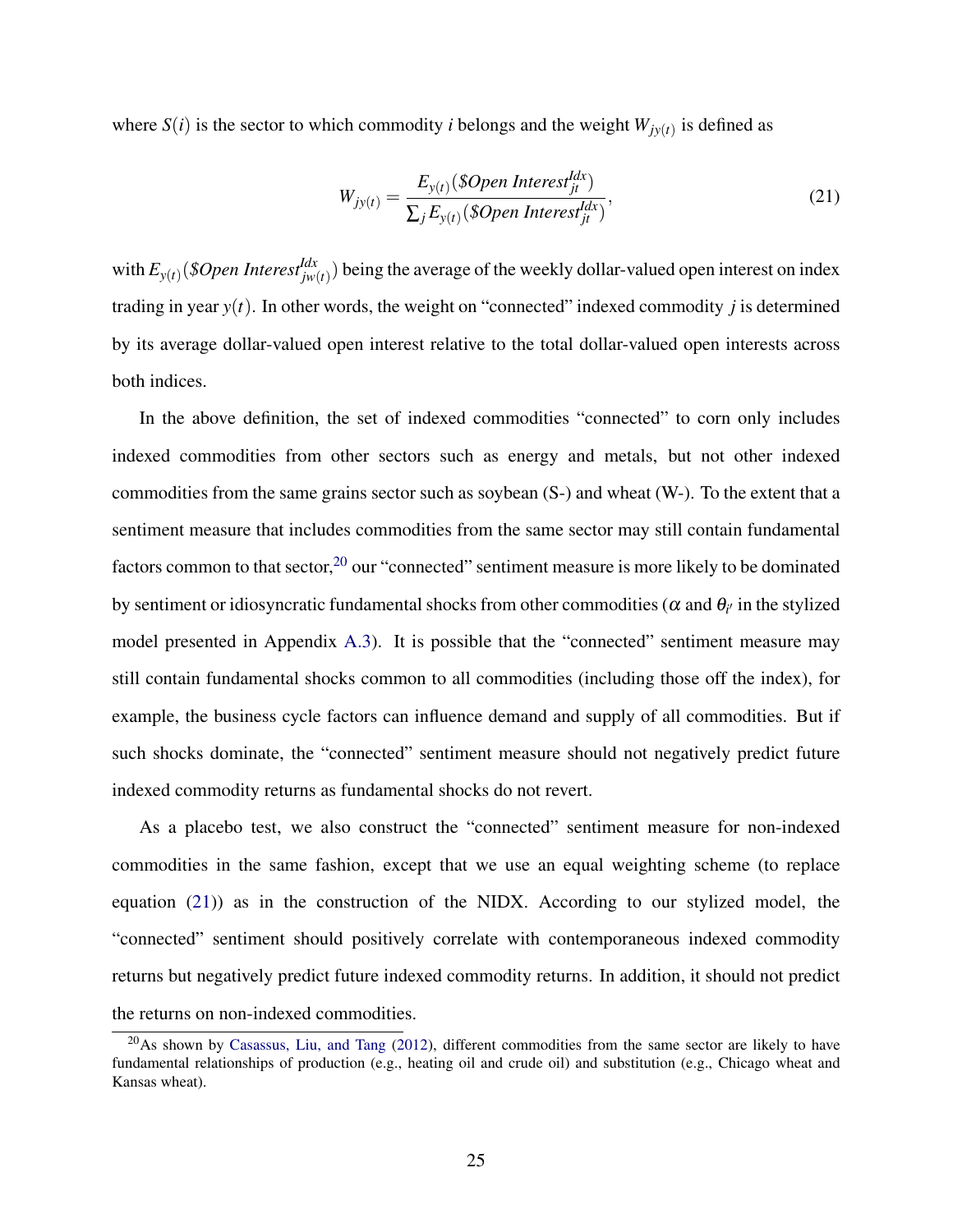where $S(i)$ is the sector to which commodity $i$ belongs and the weight $W_{jy(t)}$ is defined as

$$W_{jy(t)} = \frac{E_{y(t)}(\$Open\ Interest_{jt}^{Idx})}{\sum_j E_{y(t)}(\$Open\ Interest_{jt}^{Idx})}, \tag{21}$$

with $E_{y(t)}(\$Open\ Interest_{jw(t)}^{Idx})$ being the average of the weekly dollar-valued open interest on index trading in year $y(t)$. In other words, the weight on "connected" indexed commodity $j$ is determined by its average dollar-valued open interest relative to the total dollar-valued open interests across both indices.

In the above definition, the set of indexed commodities "connected" to corn only includes indexed commodities from other sectors such as energy and metals, but not other indexed commodities from the same grains sector such as soybean (S-) and wheat (W-). To the extent that a sentiment measure that includes commodities from the same sector may still contain fundamental factors common to that sector,[20] our "connected" sentiment measure is more likely to be dominated by sentiment or idiosyncratic fundamental shocks from other commodities ($\alpha$ and $\theta_{i'}$ in the stylized model presented in Appendix A.3). It is possible that the "connected" sentiment measure may still contain fundamental shocks common to all commodities (including those off the index), for example, the business cycle factors can influence demand and supply of all commodities. But if such shocks dominate, the "connected" sentiment measure should not negatively predict future indexed commodity returns as fundamental shocks do not revert.

As a placebo test, we also construct the "connected" sentiment measure for non-indexed commodities in the same fashion, except that we use an equal weighting scheme (to replace equation (21)) as in the construction of the NIDX. According to our stylized model, the "connected" sentiment should positively correlate with contemporaneous indexed commodity returns but negatively predict future indexed commodity returns. In addition, it should not predict the returns on non-indexed commodities.

[20] As shown by Casassus, Liu, and Tang (2012), different commodities from the same sector are likely to have fundamental relationships of production (e.g., heating oil and crude oil) and substitution (e.g., Chicago wheat and Kansas wheat).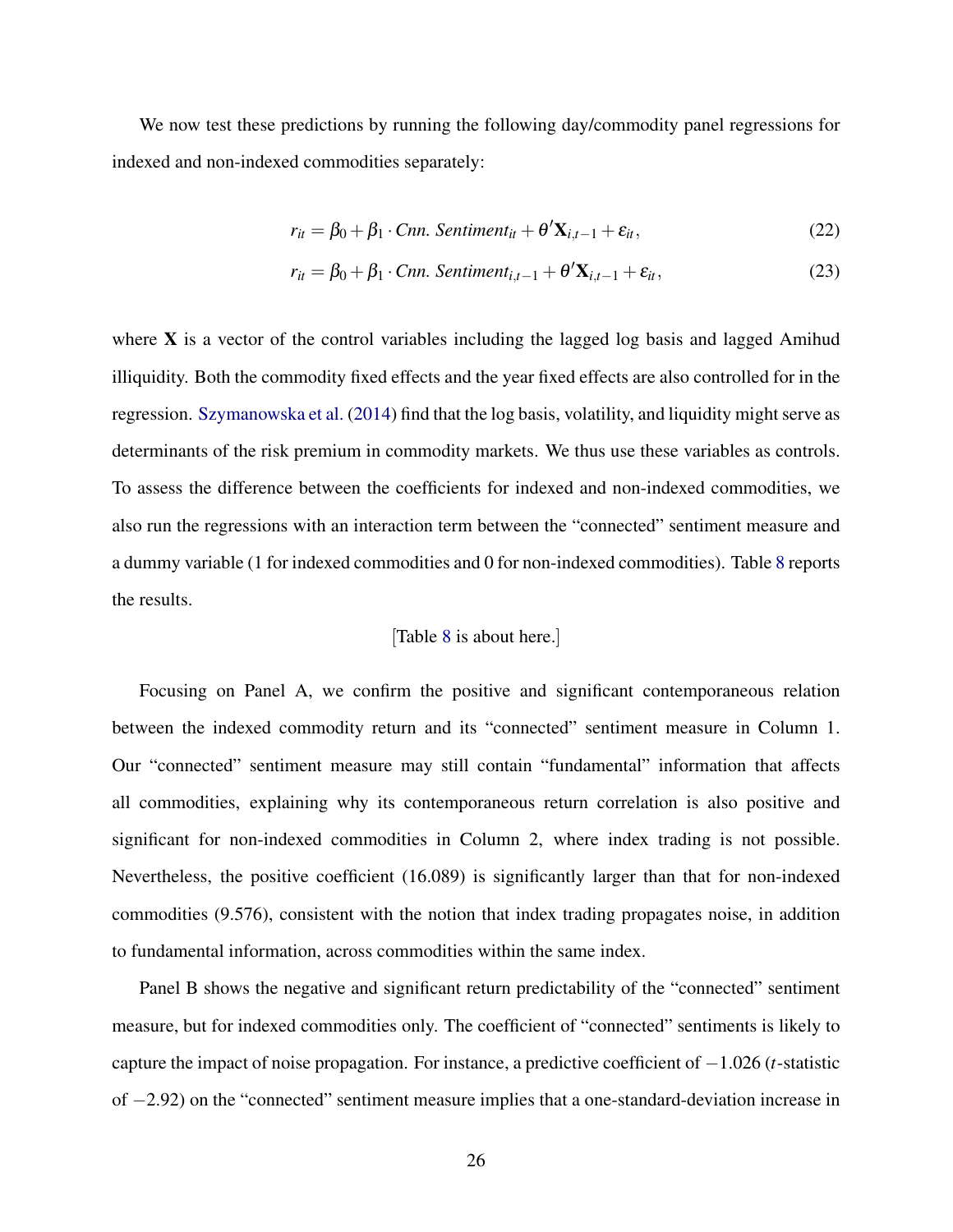We now test these predictions by running the following day/commodity panel regressions for indexed and non-indexed commodities separately:

$$r_{it} = \beta_0 + \beta_1 \cdot \textit{Cnn. Sentiment}_{it} + \theta' \mathbf{X}_{i,t-1} + \varepsilon_{it}, \tag{22}$$

$$r_{it} = \beta_0 + \beta_1 \cdot \textit{Cnn. Sentiment}_{i,t-1} + \theta' \mathbf{X}_{i,t-1} + \varepsilon_{it}, \tag{23}$$

where $\mathbf{X}$ is a vector of the control variables including the lagged log basis and lagged Amihud illiquidity. Both the commodity fixed effects and the year fixed effects are also controlled for in the regression. Szymanowska et al. (2014) find that the log basis, volatility, and liquidity might serve as determinants of the risk premium in commodity markets. We thus use these variables as controls. To assess the difference between the coefficients for indexed and non-indexed commodities, we also run the regressions with an interaction term between the "connected" sentiment measure and a dummy variable (1 for indexed commodities and 0 for non-indexed commodities). Table 8 reports the results.

[Table 8 is about here.]

Focusing on Panel A, we confirm the positive and significant contemporaneous relation between the indexed commodity return and its "connected" sentiment measure in Column 1. Our "connected" sentiment measure may still contain "fundamental" information that affects all commodities, explaining why its contemporaneous return correlation is also positive and significant for non-indexed commodities in Column 2, where index trading is not possible. Nevertheless, the positive coefficient (16.089) is significantly larger than that for non-indexed commodities (9.576), consistent with the notion that index trading propagates noise, in addition to fundamental information, across commodities within the same index.

Panel B shows the negative and significant return predictability of the "connected" sentiment measure, but for indexed commodities only. The coefficient of "connected" sentiments is likely to capture the impact of noise propagation. For instance, a predictive coefficient of $-1.026$ ($t$-statistic of $-2.92$) on the "connected" sentiment measure implies that a one-standard-deviation increase in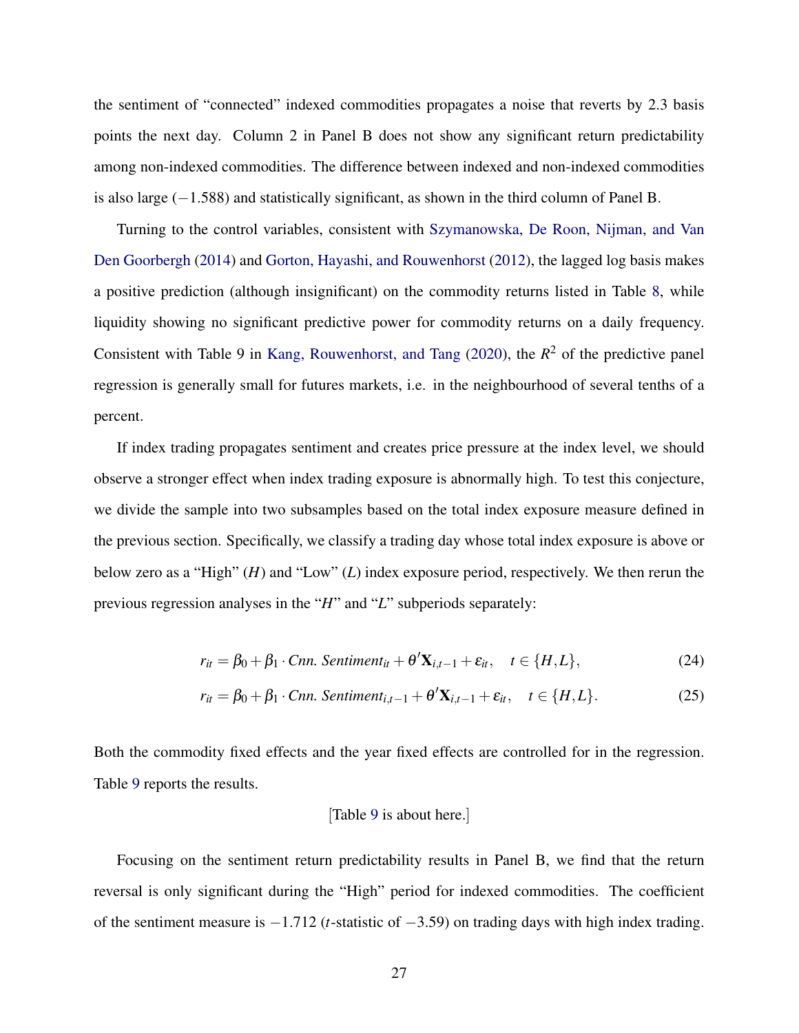the sentiment of "connected" indexed commodities propagates a noise that reverts by 2.3 basis points the next day. Column 2 in Panel B does not show any significant return predictability among non-indexed commodities. The difference between indexed and non-indexed commodities is also large ($-1.588$) and statistically significant, as shown in the third column of Panel B.

Turning to the control variables, consistent with Szymanowska, De Roon, Nijman, and Van Den Goorbergh (2014) and Gorton, Hayashi, and Rouwenhorst (2012), the lagged log basis makes a positive prediction (although insignificant) on the commodity returns listed in Table 8, while liquidity showing no significant predictive power for commodity returns on a daily frequency. Consistent with Table 9 in Kang, Rouwenhorst, and Tang (2020), the $R^2$ of the predictive panel regression is generally small for futures markets, i.e. in the neighbourhood of several tenths of a percent.

If index trading propagates sentiment and creates price pressure at the index level, we should observe a stronger effect when index trading exposure is abnormally high. To test this conjecture, we divide the sample into two subsamples based on the total index exposure measure defined in the previous section. Specifically, we classify a trading day whose total index exposure is above or below zero as a "High" ($H$) and "Low" ($L$) index exposure period, respectively. We then rerun the previous regression analyses in the "$H$" and "$L$" subperiods separately:

$$r_{it} = \beta_0 + \beta_1 \cdot \mathit{Cnn.\ Sentiment}_{it} + \theta' \mathbf{X}_{i,t-1} + \varepsilon_{it}, \quad t \in \{H, L\}, \tag{24}$$

$$r_{it} = \beta_0 + \beta_1 \cdot \mathit{Cnn.\ Sentiment}_{i,t-1} + \theta' \mathbf{X}_{i,t-1} + \varepsilon_{it}, \quad t \in \{H, L\}. \tag{25}$$

Both the commodity fixed effects and the year fixed effects are controlled for in the regression. Table 9 reports the results.

[Table 9 is about here.]

Focusing on the sentiment return predictability results in Panel B, we find that the return reversal is only significant during the "High" period for indexed commodities. The coefficient of the sentiment measure is $-1.712$ ($t$-statistic of $-3.59$) on trading days with high index trading.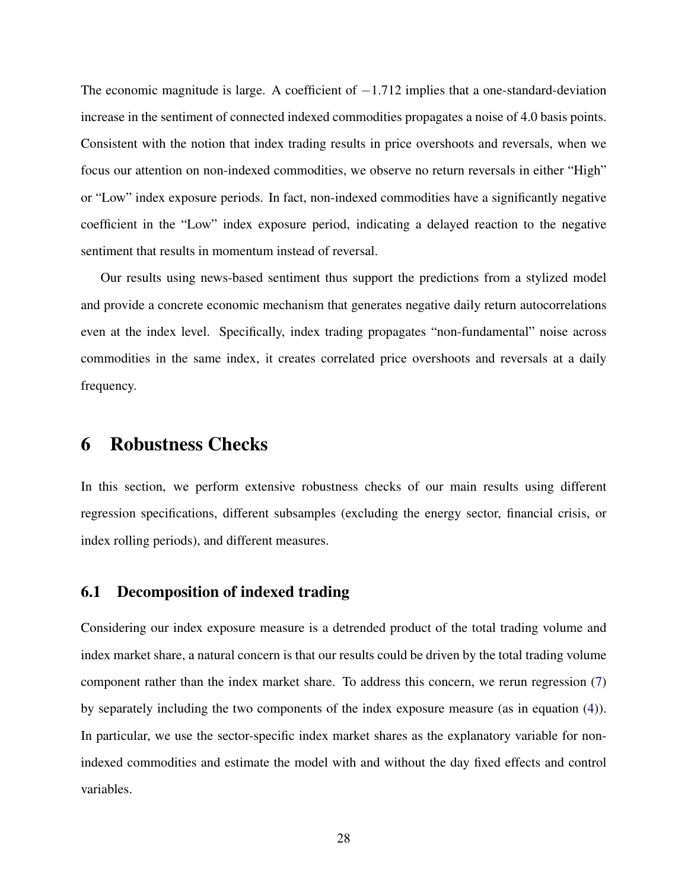The economic magnitude is large. A coefficient of $-1.712$ implies that a one-standard-deviation increase in the sentiment of connected indexed commodities propagates a noise of 4.0 basis points. Consistent with the notion that index trading results in price overshoots and reversals, when we focus our attention on non-indexed commodities, we observe no return reversals in either "High" or "Low" index exposure periods. In fact, non-indexed commodities have a significantly negative coefficient in the "Low" index exposure period, indicating a delayed reaction to the negative sentiment that results in momentum instead of reversal.

Our results using news-based sentiment thus support the predictions from a stylized model and provide a concrete economic mechanism that generates negative daily return autocorrelations even at the index level. Specifically, index trading propagates "non-fundamental" noise across commodities in the same index, it creates correlated price overshoots and reversals at a daily frequency.

# 6 Robustness Checks

In this section, we perform extensive robustness checks of our main results using different regression specifications, different subsamples (excluding the energy sector, financial crisis, or index rolling periods), and different measures.

## 6.1 Decomposition of indexed trading

Considering our index exposure measure is a detrended product of the total trading volume and index market share, a natural concern is that our results could be driven by the total trading volume component rather than the index market share. To address this concern, we rerun regression (7) by separately including the two components of the index exposure measure (as in equation (4)). In particular, we use the sector-specific index market shares as the explanatory variable for non-indexed commodities and estimate the model with and without the day fixed effects and control variables.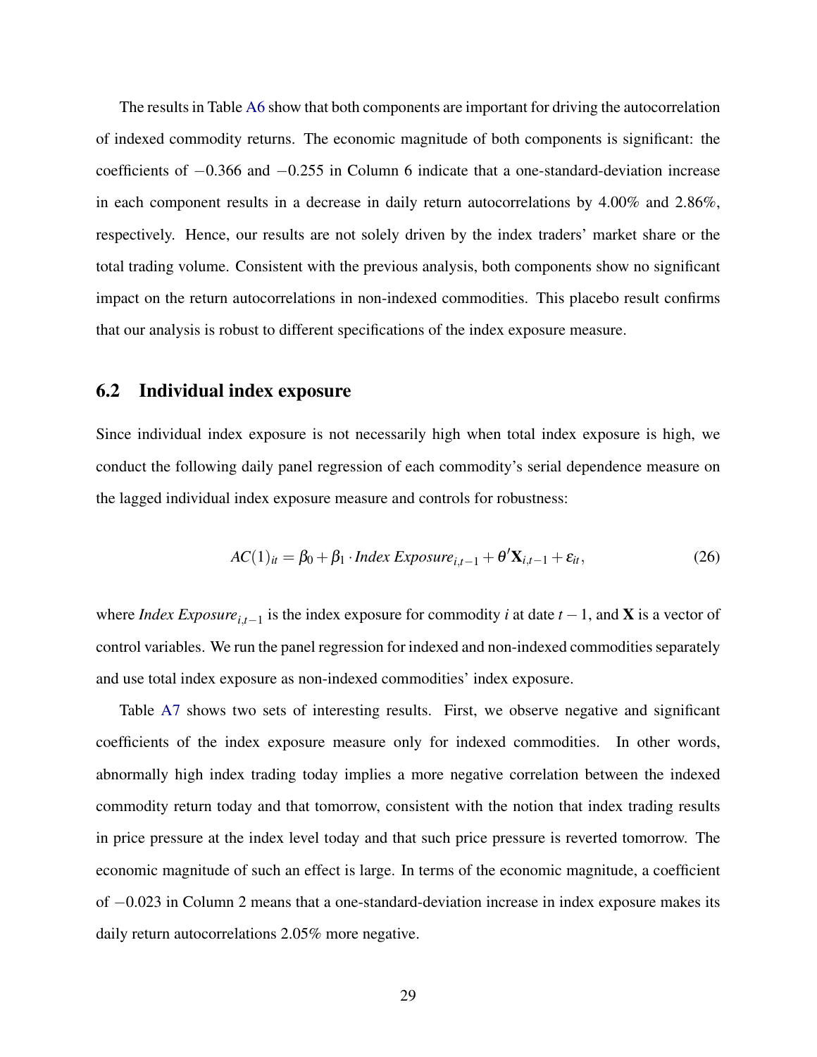The results in Table A6 show that both components are important for driving the autocorrelation of indexed commodity returns. The economic magnitude of both components is significant: the coefficients of $-0.366$ and $-0.255$ in Column 6 indicate that a one-standard-deviation increase in each component results in a decrease in daily return autocorrelations by 4.00% and 2.86%, respectively. Hence, our results are not solely driven by the index traders' market share or the total trading volume. Consistent with the previous analysis, both components show no significant impact on the return autocorrelations in non-indexed commodities. This placebo result confirms that our analysis is robust to different specifications of the index exposure measure.

## 6.2 Individual index exposure

Since individual index exposure is not necessarily high when total index exposure is high, we conduct the following daily panel regression of each commodity's serial dependence measure on the lagged individual index exposure measure and controls for robustness:

$$AC(1)_{it} = \beta_0 + \beta_1 \cdot \textit{Index Exposure}_{i,t-1} + \theta' \mathbf{X}_{i,t-1} + \varepsilon_{it}, \tag{26}$$

where $\textit{Index Exposure}_{i,t-1}$ is the index exposure for commodity $i$ at date $t-1$, and $\mathbf{X}$ is a vector of control variables. We run the panel regression for indexed and non-indexed commodities separately and use total index exposure as non-indexed commodities' index exposure.

Table A7 shows two sets of interesting results. First, we observe negative and significant coefficients of the index exposure measure only for indexed commodities. In other words, abnormally high index trading today implies a more negative correlation between the indexed commodity return today and that tomorrow, consistent with the notion that index trading results in price pressure at the index level today and that such price pressure is reverted tomorrow. The economic magnitude of such an effect is large. In terms of the economic magnitude, a coefficient of $-0.023$ in Column 2 means that a one-standard-deviation increase in index exposure makes its daily return autocorrelations 2.05% more negative.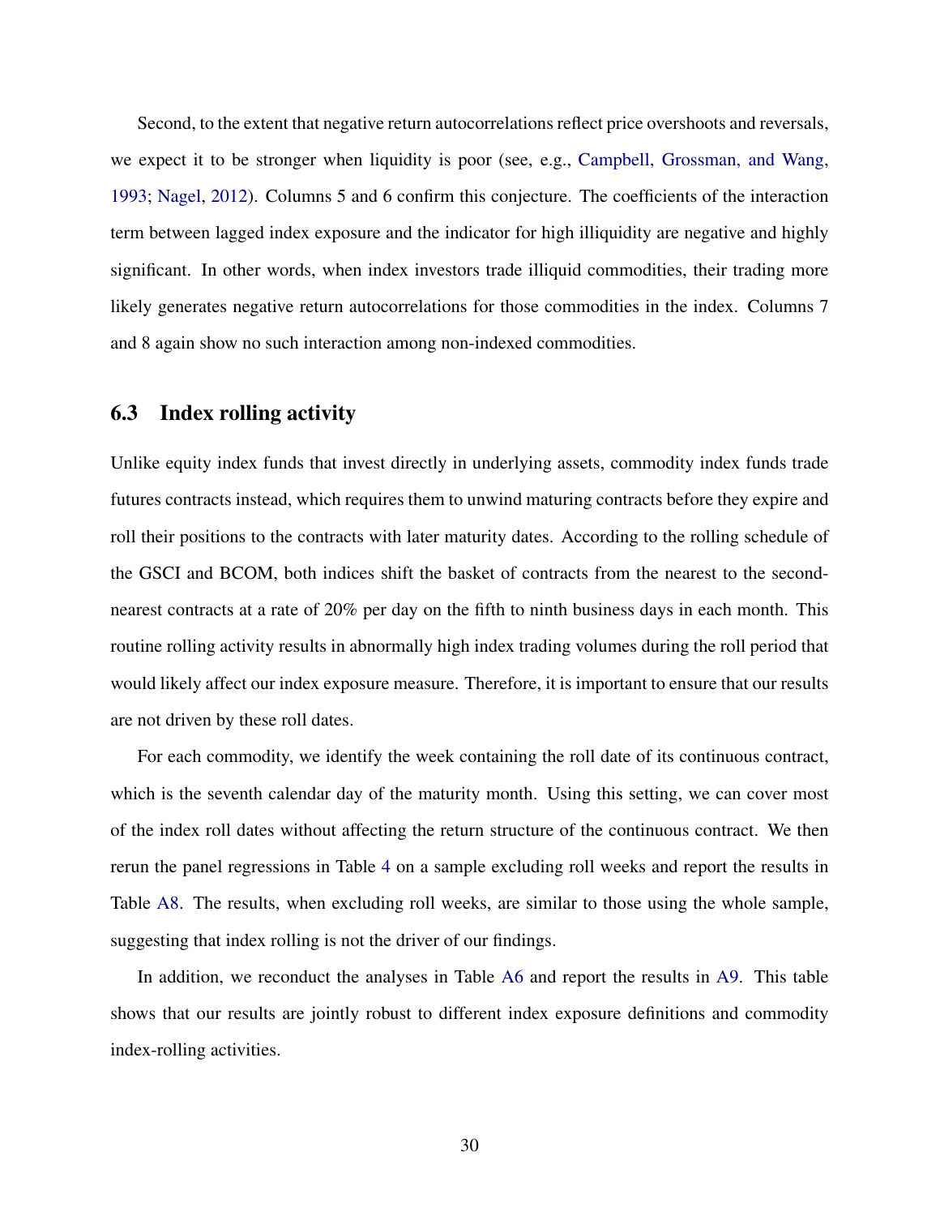Second, to the extent that negative return autocorrelations reflect price overshoots and reversals, we expect it to be stronger when liquidity is poor (see, e.g., Campbell, Grossman, and Wang, 1993; Nagel, 2012). Columns 5 and 6 confirm this conjecture. The coefficients of the interaction term between lagged index exposure and the indicator for high illiquidity are negative and highly significant. In other words, when index investors trade illiquid commodities, their trading more likely generates negative return autocorrelations for those commodities in the index. Columns 7 and 8 again show no such interaction among non-indexed commodities.

### 6.3 Index rolling activity

Unlike equity index funds that invest directly in underlying assets, commodity index funds trade futures contracts instead, which requires them to unwind maturing contracts before they expire and roll their positions to the contracts with later maturity dates. According to the rolling schedule of the GSCI and BCOM, both indices shift the basket of contracts from the nearest to the second-nearest contracts at a rate of 20% per day on the fifth to ninth business days in each month. This routine rolling activity results in abnormally high index trading volumes during the roll period that would likely affect our index exposure measure. Therefore, it is important to ensure that our results are not driven by these roll dates.

For each commodity, we identify the week containing the roll date of its continuous contract, which is the seventh calendar day of the maturity month. Using this setting, we can cover most of the index roll dates without affecting the return structure of the continuous contract. We then rerun the panel regressions in Table 4 on a sample excluding roll weeks and report the results in Table A8. The results, when excluding roll weeks, are similar to those using the whole sample, suggesting that index rolling is not the driver of our findings.

In addition, we reconduct the analyses in Table A6 and report the results in A9. This table shows that our results are jointly robust to different index exposure definitions and commodity index-rolling activities.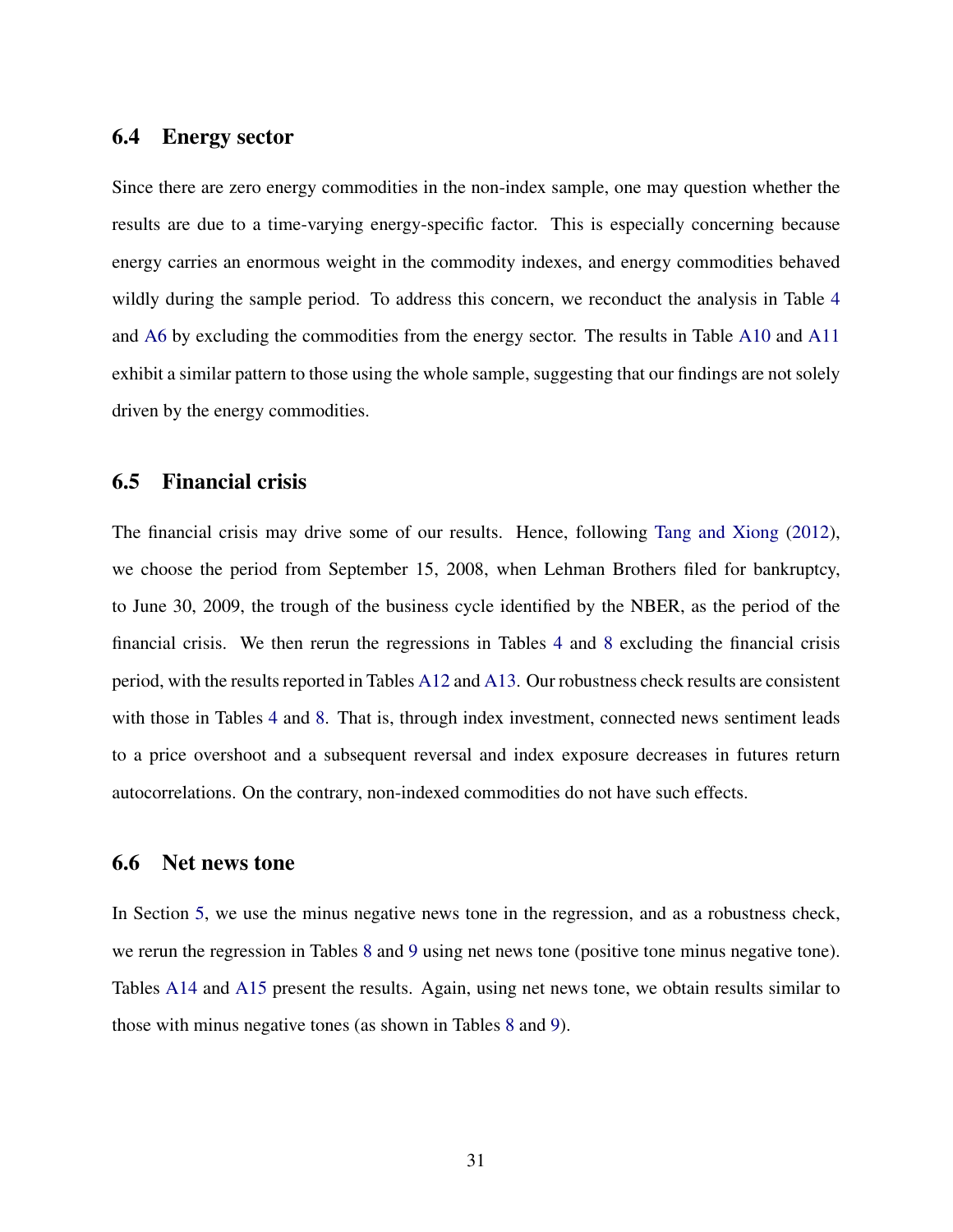### 6.4 Energy sector

Since there are zero energy commodities in the non-index sample, one may question whether the results are due to a time-varying energy-specific factor. This is especially concerning because energy carries an enormous weight in the commodity indexes, and energy commodities behaved wildly during the sample period. To address this concern, we reconduct the analysis in Table 4 and A6 by excluding the commodities from the energy sector. The results in Table A10 and A11 exhibit a similar pattern to those using the whole sample, suggesting that our findings are not solely driven by the energy commodities.

### 6.5 Financial crisis

The financial crisis may drive some of our results. Hence, following Tang and Xiong (2012), we choose the period from September 15, 2008, when Lehman Brothers filed for bankruptcy, to June 30, 2009, the trough of the business cycle identified by the NBER, as the period of the financial crisis. We then rerun the regressions in Tables 4 and 8 excluding the financial crisis period, with the results reported in Tables A12 and A13. Our robustness check results are consistent with those in Tables 4 and 8. That is, through index investment, connected news sentiment leads to a price overshoot and a subsequent reversal and index exposure decreases in futures return autocorrelations. On the contrary, non-indexed commodities do not have such effects.

### 6.6 Net news tone

In Section 5, we use the minus negative news tone in the regression, and as a robustness check, we rerun the regression in Tables 8 and 9 using net news tone (positive tone minus negative tone). Tables A14 and A15 present the results. Again, using net news tone, we obtain results similar to those with minus negative tones (as shown in Tables 8 and 9).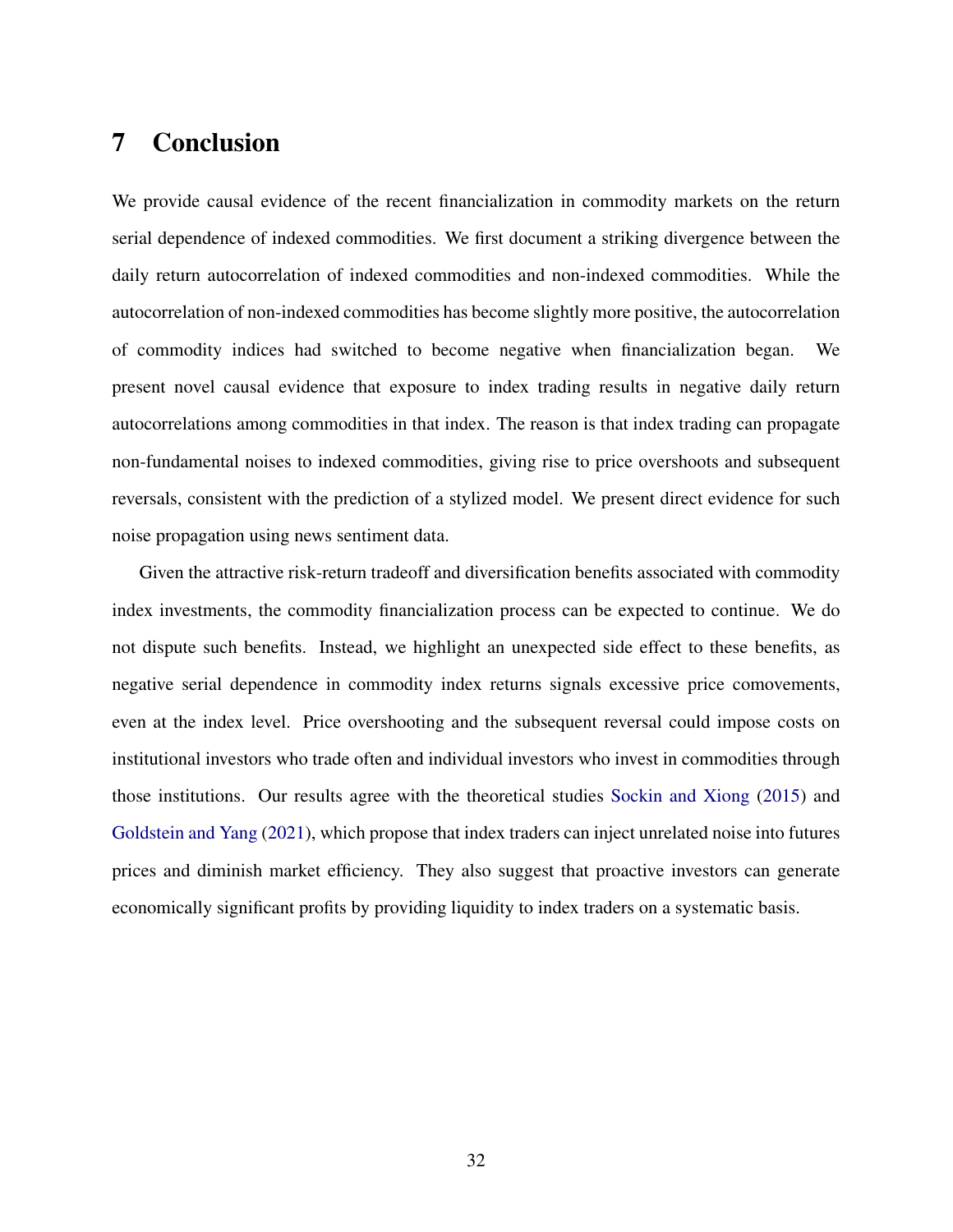## 7 Conclusion

We provide causal evidence of the recent financialization in commodity markets on the return serial dependence of indexed commodities. We first document a striking divergence between the daily return autocorrelation of indexed commodities and non-indexed commodities. While the autocorrelation of non-indexed commodities has become slightly more positive, the autocorrelation of commodity indices had switched to become negative when financialization began. We present novel causal evidence that exposure to index trading results in negative daily return autocorrelations among commodities in that index. The reason is that index trading can propagate non-fundamental noises to indexed commodities, giving rise to price overshoots and subsequent reversals, consistent with the prediction of a stylized model. We present direct evidence for such noise propagation using news sentiment data.

Given the attractive risk-return tradeoff and diversification benefits associated with commodity index investments, the commodity financialization process can be expected to continue. We do not dispute such benefits. Instead, we highlight an unexpected side effect to these benefits, as negative serial dependence in commodity index returns signals excessive price comovements, even at the index level. Price overshooting and the subsequent reversal could impose costs on institutional investors who trade often and individual investors who invest in commodities through those institutions. Our results agree with the theoretical studies Sockin and Xiong (2015) and Goldstein and Yang (2021), which propose that index traders can inject unrelated noise into futures prices and diminish market efficiency. They also suggest that proactive investors can generate economically significant profits by providing liquidity to index traders on a systematic basis.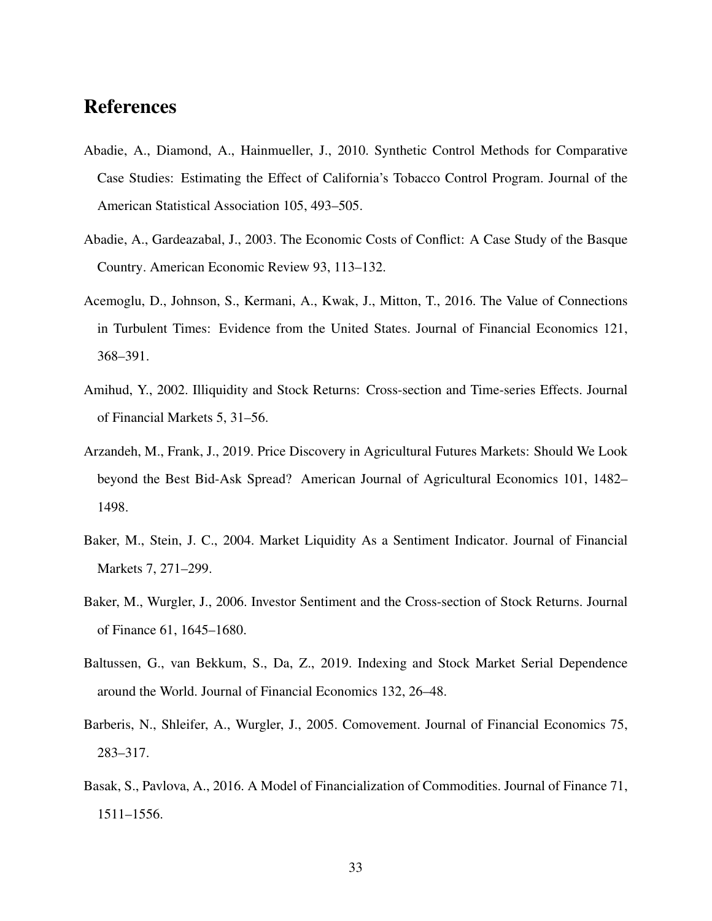# References

Abadie, A., Diamond, A., Hainmueller, J., 2010. Synthetic Control Methods for Comparative Case Studies: Estimating the Effect of California's Tobacco Control Program. Journal of the American Statistical Association 105, 493–505.

Abadie, A., Gardeazabal, J., 2003. The Economic Costs of Conflict: A Case Study of the Basque Country. American Economic Review 93, 113–132.

Acemoglu, D., Johnson, S., Kermani, A., Kwak, J., Mitton, T., 2016. The Value of Connections in Turbulent Times: Evidence from the United States. Journal of Financial Economics 121, 368–391.

Amihud, Y., 2002. Illiquidity and Stock Returns: Cross-section and Time-series Effects. Journal of Financial Markets 5, 31–56.

Arzandeh, M., Frank, J., 2019. Price Discovery in Agricultural Futures Markets: Should We Look beyond the Best Bid-Ask Spread? American Journal of Agricultural Economics 101, 1482–1498.

Baker, M., Stein, J. C., 2004. Market Liquidity As a Sentiment Indicator. Journal of Financial Markets 7, 271–299.

Baker, M., Wurgler, J., 2006. Investor Sentiment and the Cross-section of Stock Returns. Journal of Finance 61, 1645–1680.

Baltussen, G., van Bekkum, S., Da, Z., 2019. Indexing and Stock Market Serial Dependence around the World. Journal of Financial Economics 132, 26–48.

Barberis, N., Shleifer, A., Wurgler, J., 2005. Comovement. Journal of Financial Economics 75, 283–317.

Basak, S., Pavlova, A., 2016. A Model of Financialization of Commodities. Journal of Finance 71, 1511–1556.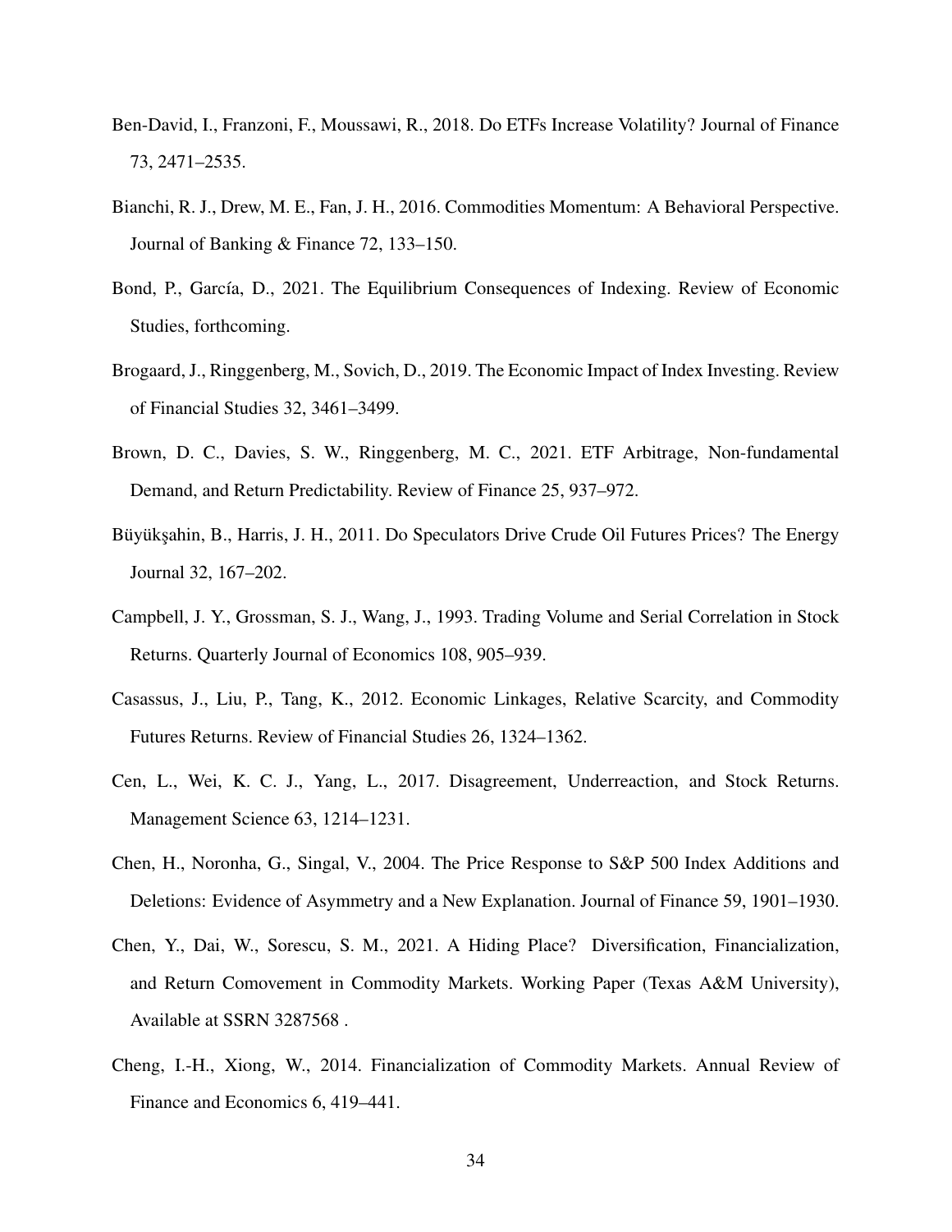Ben-David, I., Franzoni, F., Moussawi, R., 2018. Do ETFs Increase Volatility? Journal of Finance 73, 2471–2535.

Bianchi, R. J., Drew, M. E., Fan, J. H., 2016. Commodities Momentum: A Behavioral Perspective. Journal of Banking & Finance 72, 133–150.

Bond, P., García, D., 2021. The Equilibrium Consequences of Indexing. Review of Economic Studies, forthcoming.

Brogaard, J., Ringgenberg, M., Sovich, D., 2019. The Economic Impact of Index Investing. Review of Financial Studies 32, 3461–3499.

Brown, D. C., Davies, S. W., Ringgenberg, M. C., 2021. ETF Arbitrage, Non-fundamental Demand, and Return Predictability. Review of Finance 25, 937–972.

Büyükşahin, B., Harris, J. H., 2011. Do Speculators Drive Crude Oil Futures Prices? The Energy Journal 32, 167–202.

Campbell, J. Y., Grossman, S. J., Wang, J., 1993. Trading Volume and Serial Correlation in Stock Returns. Quarterly Journal of Economics 108, 905–939.

Casassus, J., Liu, P., Tang, K., 2012. Economic Linkages, Relative Scarcity, and Commodity Futures Returns. Review of Financial Studies 26, 1324–1362.

Cen, L., Wei, K. C. J., Yang, L., 2017. Disagreement, Underreaction, and Stock Returns. Management Science 63, 1214–1231.

Chen, H., Noronha, G., Singal, V., 2004. The Price Response to S&P 500 Index Additions and Deletions: Evidence of Asymmetry and a New Explanation. Journal of Finance 59, 1901–1930.

Chen, Y., Dai, W., Sorescu, S. M., 2021. A Hiding Place? Diversification, Financialization, and Return Comovement in Commodity Markets. Working Paper (Texas A&M University), Available at SSRN 3287568 .

Cheng, I.-H., Xiong, W., 2014. Financialization of Commodity Markets. Annual Review of Finance and Economics 6, 419–441.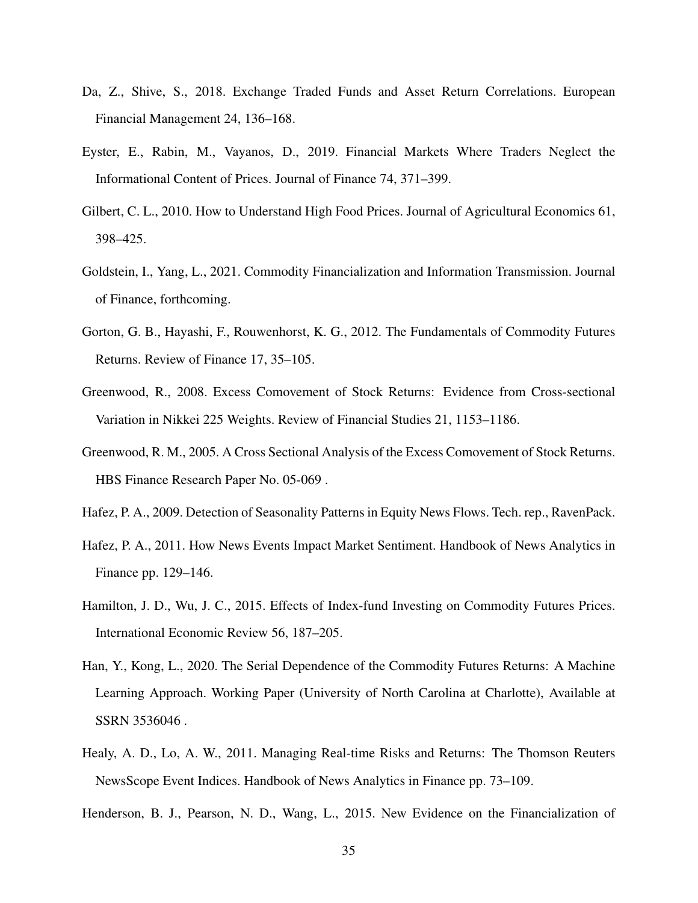Da, Z., Shive, S., 2018. Exchange Traded Funds and Asset Return Correlations. European Financial Management 24, 136–168.

Eyster, E., Rabin, M., Vayanos, D., 2019. Financial Markets Where Traders Neglect the Informational Content of Prices. Journal of Finance 74, 371–399.

Gilbert, C. L., 2010. How to Understand High Food Prices. Journal of Agricultural Economics 61, 398–425.

Goldstein, I., Yang, L., 2021. Commodity Financialization and Information Transmission. Journal of Finance, forthcoming.

Gorton, G. B., Hayashi, F., Rouwenhorst, K. G., 2012. The Fundamentals of Commodity Futures Returns. Review of Finance 17, 35–105.

Greenwood, R., 2008. Excess Comovement of Stock Returns: Evidence from Cross-sectional Variation in Nikkei 225 Weights. Review of Financial Studies 21, 1153–1186.

Greenwood, R. M., 2005. A Cross Sectional Analysis of the Excess Comovement of Stock Returns. HBS Finance Research Paper No. 05-069 .

Hafez, P. A., 2009. Detection of Seasonality Patterns in Equity News Flows. Tech. rep., RavenPack.

Hafez, P. A., 2011. How News Events Impact Market Sentiment. Handbook of News Analytics in Finance pp. 129–146.

Hamilton, J. D., Wu, J. C., 2015. Effects of Index-fund Investing on Commodity Futures Prices. International Economic Review 56, 187–205.

Han, Y., Kong, L., 2020. The Serial Dependence of the Commodity Futures Returns: A Machine Learning Approach. Working Paper (University of North Carolina at Charlotte), Available at SSRN 3536046 .

Healy, A. D., Lo, A. W., 2011. Managing Real-time Risks and Returns: The Thomson Reuters NewsScope Event Indices. Handbook of News Analytics in Finance pp. 73–109.

Henderson, B. J., Pearson, N. D., Wang, L., 2015. New Evidence on the Financialization of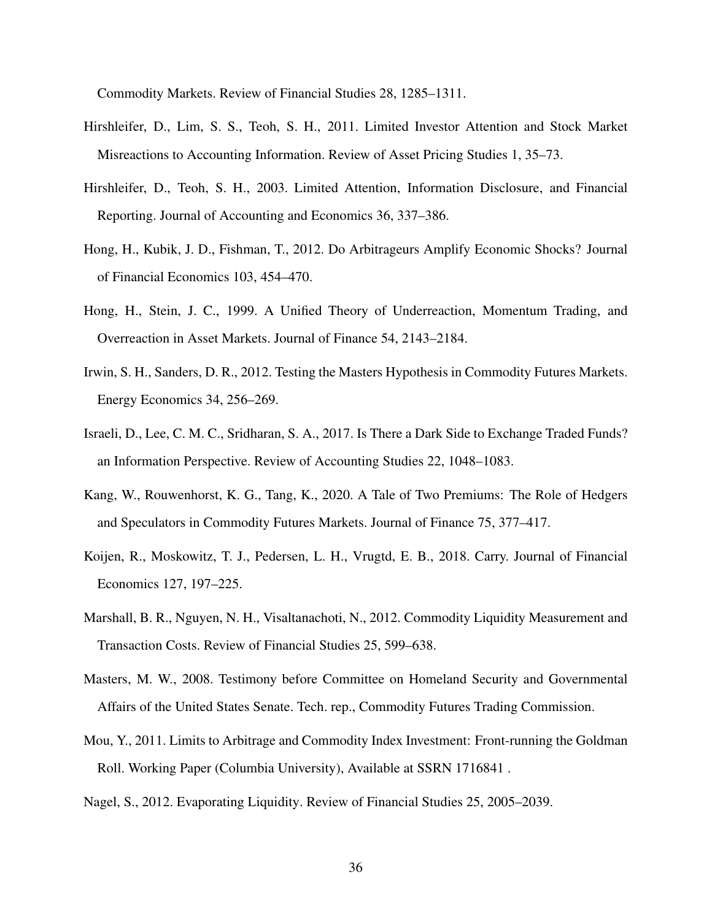Commodity Markets. Review of Financial Studies 28, 1285–1311.

Hirshleifer, D., Lim, S. S., Teoh, S. H., 2011. Limited Investor Attention and Stock Market Misreactions to Accounting Information. Review of Asset Pricing Studies 1, 35–73.

Hirshleifer, D., Teoh, S. H., 2003. Limited Attention, Information Disclosure, and Financial Reporting. Journal of Accounting and Economics 36, 337–386.

Hong, H., Kubik, J. D., Fishman, T., 2012. Do Arbitrageurs Amplify Economic Shocks? Journal of Financial Economics 103, 454–470.

Hong, H., Stein, J. C., 1999. A Unified Theory of Underreaction, Momentum Trading, and Overreaction in Asset Markets. Journal of Finance 54, 2143–2184.

Irwin, S. H., Sanders, D. R., 2012. Testing the Masters Hypothesis in Commodity Futures Markets. Energy Economics 34, 256–269.

Israeli, D., Lee, C. M. C., Sridharan, S. A., 2017. Is There a Dark Side to Exchange Traded Funds? an Information Perspective. Review of Accounting Studies 22, 1048–1083.

Kang, W., Rouwenhorst, K. G., Tang, K., 2020. A Tale of Two Premiums: The Role of Hedgers and Speculators in Commodity Futures Markets. Journal of Finance 75, 377–417.

Koijen, R., Moskowitz, T. J., Pedersen, L. H., Vrugtd, E. B., 2018. Carry. Journal of Financial Economics 127, 197–225.

Marshall, B. R., Nguyen, N. H., Visaltanachoti, N., 2012. Commodity Liquidity Measurement and Transaction Costs. Review of Financial Studies 25, 599–638.

Masters, M. W., 2008. Testimony before Committee on Homeland Security and Governmental Affairs of the United States Senate. Tech. rep., Commodity Futures Trading Commission.

Mou, Y., 2011. Limits to Arbitrage and Commodity Index Investment: Front-running the Goldman Roll. Working Paper (Columbia University), Available at SSRN 1716841 .

Nagel, S., 2012. Evaporating Liquidity. Review of Financial Studies 25, 2005–2039.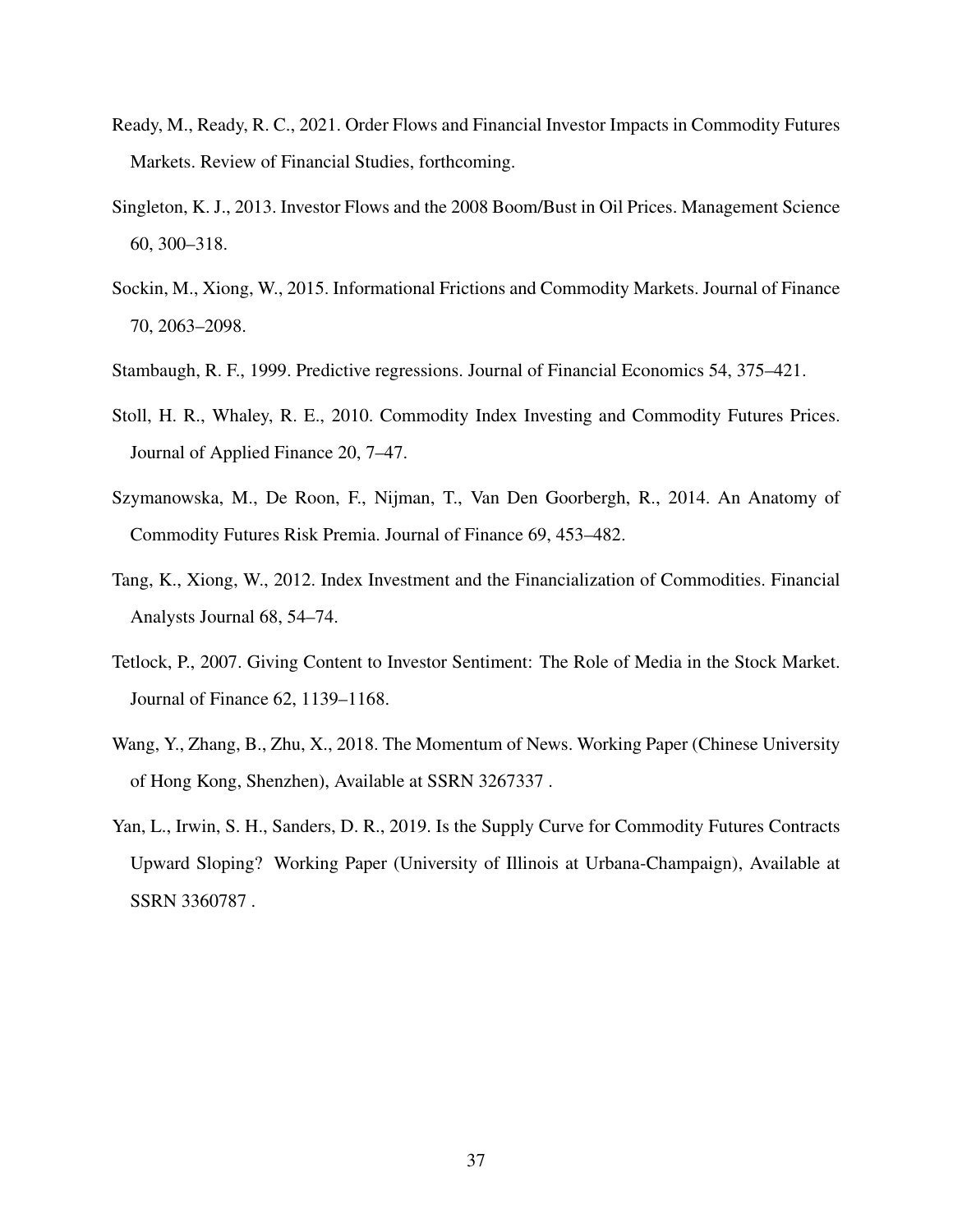Ready, M., Ready, R. C., 2021. Order Flows and Financial Investor Impacts in Commodity Futures Markets. Review of Financial Studies, forthcoming.

Singleton, K. J., 2013. Investor Flows and the 2008 Boom/Bust in Oil Prices. Management Science 60, 300–318.

Sockin, M., Xiong, W., 2015. Informational Frictions and Commodity Markets. Journal of Finance 70, 2063–2098.

Stambaugh, R. F., 1999. Predictive regressions. Journal of Financial Economics 54, 375–421.

Stoll, H. R., Whaley, R. E., 2010. Commodity Index Investing and Commodity Futures Prices. Journal of Applied Finance 20, 7–47.

Szymanowska, M., De Roon, F., Nijman, T., Van Den Goorbergh, R., 2014. An Anatomy of Commodity Futures Risk Premia. Journal of Finance 69, 453–482.

Tang, K., Xiong, W., 2012. Index Investment and the Financialization of Commodities. Financial Analysts Journal 68, 54–74.

Tetlock, P., 2007. Giving Content to Investor Sentiment: The Role of Media in the Stock Market. Journal of Finance 62, 1139–1168.

Wang, Y., Zhang, B., Zhu, X., 2018. The Momentum of News. Working Paper (Chinese University of Hong Kong, Shenzhen), Available at SSRN 3267337 .

Yan, L., Irwin, S. H., Sanders, D. R., 2019. Is the Supply Curve for Commodity Futures Contracts Upward Sloping? Working Paper (University of Illinois at Urbana-Champaign), Available at SSRN 3360787 .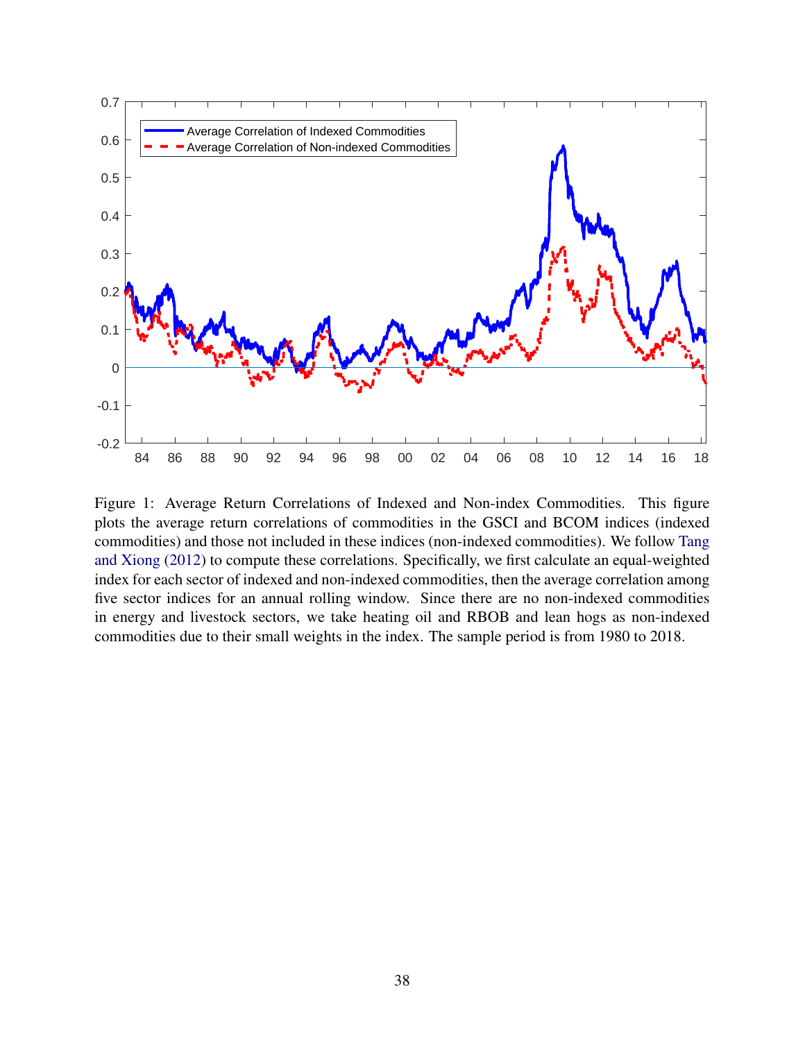Figure 1: Average Return Correlations of Indexed and Non-index Commodities. This figure plots the average return correlations of commodities in the GSCI and BCOM indices (indexed commodities) and those not included in these indices (non-indexed commodities). We follow Tang and Xiong (2012) to compute these correlations. Specifically, we first calculate an equal-weighted index for each sector of indexed and non-indexed commodities, then the average correlation among five sector indices for an annual rolling window. Since there are no non-indexed commodities in energy and livestock sectors, we take heating oil and RBOB and lean hogs as non-indexed commodities due to their small weights in the index. The sample period is from 1980 to 2018.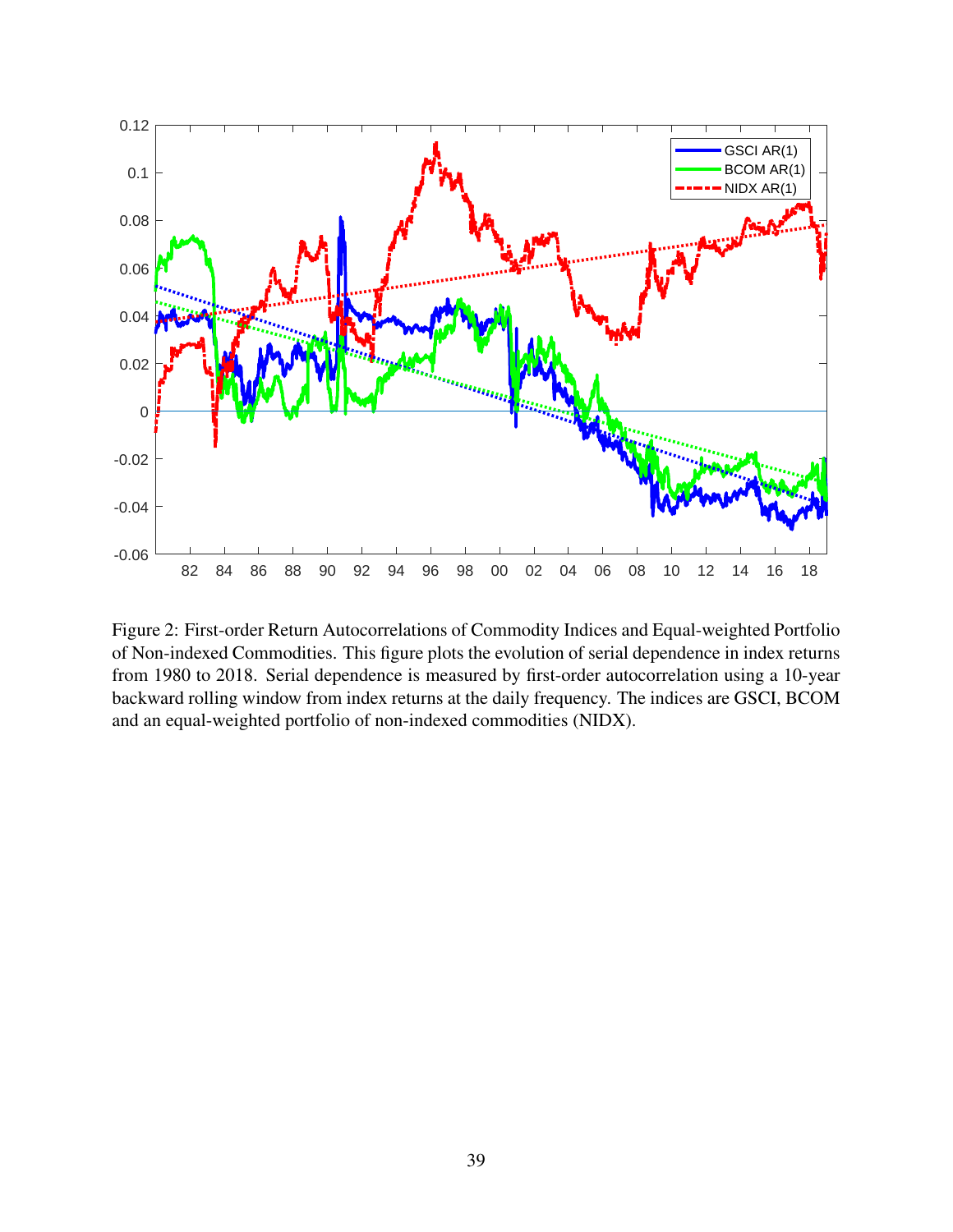Figure 2: First-order Return Autocorrelations of Commodity Indices and Equal-weighted Portfolio of Non-indexed Commodities. This figure plots the evolution of serial dependence in index returns from 1980 to 2018. Serial dependence is measured by first-order autocorrelation using a 10-year backward rolling window from index returns at the daily frequency. The indices are GSCI, BCOM and an equal-weighted portfolio of non-indexed commodities (NIDX).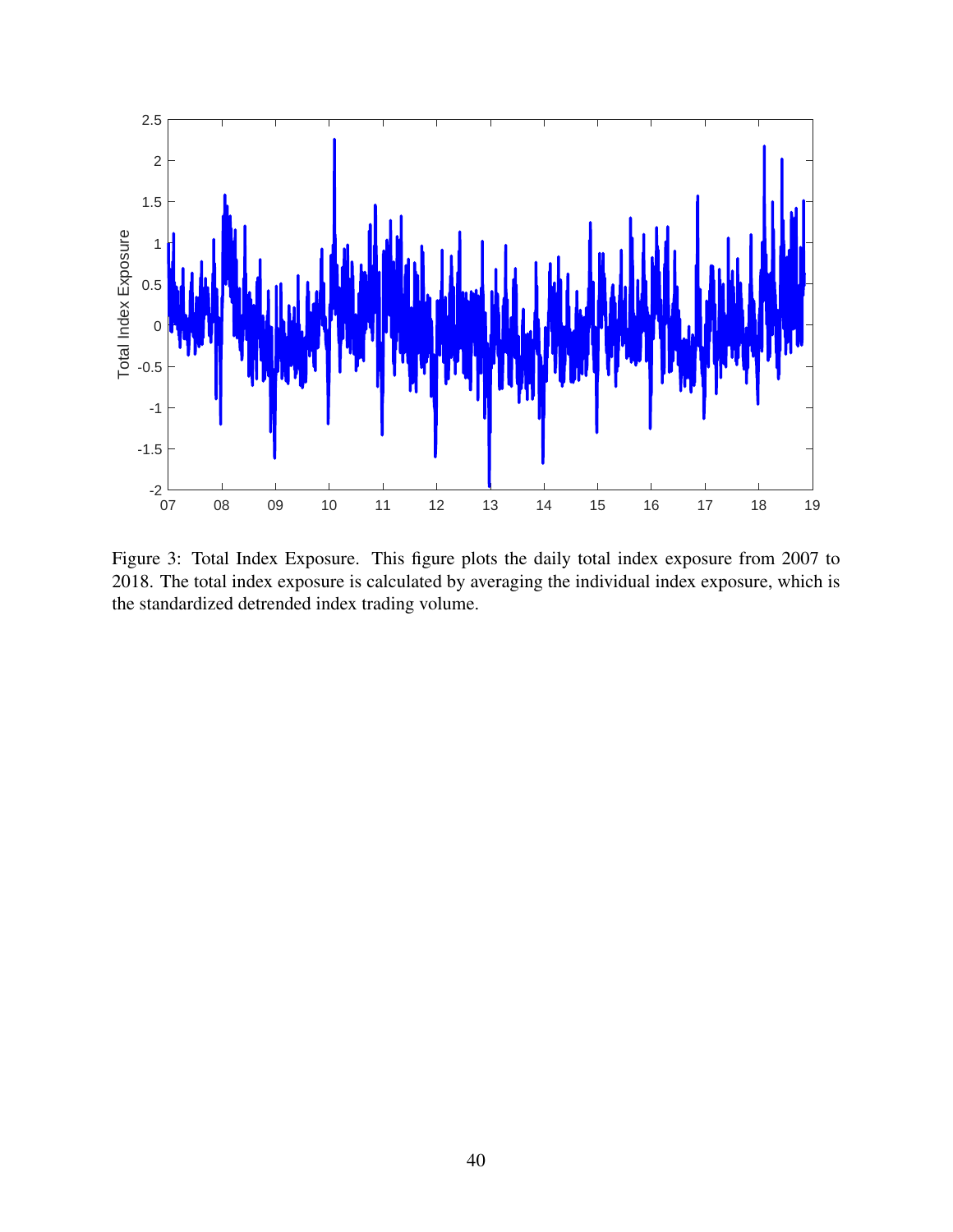Figure 3: Total Index Exposure. This figure plots the daily total index exposure from 2007 to 2018. The total index exposure is calculated by averaging the individual index exposure, which is the standardized detrended index trading volume.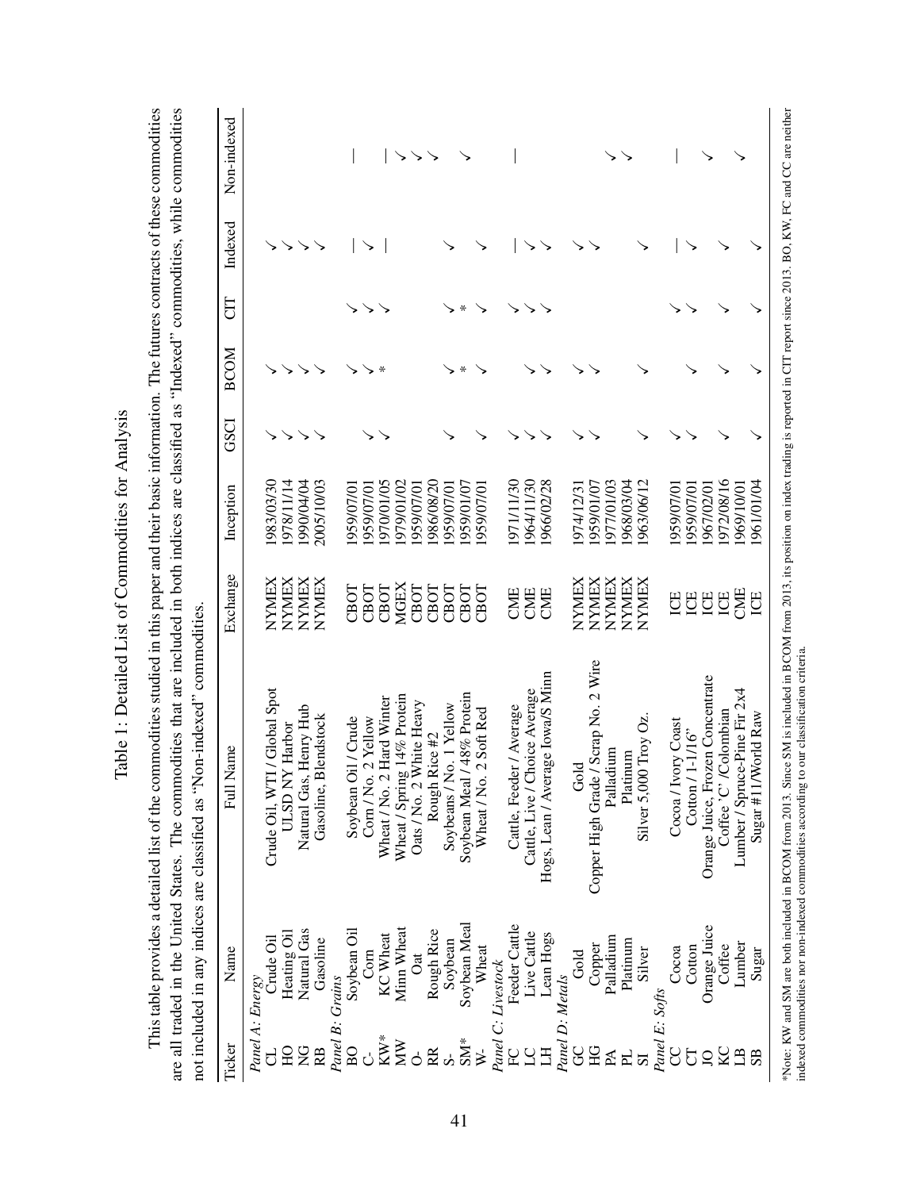# Table 1: Detailed List of Commodities for Analysis

This table provides a detailed list of the commodities studied in this paper and their basic information. The futures contracts of these commodities are all traded in the United States. The commodities that are included in both indices are classified as "Indexed" commodities, while commodities not included in any indices are classified as "Non-indexed" commodities.

| Ticker | Name | Full Name | Exchange | Inception | GSCI | BCOM | CIT | Indexed | Non-indexed |
|---|---|---|---|---|---|---|---|---|---|
| *Panel A: Energy* | | | | | | | | | |
| CL | Crude Oil | Crude Oil, WTI / Global Spot | NYMEX | 1983/03/30 | ✓ | ✓ | | ✓ | |
| HO | Heating Oil | ULSD NY Harbor | NYMEX | 1978/11/14 | ✓ | ✓ | | ✓ | |
| NG | Natural Gas | Natural Gas, Henry Hub | NYMEX | 1990/04/04 | ✓ | ✓ | | ✓ | |
| RB | Gasoline | Gasoline, Blendstock | NYMEX | 2005/10/03 | ✓ | ✓ | | ✓ | |
| *Panel B: Grains* | | | | | | | | | |
| BO | Soybean Oil | Soybean Oil / Crude | CBOT | 1959/07/01 | | ✓ | ✓ | — | — |
| C- | Corn | Corn / No. 2 Yellow | CBOT | 1959/07/01 | ✓ | ✓ | ✓ | ✓ | |
| KW* | KC Wheat | Wheat / No. 2 Hard Winter | CBOT | 1970/01/05 | ✓ | * | ✓ | — | — |
| MW | Minn Wheat | Wheat / Spring 14% Protein | MGEX | 1979/01/02 | | | | | ✓ |
| O- | Oat | Oats / No. 2 White Heavy | CBOT | 1959/07/01 | | | | | ✓ |
| RR | Rough Rice | Rough Rice #2 | CBOT | 1986/08/20 | | | | | ✓ |
| S- | Soybean | Soybeans / No. 1 Yellow | CBOT | 1959/07/01 | ✓ | ✓ | ✓ | ✓ | |
| SM* | Soybean Meal | Soybean Meal / 48% Protein | CBOT | 1959/01/07 | | * | * | | ✓ |
| W- | Wheat | Wheat / No. 2 Soft Red | CBOT | 1959/07/01 | ✓ | ✓ | ✓ | ✓ | |
| *Panel C: Livestock* | | | | | | | | | |
| FC | Feeder Cattle | Cattle, Feeder / Average | CME | 1971/11/30 | ✓ | | ✓ | — | — |
| LC | Live Cattle | Cattle, Live / Choice Average | CME | 1964/11/30 | ✓ | ✓ | ✓ | ✓ | |
| LH | Lean Hogs | Hogs, Lean / Average Iowa/S Minn | CME | 1966/02/28 | ✓ | ✓ | ✓ | ✓ | |
| *Panel D: Metals* | | | | | | | | | |
| GC | Gold | Gold | NYMEX | 1974/12/31 | ✓ | ✓ | | ✓ | |
| HG | Copper | Copper High Grade / Scrap No. 2 Wire | NYMEX | 1959/01/07 | ✓ | ✓ | | ✓ | |
| PA | Palladium | Palladium | NYMEX | 1977/01/03 | | | | | ✓ |
| PL | Platinum | Platinum | NYMEX | 1968/03/04 | | | | | ✓ |
| SI | Silver | Silver 5,000 Troy Oz. | NYMEX | 1963/06/12 | ✓ | ✓ | | ✓ | |
| *Panel E: Softs* | | | | | | | | | |
| CC | Cocoa | Cocoa / Ivory Coast | ICE | 1959/07/01 | ✓ | | ✓ | — | — |
| CT | Cotton | Cotton / 1-1/16" | ICE | 1959/07/01 | ✓ | ✓ | ✓ | ✓ | |
| JO | Orange Juice | Orange Juice, Frozen Concentrate | ICE | 1967/02/01 | | | | | ✓ |
| KC | Coffee | Coffee 'C' /Colombian | ICE | 1972/08/16 | ✓ | ✓ | ✓ | ✓ | |
| LB | Lumber | Lumber / Spruce-Pine Fir 2x4 | CME | 1969/10/01 | | | | | ✓ |
| SB | Sugar | Sugar #11/World Raw | ICE | 1961/01/04 | ✓ | ✓ | ✓ | ✓ | |

*Note: KW and SM are both included in BCOM from 2013. Since SM is included in BCOM from 2013, its position on index trading is reported in CIT report since 2013. BO, KW, FC and CC are neither indexed commodities nor non-indexed commodities according to our classification criteria.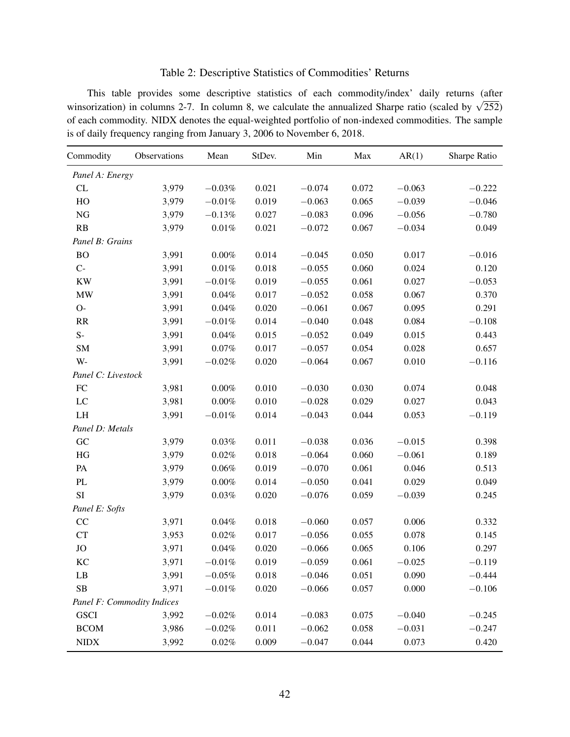Table 2: Descriptive Statistics of Commodities' Returns

This table provides some descriptive statistics of each commodity/index' daily returns (after winsorization) in columns 2-7. In column 8, we calculate the annualized Sharpe ratio (scaled by $\sqrt{252}$) of each commodity. NIDX denotes the equal-weighted portfolio of non-indexed commodities. The sample is of daily frequency ranging from January 3, 2006 to November 6, 2018.

| Commodity | Observations | Mean | StDev. | Min | Max | AR(1) | Sharpe Ratio |
|---|---|---|---|---|---|---|---|
| *Panel A: Energy* | | | | | | | |
| CL | 3,979 | −0.03% | 0.021 | −0.074 | 0.072 | −0.063 | −0.222 |
| HO | 3,979 | −0.01% | 0.019 | −0.063 | 0.065 | −0.039 | −0.046 |
| NG | 3,979 | −0.13% | 0.027 | −0.083 | 0.096 | −0.056 | −0.780 |
| RB | 3,979 | 0.01% | 0.021 | −0.072 | 0.067 | −0.034 | 0.049 |
| *Panel B: Grains* | | | | | | | |
| BO | 3,991 | 0.00% | 0.014 | −0.045 | 0.050 | 0.017 | −0.016 |
| C- | 3,991 | 0.01% | 0.018 | −0.055 | 0.060 | 0.024 | 0.120 |
| KW | 3,991 | −0.01% | 0.019 | −0.055 | 0.061 | 0.027 | −0.053 |
| MW | 3,991 | 0.04% | 0.017 | −0.052 | 0.058 | 0.067 | 0.370 |
| O- | 3,991 | 0.04% | 0.020 | −0.061 | 0.067 | 0.095 | 0.291 |
| RR | 3,991 | −0.01% | 0.014 | −0.040 | 0.048 | 0.084 | −0.108 |
| S- | 3,991 | 0.04% | 0.015 | −0.052 | 0.049 | 0.015 | 0.443 |
| SM | 3,991 | 0.07% | 0.017 | −0.057 | 0.054 | 0.028 | 0.657 |
| W- | 3,991 | −0.02% | 0.020 | −0.064 | 0.067 | 0.010 | −0.116 |
| *Panel C: Livestock* | | | | | | | |
| FC | 3,981 | 0.00% | 0.010 | −0.030 | 0.030 | 0.074 | 0.048 |
| LC | 3,981 | 0.00% | 0.010 | −0.028 | 0.029 | 0.027 | 0.043 |
| LH | 3,991 | −0.01% | 0.014 | −0.043 | 0.044 | 0.053 | −0.119 |
| *Panel D: Metals* | | | | | | | |
| GC | 3,979 | 0.03% | 0.011 | −0.038 | 0.036 | −0.015 | 0.398 |
| HG | 3,979 | 0.02% | 0.018 | −0.064 | 0.060 | −0.061 | 0.189 |
| PA | 3,979 | 0.06% | 0.019 | −0.070 | 0.061 | 0.046 | 0.513 |
| PL | 3,979 | 0.00% | 0.014 | −0.050 | 0.041 | 0.029 | 0.049 |
| SI | 3,979 | 0.03% | 0.020 | −0.076 | 0.059 | −0.039 | 0.245 |
| *Panel E: Softs* | | | | | | | |
| CC | 3,971 | 0.04% | 0.018 | −0.060 | 0.057 | 0.006 | 0.332 |
| CT | 3,953 | 0.02% | 0.017 | −0.056 | 0.055 | 0.078 | 0.145 |
| JO | 3,971 | 0.04% | 0.020 | −0.066 | 0.065 | 0.106 | 0.297 |
| KC | 3,971 | −0.01% | 0.019 | −0.059 | 0.061 | −0.025 | −0.119 |
| LB | 3,991 | −0.05% | 0.018 | −0.046 | 0.051 | 0.090 | −0.444 |
| SB | 3,971 | −0.01% | 0.020 | −0.066 | 0.057 | 0.000 | −0.106 |
| *Panel F: Commodity Indices* | | | | | | | |
| GSCI | 3,992 | −0.02% | 0.014 | −0.083 | 0.075 | −0.040 | −0.245 |
| BCOM | 3,986 | −0.02% | 0.011 | −0.062 | 0.058 | −0.031 | −0.247 |
| NIDX | 3,992 | 0.02% | 0.009 | −0.047 | 0.044 | 0.073 | 0.420 |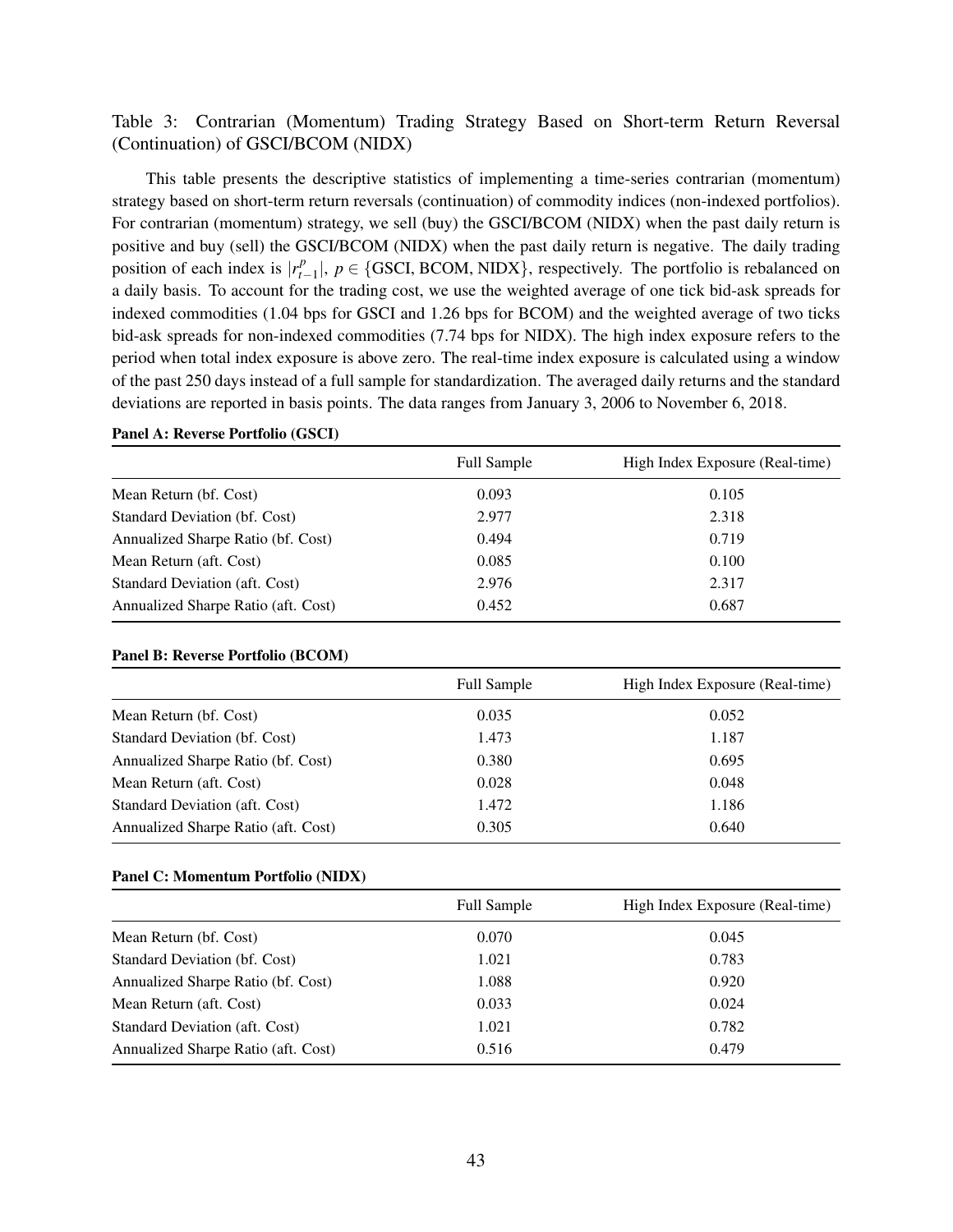Table 3: Contrarian (Momentum) Trading Strategy Based on Short-term Return Reversal (Continuation) of GSCI/BCOM (NIDX)

This table presents the descriptive statistics of implementing a time-series contrarian (momentum) strategy based on short-term return reversals (continuation) of commodity indices (non-indexed portfolios). For contrarian (momentum) strategy, we sell (buy) the GSCI/BCOM (NIDX) when the past daily return is positive and buy (sell) the GSCI/BCOM (NIDX) when the past daily return is negative. The daily trading position of each index is $|r^p_{t-1}|$, $p \in \{\text{GSCI, BCOM, NIDX}\}$, respectively. The portfolio is rebalanced on a daily basis. To account for the trading cost, we use the weighted average of one tick bid-ask spreads for indexed commodities (1.04 bps for GSCI and 1.26 bps for BCOM) and the weighted average of two ticks bid-ask spreads for non-indexed commodities (7.74 bps for NIDX). The high index exposure refers to the period when total index exposure is above zero. The real-time index exposure is calculated using a window of the past 250 days instead of a full sample for standardization. The averaged daily returns and the standard deviations are reported in basis points. The data ranges from January 3, 2006 to November 6, 2018.

**Panel A: Reverse Portfolio (GSCI)**

| | Full Sample | High Index Exposure (Real-time) |
|---|---|---|
| Mean Return (bf. Cost) | 0.093 | 0.105 |
| Standard Deviation (bf. Cost) | 2.977 | 2.318 |
| Annualized Sharpe Ratio (bf. Cost) | 0.494 | 0.719 |
| Mean Return (aft. Cost) | 0.085 | 0.100 |
| Standard Deviation (aft. Cost) | 2.976 | 2.317 |
| Annualized Sharpe Ratio (aft. Cost) | 0.452 | 0.687 |

**Panel B: Reverse Portfolio (BCOM)**

| | Full Sample | High Index Exposure (Real-time) |
|---|---|---|
| Mean Return (bf. Cost) | 0.035 | 0.052 |
| Standard Deviation (bf. Cost) | 1.473 | 1.187 |
| Annualized Sharpe Ratio (bf. Cost) | 0.380 | 0.695 |
| Mean Return (aft. Cost) | 0.028 | 0.048 |
| Standard Deviation (aft. Cost) | 1.472 | 1.186 |
| Annualized Sharpe Ratio (aft. Cost) | 0.305 | 0.640 |

**Panel C: Momentum Portfolio (NIDX)**

| | Full Sample | High Index Exposure (Real-time) |
|---|---|---|
| Mean Return (bf. Cost) | 0.070 | 0.045 |
| Standard Deviation (bf. Cost) | 1.021 | 0.783 |
| Annualized Sharpe Ratio (bf. Cost) | 1.088 | 0.920 |
| Mean Return (aft. Cost) | 0.033 | 0.024 |
| Standard Deviation (aft. Cost) | 1.021 | 0.782 |
| Annualized Sharpe Ratio (aft. Cost) | 0.516 | 0.479 |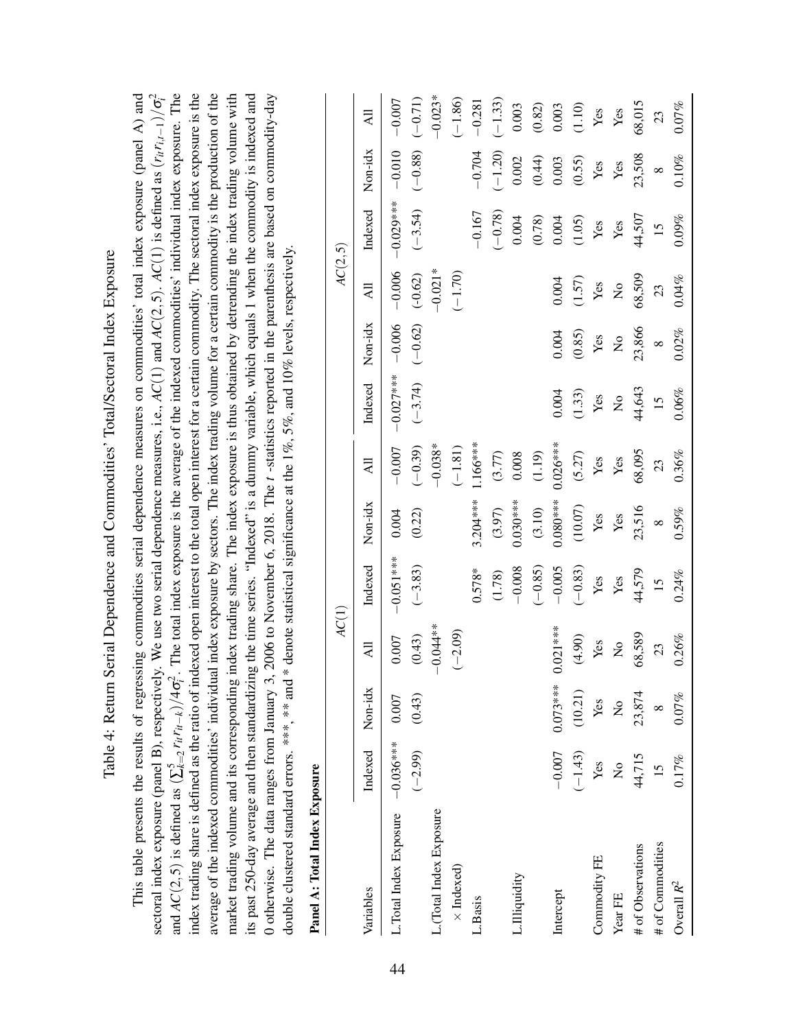# Table 4: Return Serial Dependence and Commodities' Total/Sectoral Index Exposure

This table presents the results of regressing commodities serial dependence measures on commodities' total index exposure (panel A) and sectoral index exposure (panel B), respectively. We use two serial dependence measures, i.e., $AC(1)$ and $AC(2,5)$. $AC(1)$ is defined as $(r_{it}r_{i,t-1})/\sigma_i^2$ and $AC(2,5)$ is defined as $(\sum_{k=2}^{5} r_{it}r_{it-k})/4\sigma_i^2$. The total index exposure is the average of the indexed commodities' individual index exposure. The index trading share is defined as the ratio of indexed open interest to the total open interest for a certain commodity. The sectoral index exposure is the average of the indexed commodities' individual index exposure by sectors. The index trading volume for a certain commodity is the production of the market trading volume and its corresponding index trading share. The index exposure is thus obtained by detrending the index trading volume with its past 250-day average and then standardizing the time series. "Indexed" is a dummy variable, which equals 1 when the commodity is indexed and 0 otherwise. The data ranges from January 3, 2006 to November 6, 2018. The $t$-statistics reported in the parenthesis are based on commodity-day double clustered standard errors. \*\*\*, \*\* and \* denote statistical significance at the 1%, 5%, and 10% levels, respectively.

**Panel A: Total Index Exposure**

| | $AC(1)$ | | | | | | $AC(2,5)$ | | | | | |
|---|---|---|---|---|---|---|---|---|---|---|---|---|
| Variables | Indexed | Non-idx | All | Indexed | Non-idx | All | Indexed | Non-idx | All | Indexed | Non-idx | All |
| L.Total Index Exposure | −0.036\*\*\* | 0.007 | 0.007 | −0.051\*\*\* | 0.004 | −0.007 | −0.027\*\*\* | −0.006 | −0.006 | −0.029\*\*\* | −0.010 | −0.007 |
| | (−2.99) | (0.43) | (0.43) | (−3.83) | (0.22) | (−0.39) | (−3.74) | (−0.62) | (-0.62) | (−3.54) | (−0.88) | (−0.71) |
| L.(Total Index Exposure | | | −0.044\*\* | | | −0.038\* | | | −0.021\* | | | −0.023\* |
| × Indexed) | | | (−2.09) | | | (−1.81) | | | (−1.70) | | | (−1.86) |
| L.Basis | | | | 0.578\* | 3.204\*\*\* | 1.166\*\*\* | | | | −0.167 | −0.704 | −0.281 |
| | | | | (1.78) | (3.97) | (3.77) | | | | (−0.78) | (−1.20) | (−1.33) |
| L.Illiquidity | | | | −0.008 | 0.030\*\*\* | 0.008 | | | | 0.004 | 0.002 | 0.003 |
| | | | | (−0.85) | (3.10) | (1.19) | | | | (0.78) | (0.44) | (0.82) |
| Intercept | −0.007 | 0.073\*\*\* | 0.021\*\*\* | −0.005 | 0.080\*\*\* | 0.026\*\*\* | 0.004 | 0.004 | 0.004 | 0.004 | 0.003 | 0.003 |
| | (−1.43) | (10.21) | (4.90) | (−0.83) | (10.07) | (5.27) | (1.33) | (0.85) | (1.57) | (1.05) | (0.55) | (1.10) |
| Commodity FE | Yes | Yes | Yes | Yes | Yes | Yes | Yes | Yes | Yes | Yes | Yes | Yes |
| Year FE | No | No | No | Yes | Yes | Yes | No | No | No | Yes | Yes | Yes |
| # of Observations | 44,715 | 23,874 | 68,589 | 44,579 | 23,516 | 68,095 | 44,643 | 23,866 | 68,509 | 44,507 | 23,508 | 68,015 |
| # of Commodities | 15 | 8 | 23 | 15 | 8 | 23 | 15 | 8 | 23 | 15 | 8 | 23 |
| Overall $R^2$ | 0.17% | 0.07% | 0.26% | 0.24% | 0.59% | 0.36% | 0.06% | 0.02% | 0.04% | 0.09% | 0.10% | 0.07% |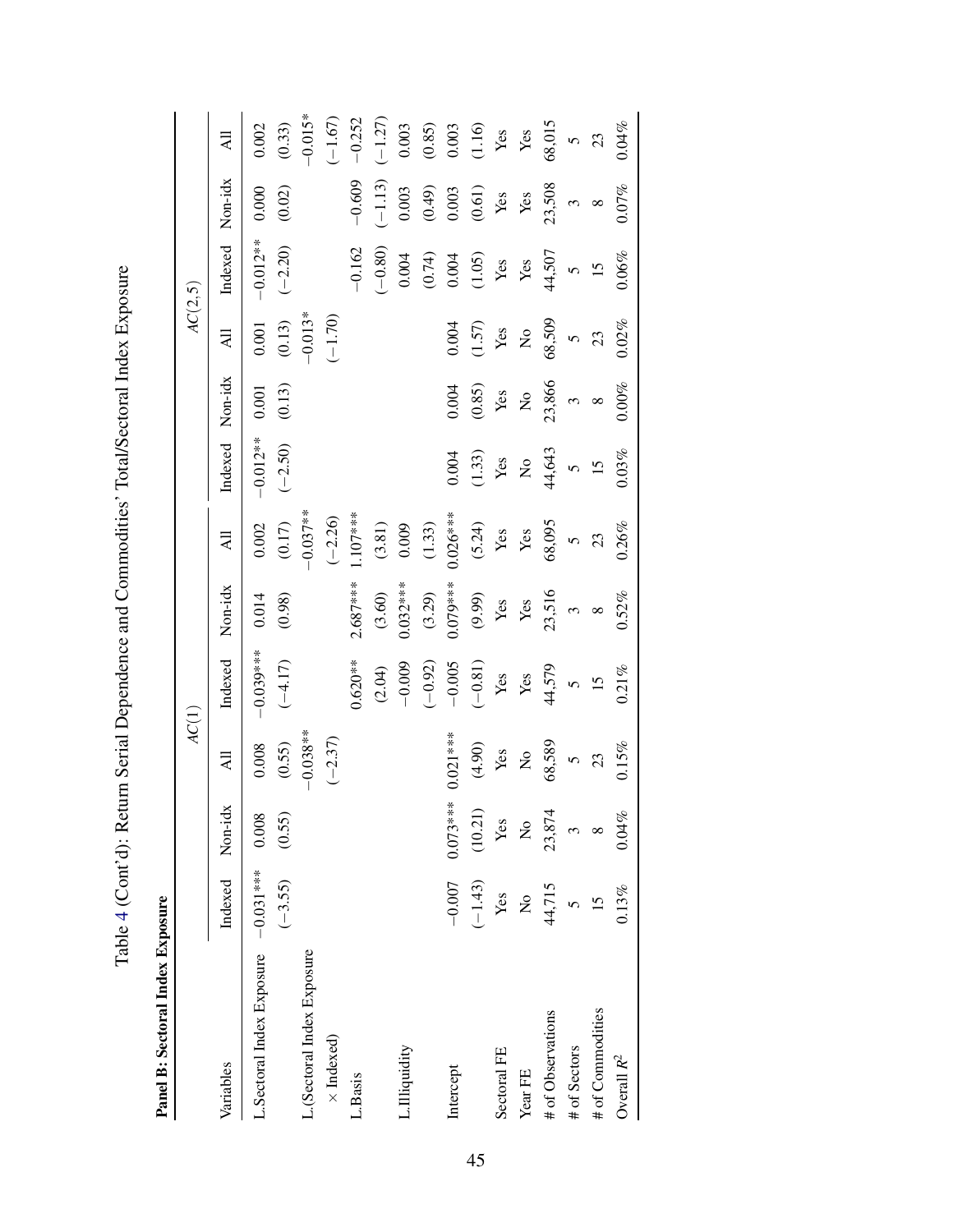Table 4 (Cont'd): Return Serial Dependence and Commodities' Total/Sectoral Index Exposure

**Panel B: Sectoral Index Exposure**

| Variables | AC(1) | | | | | | AC(2,5) | | | | | |
|---|---|---|---|---|---|---|---|---|---|---|---|---|
| | Indexed | Non-idx | All | Indexed | Non-idx | All | Indexed | Non-idx | All | Indexed | Non-idx | All |
| L.Sectoral Index Exposure | −0.031*** | 0.008 | 0.008 | −0.039*** | 0.014 | 0.002 | −0.012** | 0.001 | 0.001 | −0.012** | 0.000 | 0.002 |
| | (−3.55) | (0.55) | (0.55) | (−4.17) | (0.98) | (0.17) | (−2.50) | (0.13) | (0.13) | (−2.20) | (0.02) | (0.33) |
| L.(Sectoral Index Exposure | | | −0.038** | | | −0.037** | | | −0.013* | | | −0.015* |
| × Indexed) | | | (−2.37) | | | (−2.26) | | | (−1.70) | | | (−1.67) |
| L.Basis | | | | 0.620** | 2.687*** | 1.107*** | | | | −0.162 | −0.609 | −0.252 |
| | | | | (2.04) | (3.60) | (3.81) | | | | (−0.80) | (−1.13) | (−1.27) |
| L.Illiquidity | | | | −0.009 | 0.032*** | 0.009 | | | | 0.004 | 0.003 | 0.003 |
| | | | | (−0.92) | (3.29) | (1.33) | | | | (0.74) | (0.49) | (0.85) |
| Intercept | −0.007 | 0.073*** | 0.021*** | −0.005 | 0.079*** | 0.026*** | 0.004 | 0.004 | 0.004 | 0.004 | 0.003 | 0.003 |
| | (−1.43) | (10.21) | (4.90) | (−0.81) | (9.99) | (5.24) | (1.33) | (0.85) | (1.57) | (1.05) | (0.61) | (1.16) |
| Sectoral FE | Yes | Yes | Yes | Yes | Yes | Yes | Yes | Yes | Yes | Yes | Yes | Yes |
| Year FE | No | No | No | Yes | Yes | Yes | No | No | No | Yes | Yes | Yes |
| # of Observations | 44,715 | 23,874 | 68,589 | 44,579 | 23,516 | 68,095 | 44,643 | 23,866 | 68,509 | 44,507 | 23,508 | 68,015 |
| # of Sectors | 5 | 3 | 5 | 5 | 3 | 5 | 5 | 3 | 5 | 5 | 3 | 5 |
| # of Commodities | 15 | 8 | 23 | 15 | 8 | 23 | 15 | 8 | 23 | 15 | 8 | 23 |
| Overall $R^2$ | 0.13% | 0.04% | 0.15% | 0.21% | 0.52% | 0.26% | 0.03% | 0.00% | 0.02% | 0.06% | 0.07% | 0.04% |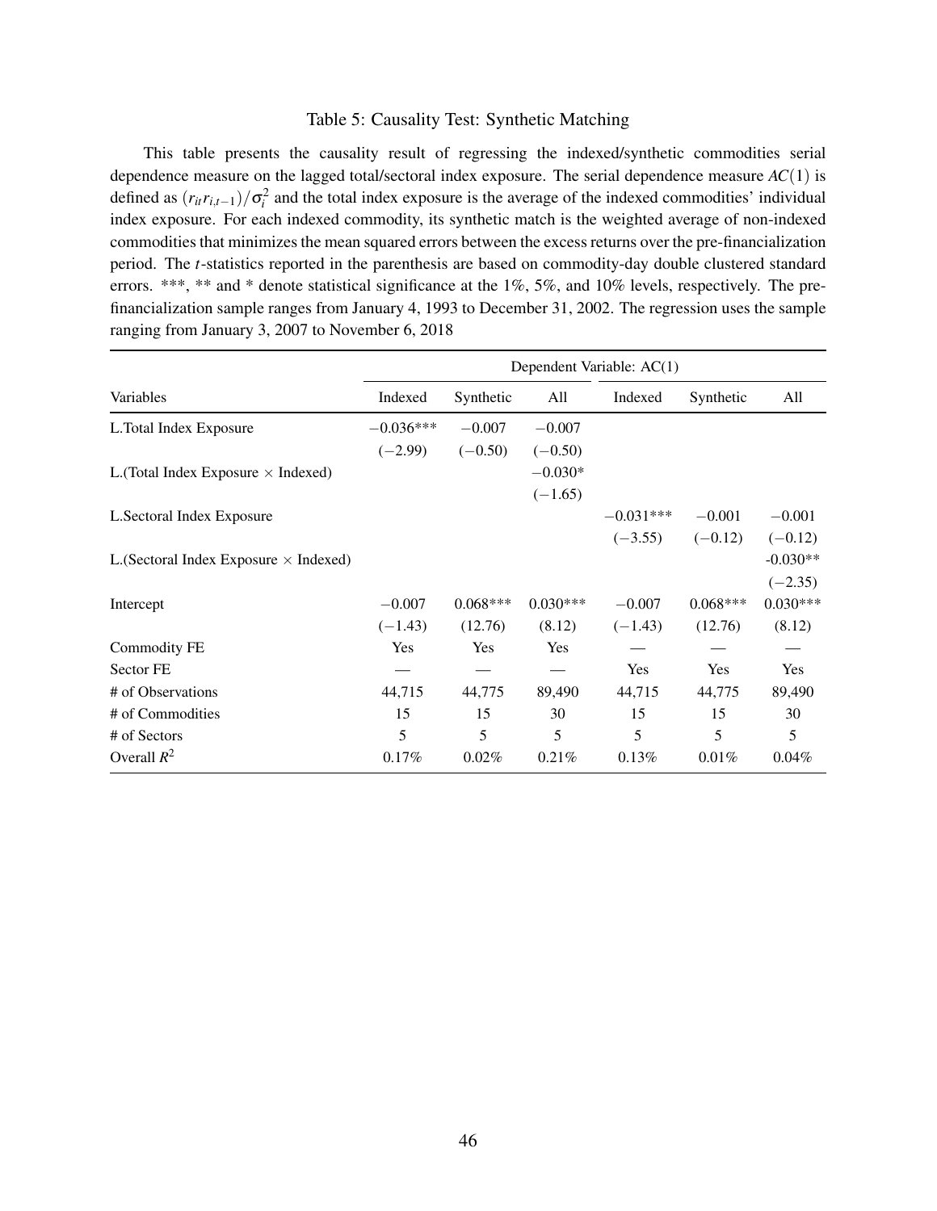Table 5: Causality Test: Synthetic Matching

This table presents the causality result of regressing the indexed/synthetic commodities serial dependence measure on the lagged total/sectoral index exposure. The serial dependence measure $AC(1)$ is defined as $(r_{it}r_{i,t-1})/\sigma_i^2$ and the total index exposure is the average of the indexed commodities' individual index exposure. For each indexed commodity, its synthetic match is the weighted average of non-indexed commodities that minimizes the mean squared errors between the excess returns over the pre-financialization period. The $t$-statistics reported in the parenthesis are based on commodity-day double clustered standard errors. ***, ** and * denote statistical significance at the 1%, 5%, and 10% levels, respectively. The pre-financialization sample ranges from January 4, 1993 to December 31, 2002. The regression uses the sample ranging from January 3, 2007 to November 6, 2018

| | Dependent Variable: AC(1) | | | | | |
|---|---|---|---|---|---|---|
| Variables | Indexed | Synthetic | All | Indexed | Synthetic | All |
| L.Total Index Exposure | −0.036*** | −0.007 | −0.007 | | | |
| | (−2.99) | (−0.50) | (−0.50) | | | |
| L.(Total Index Exposure × Indexed) | | | −0.030* | | | |
| | | | (−1.65) | | | |
| L.Sectoral Index Exposure | | | | −0.031*** | −0.001 | −0.001 |
| | | | | (−3.55) | (−0.12) | (−0.12) |
| L.(Sectoral Index Exposure × Indexed) | | | | | | -0.030** |
| | | | | | | (−2.35) |
| Intercept | −0.007 | 0.068*** | 0.030*** | −0.007 | 0.068*** | 0.030*** |
| | (−1.43) | (12.76) | (8.12) | (−1.43) | (12.76) | (8.12) |
| Commodity FE | Yes | Yes | Yes | — | — | — |
| Sector FE | — | — | — | Yes | Yes | Yes |
| # of Observations | 44,715 | 44,775 | 89,490 | 44,715 | 44,775 | 89,490 |
| # of Commodities | 15 | 15 | 30 | 15 | 15 | 30 |
| # of Sectors | 5 | 5 | 5 | 5 | 5 | 5 |
| Overall $R^2$ | 0.17% | 0.02% | 0.21% | 0.13% | 0.01% | 0.04% |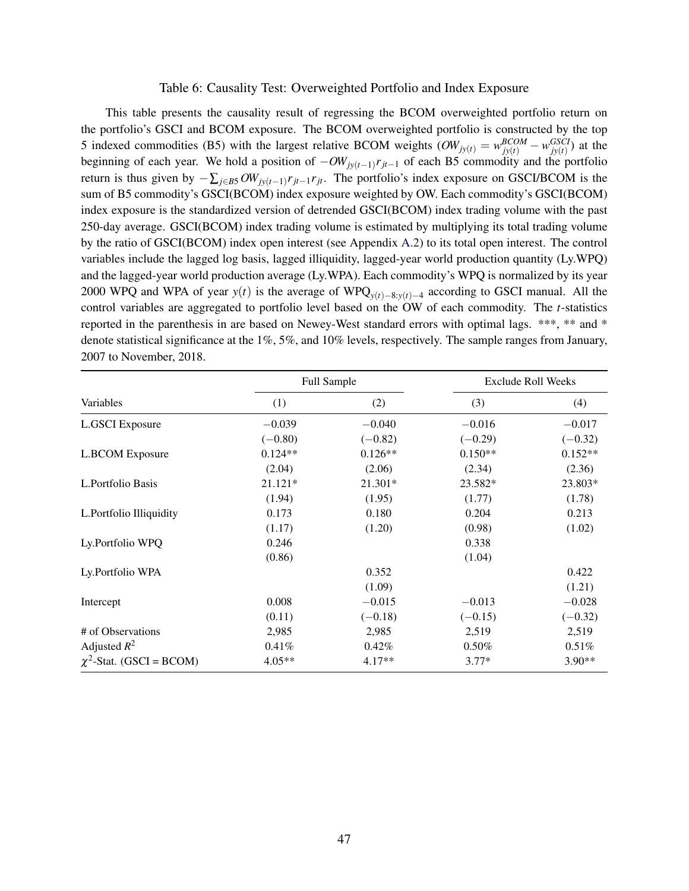Table 6: Causality Test: Overweighted Portfolio and Index Exposure

This table presents the causality result of regressing the BCOM overweighted portfolio return on the portfolio's GSCI and BCOM exposure. The BCOM overweighted portfolio is constructed by the top 5 indexed commodities (B5) with the largest relative BCOM weights ($OW_{jy(t)} = w^{BCOM}_{jy(t)} - w^{GSCI}_{jy(t)}$) at the beginning of each year. We hold a position of $-OW_{jy(t-1)}r_{jt-1}$ of each B5 commodity and the portfolio return is thus given by $-\sum_{j \in B5} OW_{jy(t-1)}r_{jt-1}r_{jt}$. The portfolio's index exposure on GSCI/BCOM is the sum of B5 commodity's GSCI(BCOM) index exposure weighted by OW. Each commodity's GSCI(BCOM) index exposure is the standardized version of detrended GSCI(BCOM) index trading volume with the past 250-day average. GSCI(BCOM) index trading volume is estimated by multiplying its total trading volume by the ratio of GSCI(BCOM) index open interest (see Appendix A.2) to its total open interest. The control variables include the lagged log basis, lagged illiquidity, lagged-year world production quantity (Ly.WPQ) and the lagged-year world production average (Ly.WPA). Each commodity's WPQ is normalized by its year 2000 WPQ and WPA of year $y(t)$ is the average of $\text{WPQ}_{y(t)-8:y(t)-4}$ according to GSCI manual. All the control variables are aggregated to portfolio level based on the OW of each commodity. The $t$-statistics reported in the parenthesis in are based on Newey-West standard errors with optimal lags. ***, ** and * denote statistical significance at the 1%, 5%, and 10% levels, respectively. The sample ranges from January, 2007 to November, 2018.

| | Full Sample | | Exclude Roll Weeks | |
|---|---|---|---|---|
| Variables | (1) | (2) | (3) | (4) |
| L.GSCI Exposure | −0.039 | −0.040 | −0.016 | −0.017 |
| | (−0.80) | (−0.82) | (−0.29) | (−0.32) |
| L.BCOM Exposure | 0.124** | 0.126** | 0.150** | 0.152** |
| | (2.04) | (2.06) | (2.34) | (2.36) |
| L.Portfolio Basis | 21.121* | 21.301* | 23.582* | 23.803* |
| | (1.94) | (1.95) | (1.77) | (1.78) |
| L.Portfolio Illiquidity | 0.173 | 0.180 | 0.204 | 0.213 |
| | (1.17) | (1.20) | (0.98) | (1.02) |
| Ly.Portfolio WPQ | 0.246 | | 0.338 | |
| | (0.86) | | (1.04) | |
| Ly.Portfolio WPA | | 0.352 | | 0.422 |
| | | (1.09) | | (1.21) |
| Intercept | 0.008 | −0.015 | −0.013 | −0.028 |
| | (0.11) | (−0.18) | (−0.15) | (−0.32) |
| # of Observations | 2,985 | 2,985 | 2,519 | 2,519 |
| Adjusted $R^2$ | 0.41% | 0.42% | 0.50% | 0.51% |
| $\chi^2$-Stat. (GSCI = BCOM) | 4.05** | 4.17** | 3.77* | 3.90** |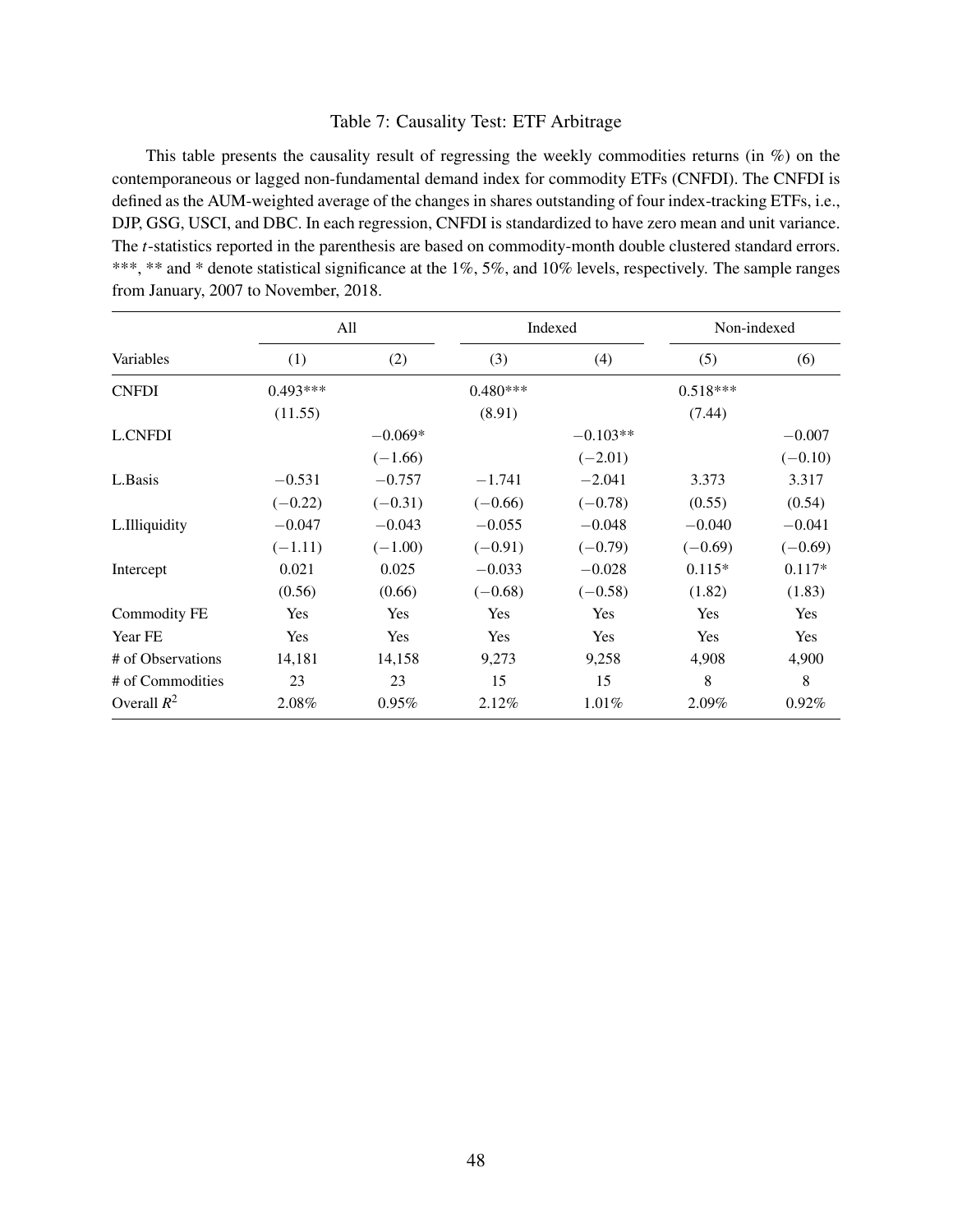Table 7: Causality Test: ETF Arbitrage

This table presents the causality result of regressing the weekly commodities returns (in %) on the contemporaneous or lagged non-fundamental demand index for commodity ETFs (CNFDI). The CNFDI is defined as the AUM-weighted average of the changes in shares outstanding of four index-tracking ETFs, i.e., DJP, GSG, USCI, and DBC. In each regression, CNFDI is standardized to have zero mean and unit variance. The $t$-statistics reported in the parenthesis are based on commodity-month double clustered standard errors. ***, ** and * denote statistical significance at the 1%, 5%, and 10% levels, respectively. The sample ranges from January, 2007 to November, 2018.

| | All | | Indexed | | Non-indexed | |
|---|---|---|---|---|---|---|
| Variables | (1) | (2) | (3) | (4) | (5) | (6) |
| CNFDI | 0.493*** | | 0.480*** | | 0.518*** | |
| | (11.55) | | (8.91) | | (7.44) | |
| L.CNFDI | | −0.069* | | −0.103** | | −0.007 |
| | | (−1.66) | | (−2.01) | | (−0.10) |
| L.Basis | −0.531 | −0.757 | −1.741 | −2.041 | 3.373 | 3.317 |
| | (−0.22) | (−0.31) | (−0.66) | (−0.78) | (0.55) | (0.54) |
| L.Illiquidity | −0.047 | −0.043 | −0.055 | −0.048 | −0.040 | −0.041 |
| | (−1.11) | (−1.00) | (−0.91) | (−0.79) | (−0.69) | (−0.69) |
| Intercept | 0.021 | 0.025 | −0.033 | −0.028 | 0.115* | 0.117* |
| | (0.56) | (0.66) | (−0.68) | (−0.58) | (1.82) | (1.83) |
| Commodity FE | Yes | Yes | Yes | Yes | Yes | Yes |
| Year FE | Yes | Yes | Yes | Yes | Yes | Yes |
| # of Observations | 14,181 | 14,158 | 9,273 | 9,258 | 4,908 | 4,900 |
| # of Commodities | 23 | 23 | 15 | 15 | 8 | 8 |
| Overall $R^2$ | 2.08% | 0.95% | 2.12% | 1.01% | 2.09% | 0.92% |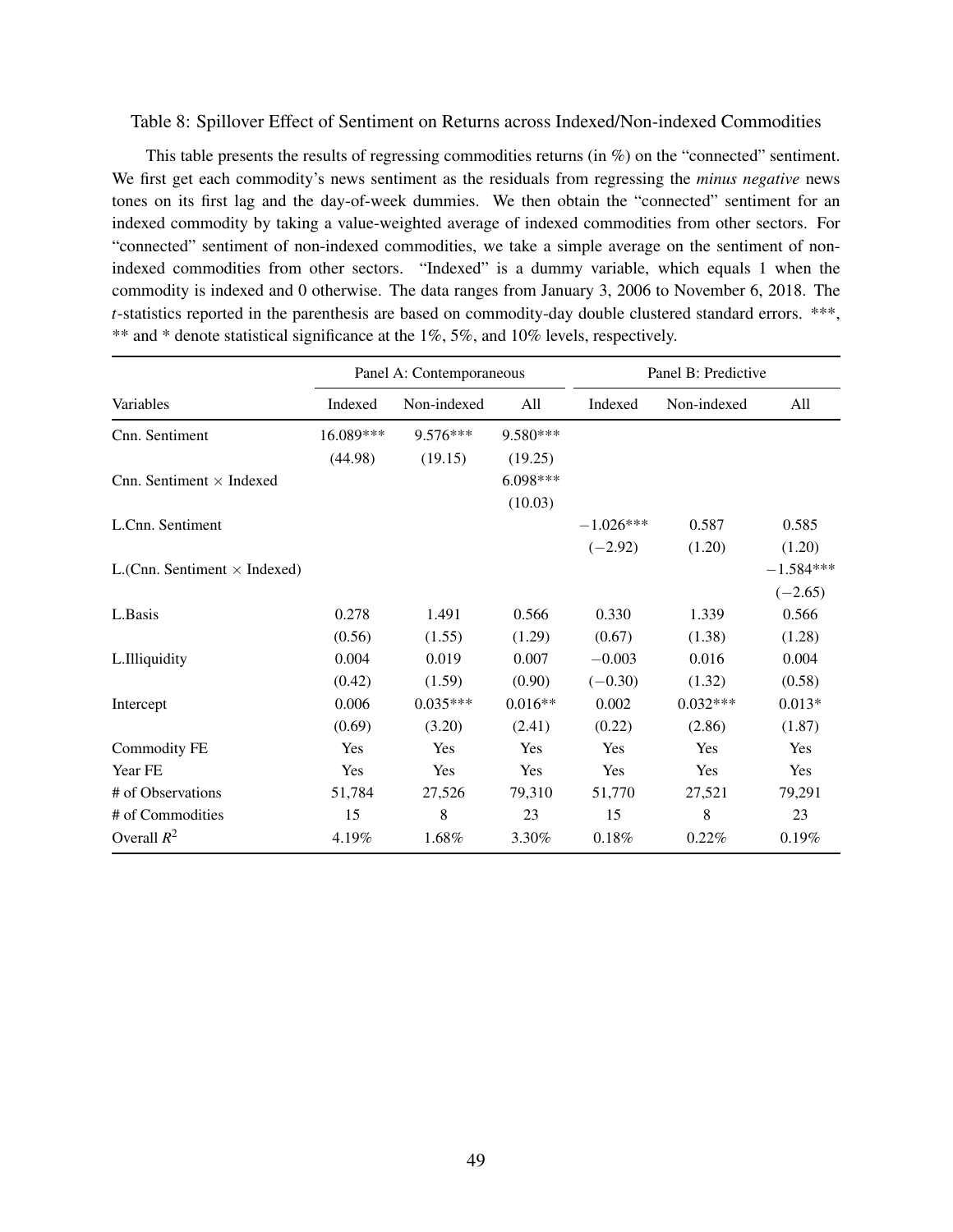Table 8: Spillover Effect of Sentiment on Returns across Indexed/Non-indexed Commodities

This table presents the results of regressing commodities returns (in %) on the "connected" sentiment. We first get each commodity's news sentiment as the residuals from regressing the *minus negative* news tones on its first lag and the day-of-week dummies. We then obtain the "connected" sentiment for an indexed commodity by taking a value-weighted average of indexed commodities from other sectors. For "connected" sentiment of non-indexed commodities, we take a simple average on the sentiment of non-indexed commodities from other sectors. "Indexed" is a dummy variable, which equals 1 when the commodity is indexed and 0 otherwise. The data ranges from January 3, 2006 to November 6, 2018. The $t$-statistics reported in the parenthesis are based on commodity-day double clustered standard errors. ***, ** and * denote statistical significance at the 1%, 5%, and 10% levels, respectively.

| | Panel A: Contemporaneous | | | Panel B: Predictive | | |
|---|---|---|---|---|---|---|
| Variables | Indexed | Non-indexed | All | Indexed | Non-indexed | All |
| Cnn. Sentiment | 16.089*** | 9.576*** | 9.580*** | | | |
| | (44.98) | (19.15) | (19.25) | | | |
| Cnn. Sentiment × Indexed | | | 6.098*** | | | |
| | | | (10.03) | | | |
| L.Cnn. Sentiment | | | | −1.026*** | 0.587 | 0.585 |
| | | | | (−2.92) | (1.20) | (1.20) |
| L.(Cnn. Sentiment × Indexed) | | | | | | −1.584*** |
| | | | | | | (−2.65) |
| L.Basis | 0.278 | 1.491 | 0.566 | 0.330 | 1.339 | 0.566 |
| | (0.56) | (1.55) | (1.29) | (0.67) | (1.38) | (1.28) |
| L.Illiquidity | 0.004 | 0.019 | 0.007 | −0.003 | 0.016 | 0.004 |
| | (0.42) | (1.59) | (0.90) | (−0.30) | (1.32) | (0.58) |
| Intercept | 0.006 | 0.035*** | 0.016** | 0.002 | 0.032*** | 0.013* |
| | (0.69) | (3.20) | (2.41) | (0.22) | (2.86) | (1.87) |
| Commodity FE | Yes | Yes | Yes | Yes | Yes | Yes |
| Year FE | Yes | Yes | Yes | Yes | Yes | Yes |
| # of Observations | 51,784 | 27,526 | 79,310 | 51,770 | 27,521 | 79,291 |
| # of Commodities | 15 | 8 | 23 | 15 | 8 | 23 |
| Overall $R^2$ | 4.19% | 1.68% | 3.30% | 0.18% | 0.22% | 0.19% |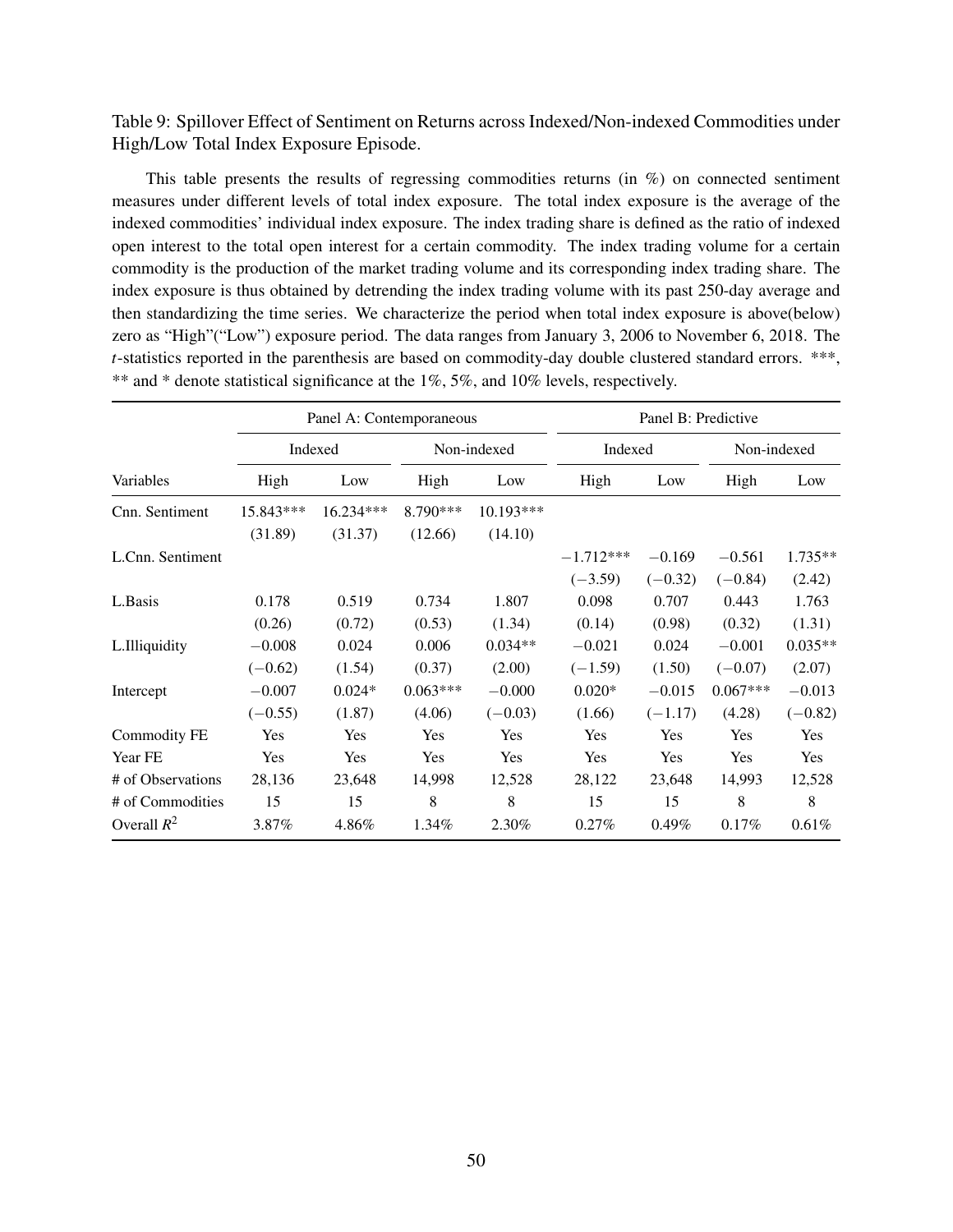Table 9: Spillover Effect of Sentiment on Returns across Indexed/Non-indexed Commodities under High/Low Total Index Exposure Episode.

This table presents the results of regressing commodities returns (in %) on connected sentiment measures under different levels of total index exposure. The total index exposure is the average of the indexed commodities' individual index exposure. The index trading share is defined as the ratio of indexed open interest to the total open interest for a certain commodity. The index trading volume for a certain commodity is the production of the market trading volume and its corresponding index trading share. The index exposure is thus obtained by detrending the index trading volume with its past 250-day average and then standardizing the time series. We characterize the period when total index exposure is above(below) zero as "High"("Low") exposure period. The data ranges from January 3, 2006 to November 6, 2018. The *t*-statistics reported in the parenthesis are based on commodity-day double clustered standard errors. ***, ** and * denote statistical significance at the 1%, 5%, and 10% levels, respectively.

| | Panel A: Contemporaneous | | | | Panel B: Predictive | | | |
|---|---|---|---|---|---|---|---|---|
| | Indexed | | Non-indexed | | Indexed | | Non-indexed | |
| Variables | High | Low | High | Low | High | Low | High | Low |
| Cnn. Sentiment | 15.843*** | 16.234*** | 8.790*** | 10.193*** | | | | |
| | (31.89) | (31.37) | (12.66) | (14.10) | | | | |
| L.Cnn. Sentiment | | | | | −1.712*** | −0.169 | −0.561 | 1.735** |
| | | | | | (−3.59) | (−0.32) | (−0.84) | (2.42) |
| L.Basis | 0.178 | 0.519 | 0.734 | 1.807 | 0.098 | 0.707 | 0.443 | 1.763 |
| | (0.26) | (0.72) | (0.53) | (1.34) | (0.14) | (0.98) | (0.32) | (1.31) |
| L.Illiquidity | −0.008 | 0.024 | 0.006 | 0.034** | −0.021 | 0.024 | −0.001 | 0.035** |
| | (−0.62) | (1.54) | (0.37) | (2.00) | (−1.59) | (1.50) | (−0.07) | (2.07) |
| Intercept | −0.007 | 0.024* | 0.063*** | −0.000 | 0.020* | −0.015 | 0.067*** | −0.013 |
| | (−0.55) | (1.87) | (4.06) | (−0.03) | (1.66) | (−1.17) | (4.28) | (−0.82) |
| Commodity FE | Yes | Yes | Yes | Yes | Yes | Yes | Yes | Yes |
| Year FE | Yes | Yes | Yes | Yes | Yes | Yes | Yes | Yes |
| # of Observations | 28,136 | 23,648 | 14,998 | 12,528 | 28,122 | 23,648 | 14,993 | 12,528 |
| # of Commodities | 15 | 15 | 8 | 8 | 15 | 15 | 8 | 8 |
| Overall $R^2$ | 3.87% | 4.86% | 1.34% | 2.30% | 0.27% | 0.49% | 0.17% | 0.61% |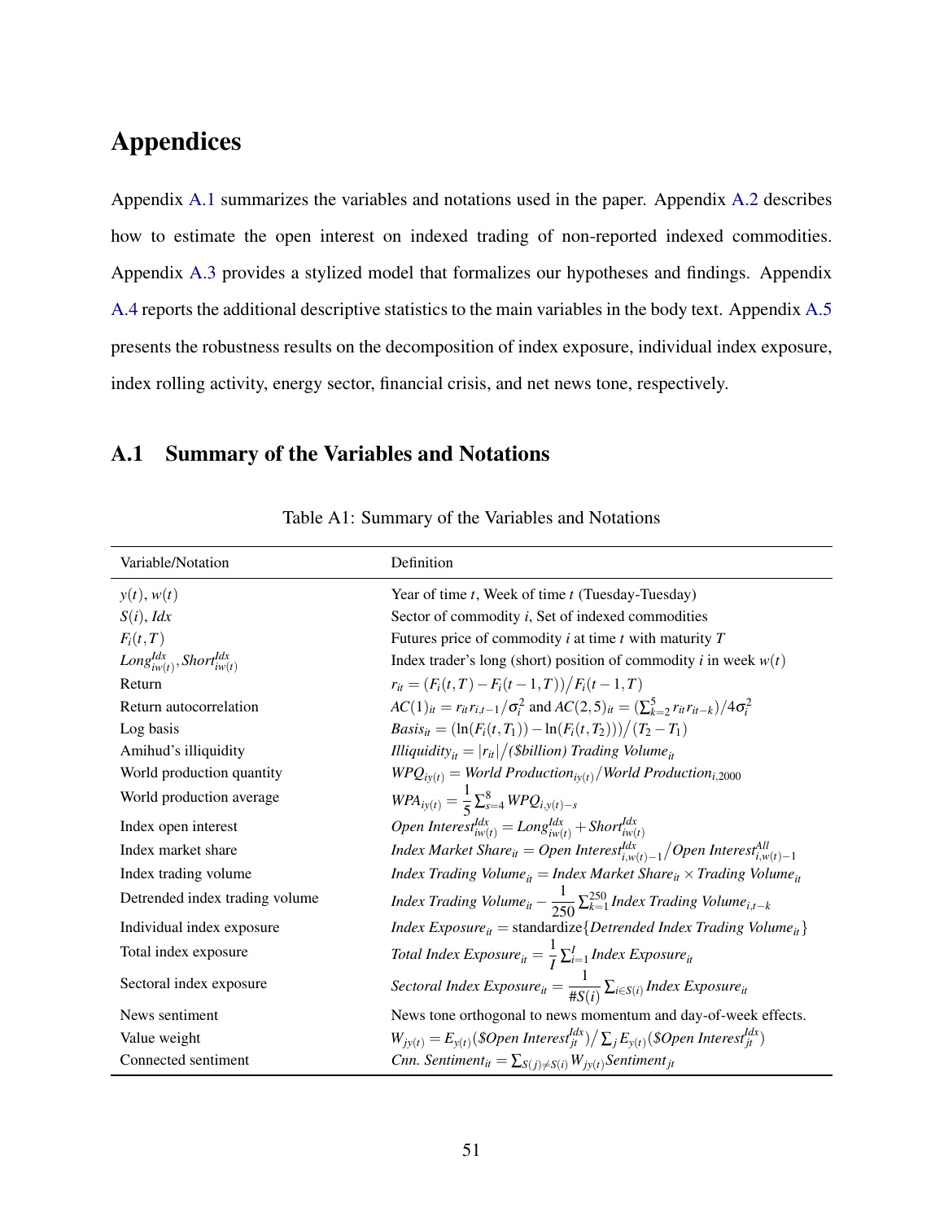# Appendices

Appendix A.1 summarizes the variables and notations used in the paper. Appendix A.2 describes how to estimate the open interest on indexed trading of non-reported indexed commodities. Appendix A.3 provides a stylized model that formalizes our hypotheses and findings. Appendix A.4 reports the additional descriptive statistics to the main variables in the body text. Appendix A.5 presents the robustness results on the decomposition of index exposure, individual index exposure, index rolling activity, energy sector, financial crisis, and net news tone, respectively.

## A.1 Summary of the Variables and Notations

Table A1: Summary of the Variables and Notations

| Variable/Notation | Definition |
|---|---|
| $y(t)$, $w(t)$ | Year of time $t$, Week of time $t$ (Tuesday-Tuesday) |
| $S(i)$, $Idx$ | Sector of commodity $i$, Set of indexed commodities |
| $F_i(t,T)$ | Futures price of commodity $i$ at time $t$ with maturity $T$ |
| $Long^{Idx}_{iw(t)}, Short^{Idx}_{iw(t)}$ | Index trader's long (short) position of commodity $i$ in week $w(t)$ |
| Return | $r_{it} = (F_i(t,T) - F_i(t-1,T))\big/F_i(t-1,T)$ |
| Return autocorrelation | $AC(1)_{it} = r_{it}r_{i,t-1}/\sigma_i^2$ and $AC(2,5)_{it} = (\sum_{k=2}^{5} r_{it}r_{it-k})/4\sigma_i^2$ |
| Log basis | $Basis_{it} = (\ln(F_i(t,T_1)) - \ln(F_i(t,T_2)))\big/(T_2 - T_1)$ |
| Amihud's illiquidity | $Illiquidity_{it} = \lvert r_{it}\rvert \big/ (\$billion)\ Trading\ Volume_{it}$ |
| World production quantity | $WPQ_{iy(t)} = World\ Production_{iy(t)} / World\ Production_{i,2000}$ |
| World production average | $WPA_{iy(t)} = \frac{1}{5}\sum_{s=4}^{8} WPQ_{i,y(t)-s}$ |
| Index open interest | $Open\ Interest^{Idx}_{iw(t)} = Long^{Idx}_{iw(t)} + Short^{Idx}_{iw(t)}$ |
| Index market share | $Index\ Market\ Share_{it} = Open\ Interest^{Idx}_{i,w(t)-1} \big/ Open\ Interest^{All}_{i,w(t)-1}$ |
| Index trading volume | $Index\ Trading\ Volume_{it} = Index\ Market\ Share_{it} \times Trading\ Volume_{it}$ |
| Detrended index trading volume | $Index\ Trading\ Volume_{it} - \frac{1}{250}\sum_{k=1}^{250} Index\ Trading\ Volume_{i,t-k}$ |
| Individual index exposure | $Index\ Exposure_{it} = \text{standardize}\{Detrended\ Index\ Trading\ Volume_{it}\}$ |
| Total index exposure | $Total\ Index\ Exposure_{it} = \frac{1}{I}\sum_{i=1}^{I} Index\ Exposure_{it}$ |
| Sectoral index exposure | $Sectoral\ Index\ Exposure_{it} = \frac{1}{\#S(i)}\sum_{i\in S(i)} Index\ Exposure_{it}$ |
| News sentiment | News tone orthogonal to news momentum and day-of-week effects. |
| Value weight | $W_{jy(t)} = E_{y(t)}(\$Open\ Interest^{Idx}_{jt}) \big/ \sum_j E_{y(t)}(\$Open\ Interest^{Idx}_{jt})$ |
| Connected sentiment | $Cnn.\ Sentiment_{it} = \sum_{S(j)\neq S(i)} W_{jy(t)} Sentiment_{jt}$ |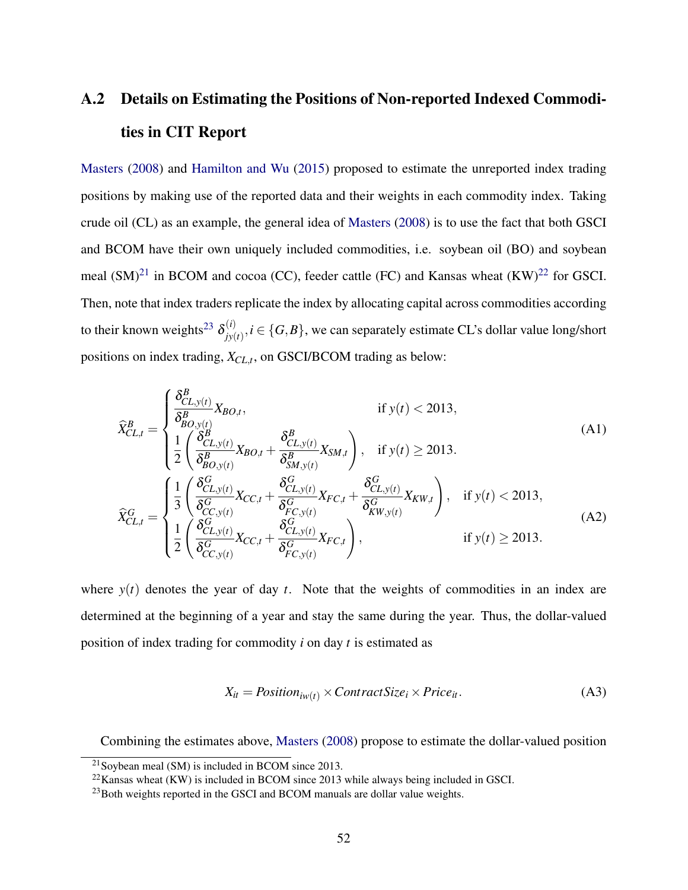## A.2 Details on Estimating the Positions of Non-reported Indexed Commodities in CIT Report

Masters (2008) and Hamilton and Wu (2015) proposed to estimate the unreported index trading positions by making use of the reported data and their weights in each commodity index. Taking crude oil (CL) as an example, the general idea of Masters (2008) is to use the fact that both GSCI and BCOM have their own uniquely included commodities, i.e. soybean oil (BO) and soybean meal (SM)[21] in BCOM and cocoa (CC), feeder cattle (FC) and Kansas wheat (KW)[22] for GSCI. Then, note that index traders replicate the index by allocating capital across commodities according to their known weights[23] $\delta^{(i)}_{jy(t)}, i \in \{G,B\}$, we can separately estimate CL's dollar value long/short positions on index trading, $X_{CL,t}$, on GSCI/BCOM trading as below:

$$
\widehat{X}^{B}_{CL,t} = \begin{cases} \dfrac{\delta^{B}_{CL,y(t)}}{\delta^{B}_{BO,y(t)}} X_{BO,t}, & \text{if } y(t) < 2013, \\[2ex] \dfrac{1}{2}\left( \dfrac{\delta^{B}_{CL,y(t)}}{\delta^{B}_{BO,y(t)}} X_{BO,t} + \dfrac{\delta^{B}_{CL,y(t)}}{\delta^{B}_{SM,y(t)}} X_{SM,t} \right), & \text{if } y(t) \geq 2013. \end{cases} \tag{A1}
$$

$$
\widehat{X}^{G}_{CL,t} = \begin{cases} \dfrac{1}{3}\left( \dfrac{\delta^{G}_{CL,y(t)}}{\delta^{G}_{CC,y(t)}} X_{CC,t} + \dfrac{\delta^{G}_{CL,y(t)}}{\delta^{G}_{FC,y(t)}} X_{FC,t} + \dfrac{\delta^{G}_{CL,y(t)}}{\delta^{G}_{KW,y(t)}} X_{KW,t} \right), & \text{if } y(t) < 2013, \\[2ex] \dfrac{1}{2}\left( \dfrac{\delta^{G}_{CL,y(t)}}{\delta^{G}_{CC,y(t)}} X_{CC,t} + \dfrac{\delta^{G}_{CL,y(t)}}{\delta^{G}_{FC,y(t)}} X_{FC,t} \right), & \text{if } y(t) \geq 2013. \end{cases} \tag{A2}
$$

where $y(t)$ denotes the year of day $t$. Note that the weights of commodities in an index are determined at the beginning of a year and stay the same during the year. Thus, the dollar-valued position of index trading for commodity $i$ on day $t$ is estimated as

$$
X_{it} = Position_{iw(t)} \times ContractSize_{i} \times Price_{it}. \tag{A3}
$$

Combining the estimates above, Masters (2008) propose to estimate the dollar-valued position

[21] Soybean meal (SM) is included in BCOM since 2013.

[22] Kansas wheat (KW) is included in BCOM since 2013 while always being included in GSCI.

[23] Both weights reported in the GSCI and BCOM manuals are dollar value weights.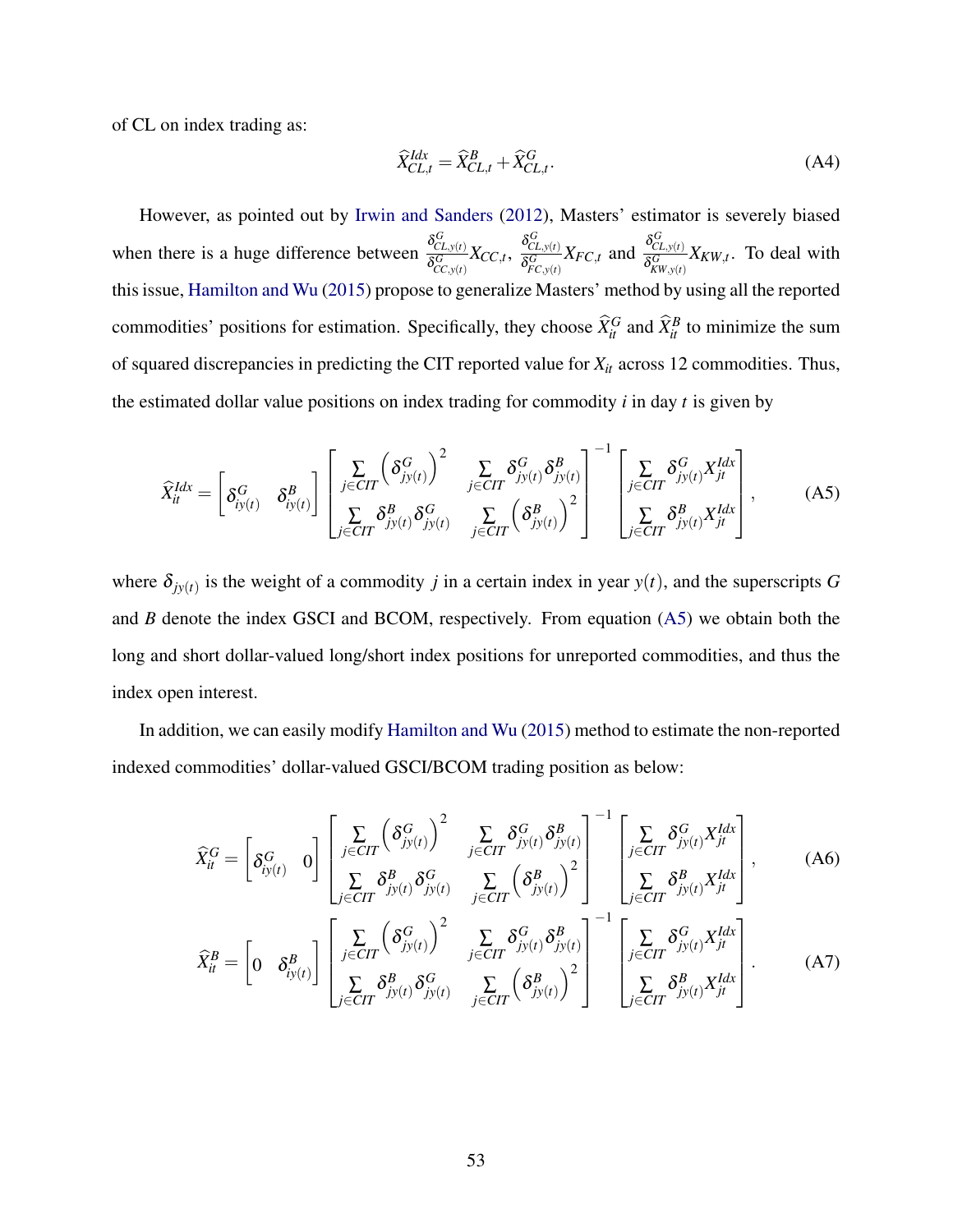of CL on index trading as:

$$\widehat{X}^{Idx}_{CL,t} = \widehat{X}^{B}_{CL,t} + \widehat{X}^{G}_{CL,t}. \tag{A4}$$

However, as pointed out by Irwin and Sanders (2012), Masters' estimator is severely biased when there is a huge difference between $\frac{\delta^G_{CL,y(t)}}{\delta^G_{CC,y(t)}} X_{CC,t}$, $\frac{\delta^G_{CL,y(t)}}{\delta^G_{FC,y(t)}} X_{FC,t}$ and $\frac{\delta^G_{CL,y(t)}}{\delta^G_{KW,y(t)}} X_{KW,t}$. To deal with this issue, Hamilton and Wu (2015) propose to generalize Masters' method by using all the reported commodities' positions for estimation. Specifically, they choose $\widehat{X}^G_{it}$ and $\widehat{X}^B_{it}$ to minimize the sum of squared discrepancies in predicting the CIT reported value for $X_{it}$ across 12 commodities. Thus, the estimated dollar value positions on index trading for commodity $i$ in day $t$ is given by

$$\widehat{X}^{Idx}_{it} = \begin{bmatrix} \delta^G_{iy(t)} & \delta^B_{iy(t)} \end{bmatrix} \begin{bmatrix} \sum\limits_{j\in CIT} \left(\delta^G_{jy(t)}\right)^2 & \sum\limits_{j\in CIT} \delta^G_{jy(t)}\delta^B_{jy(t)} \\ \sum\limits_{j\in CIT} \delta^B_{jy(t)}\delta^G_{jy(t)} & \sum\limits_{j\in CIT} \left(\delta^B_{jy(t)}\right)^2 \end{bmatrix}^{-1} \begin{bmatrix} \sum\limits_{j\in CIT} \delta^G_{jy(t)} X^{Idx}_{jt} \\ \sum\limits_{j\in CIT} \delta^B_{jy(t)} X^{Idx}_{jt} \end{bmatrix}, \tag{A5}$$

where $\delta_{jy(t)}$ is the weight of a commodity $j$ in a certain index in year $y(t)$, and the superscripts $G$ and $B$ denote the index GSCI and BCOM, respectively. From equation (A5) we obtain both the long and short dollar-valued long/short index positions for unreported commodities, and thus the index open interest.

In addition, we can easily modify Hamilton and Wu (2015) method to estimate the non-reported indexed commodities' dollar-valued GSCI/BCOM trading position as below:

$$\widehat{X}^{G}_{it} = \begin{bmatrix} \delta^G_{iy(t)} & 0 \end{bmatrix} \begin{bmatrix} \sum\limits_{j\in CIT} \left(\delta^G_{jy(t)}\right)^2 & \sum\limits_{j\in CIT} \delta^G_{jy(t)}\delta^B_{jy(t)} \\ \sum\limits_{j\in CIT} \delta^B_{jy(t)}\delta^G_{jy(t)} & \sum\limits_{j\in CIT} \left(\delta^B_{jy(t)}\right)^2 \end{bmatrix}^{-1} \begin{bmatrix} \sum\limits_{j\in CIT} \delta^G_{jy(t)} X^{Idx}_{jt} \\ \sum\limits_{j\in CIT} \delta^B_{jy(t)} X^{Idx}_{jt} \end{bmatrix}, \tag{A6}$$

$$\widehat{X}^{B}_{it} = \begin{bmatrix} 0 & \delta^B_{iy(t)} \end{bmatrix} \begin{bmatrix} \sum\limits_{j\in CIT} \left(\delta^G_{jy(t)}\right)^2 & \sum\limits_{j\in CIT} \delta^G_{jy(t)}\delta^B_{jy(t)} \\ \sum\limits_{j\in CIT} \delta^B_{jy(t)}\delta^G_{jy(t)} & \sum\limits_{j\in CIT} \left(\delta^B_{jy(t)}\right)^2 \end{bmatrix}^{-1} \begin{bmatrix} \sum\limits_{j\in CIT} \delta^G_{jy(t)} X^{Idx}_{jt} \\ \sum\limits_{j\in CIT} \delta^B_{jy(t)} X^{Idx}_{jt} \end{bmatrix}. \tag{A7}$$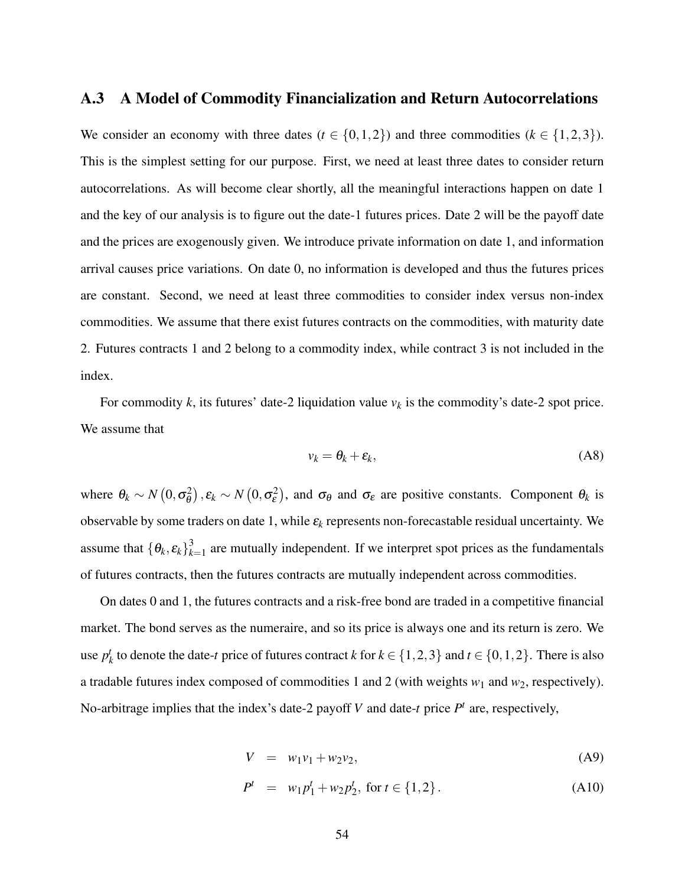## A.3 A Model of Commodity Financialization and Return Autocorrelations

We consider an economy with three dates ($t \in \{0,1,2\}$) and three commodities ($k \in \{1,2,3\}$). This is the simplest setting for our purpose. First, we need at least three dates to consider return autocorrelations. As will become clear shortly, all the meaningful interactions happen on date 1 and the key of our analysis is to figure out the date-1 futures prices. Date 2 will be the payoff date and the prices are exogenously given. We introduce private information on date 1, and information arrival causes price variations. On date 0, no information is developed and thus the futures prices are constant. Second, we need at least three commodities to consider index versus non-index commodities. We assume that there exist futures contracts on the commodities, with maturity date 2. Futures contracts 1 and 2 belong to a commodity index, while contract 3 is not included in the index.

For commodity $k$, its futures' date-2 liquidation value $v_k$ is the commodity's date-2 spot price. We assume that

$$v_k = \theta_k + \varepsilon_k, \tag{A8}$$

where $\theta_k \sim N\left(0, \sigma_\theta^2\right), \varepsilon_k \sim N\left(0, \sigma_\varepsilon^2\right)$, and $\sigma_\theta$ and $\sigma_\varepsilon$ are positive constants. Component $\theta_k$ is observable by some traders on date 1, while $\varepsilon_k$ represents non-forecastable residual uncertainty. We assume that $\{\theta_k, \varepsilon_k\}_{k=1}^3$ are mutually independent. If we interpret spot prices as the fundamentals of futures contracts, then the futures contracts are mutually independent across commodities.

On dates 0 and 1, the futures contracts and a risk-free bond are traded in a competitive financial market. The bond serves as the numeraire, and so its price is always one and its return is zero. We use $p_k^t$ to denote the date-$t$ price of futures contract $k$ for $k \in \{1,2,3\}$ and $t \in \{0,1,2\}$. There is also a tradable futures index composed of commodities 1 and 2 (with weights $w_1$ and $w_2$, respectively). No-arbitrage implies that the index's date-2 payoff $V$ and date-$t$ price $P^t$ are, respectively,

$$V = w_1 v_1 + w_2 v_2, \tag{A9}$$

$$P^t = w_1 p_1^t + w_2 p_2^t, \text{ for } t \in \{1,2\}. \tag{A10}$$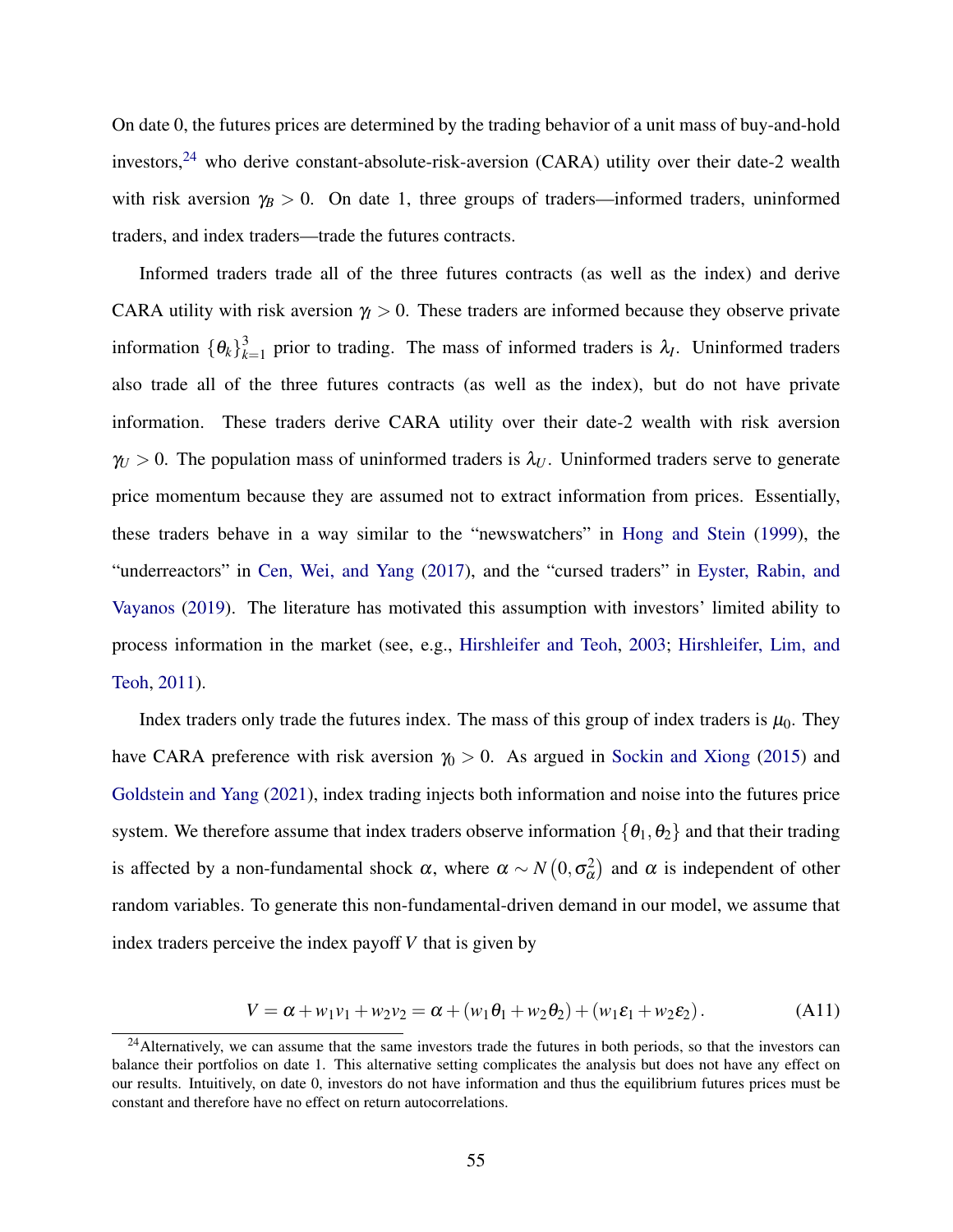On date 0, the futures prices are determined by the trading behavior of a unit mass of buy-and-hold investors,[24] who derive constant-absolute-risk-aversion (CARA) utility over their date-2 wealth with risk aversion $\gamma_B > 0$. On date 1, three groups of traders—informed traders, uninformed traders, and index traders—trade the futures contracts.

Informed traders trade all of the three futures contracts (as well as the index) and derive CARA utility with risk aversion $\gamma_I > 0$. These traders are informed because they observe private information $\{\theta_k\}_{k=1}^3$ prior to trading. The mass of informed traders is $\lambda_I$. Uninformed traders also trade all of the three futures contracts (as well as the index), but do not have private information. These traders derive CARA utility over their date-2 wealth with risk aversion $\gamma_U > 0$. The population mass of uninformed traders is $\lambda_U$. Uninformed traders serve to generate price momentum because they are assumed not to extract information from prices. Essentially, these traders behave in a way similar to the "newswatchers" in Hong and Stein (1999), the "underreactors" in Cen, Wei, and Yang (2017), and the "cursed traders" in Eyster, Rabin, and Vayanos (2019). The literature has motivated this assumption with investors' limited ability to process information in the market (see, e.g., Hirshleifer and Teoh, 2003; Hirshleifer, Lim, and Teoh, 2011).

Index traders only trade the futures index. The mass of this group of index traders is $\mu_0$. They have CARA preference with risk aversion $\gamma_0 > 0$. As argued in Sockin and Xiong (2015) and Goldstein and Yang (2021), index trading injects both information and noise into the futures price system. We therefore assume that index traders observe information $\{\theta_1, \theta_2\}$ and that their trading is affected by a non-fundamental shock $\alpha$, where $\alpha \sim N\left(0, \sigma_\alpha^2\right)$ and $\alpha$ is independent of other random variables. To generate this non-fundamental-driven demand in our model, we assume that index traders perceive the index payoff $V$ that is given by

$$V = \alpha + w_1 v_1 + w_2 v_2 = \alpha + (w_1 \theta_1 + w_2 \theta_2) + (w_1 \varepsilon_1 + w_2 \varepsilon_2). \tag{A11}$$

[24] Alternatively, we can assume that the same investors trade the futures in both periods, so that the investors can balance their portfolios on date 1. This alternative setting complicates the analysis but does not have any effect on our results. Intuitively, on date 0, investors do not have information and thus the equilibrium futures prices must be constant and therefore have no effect on return autocorrelations.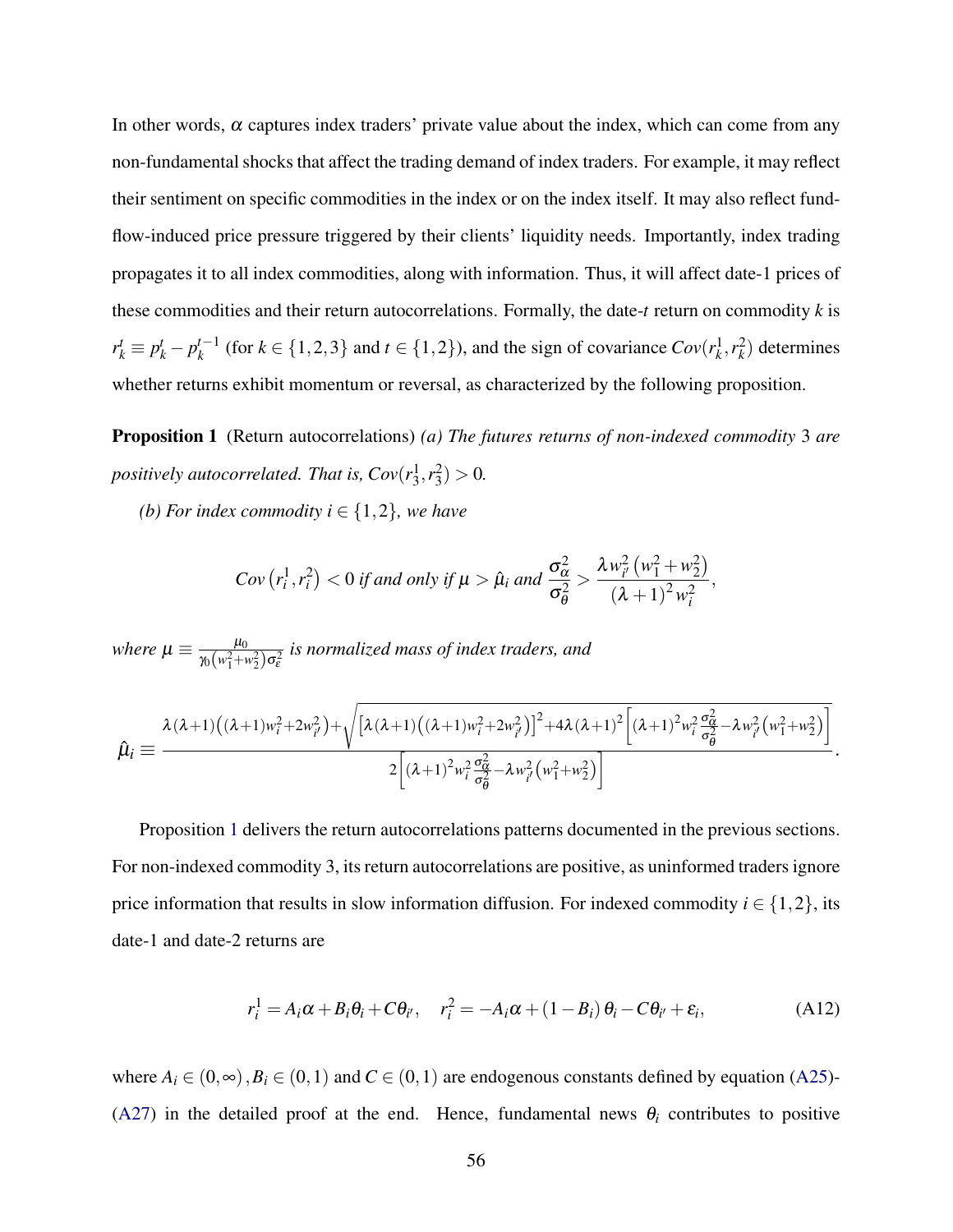In other words, $\alpha$ captures index traders' private value about the index, which can come from any non-fundamental shocks that affect the trading demand of index traders. For example, it may reflect their sentiment on specific commodities in the index or on the index itself. It may also reflect fund-flow-induced price pressure triggered by their clients' liquidity needs. Importantly, index trading propagates it to all index commodities, along with information. Thus, it will affect date-1 prices of these commodities and their return autocorrelations. Formally, the date-$t$ return on commodity $k$ is $r_k^t \equiv p_k^t - p_k^{t-1}$ (for $k \in \{1,2,3\}$ and $t \in \{1,2\}$), and the sign of covariance $Cov(r_k^1, r_k^2)$ determines whether returns exhibit momentum or reversal, as characterized by the following proposition.

**Proposition 1** (Return autocorrelations) *(a) The futures returns of non-indexed commodity 3 are positively autocorrelated. That is, $Cov(r_3^1, r_3^2) > 0$.*

*(b) For index commodity $i \in \{1,2\}$, we have*

$$Cov\left(r_i^1, r_i^2\right) < 0 \text{ if and only if } \mu > \hat{\mu}_i \text{ and } \frac{\sigma_\alpha^2}{\sigma_\theta^2} > \frac{\lambda w_{i'}^2 \left(w_1^2 + w_2^2\right)}{(\lambda+1)^2 w_i^2},$$

*where $\mu \equiv \frac{\mu_0}{\gamma_0\left(w_1^2+w_2^2\right)\sigma_\varepsilon^2}$ is normalized mass of index traders, and*

$$\hat{\mu}_i \equiv \frac{\lambda(\lambda+1)\left((\lambda+1)w_i^2+2w_{i'}^2\right)+\sqrt{\left[\lambda(\lambda+1)\left((\lambda+1)w_i^2+2w_{i'}^2\right)\right]^2+4\lambda(\lambda+1)^2\left[(\lambda+1)^2 w_i^2 \frac{\sigma_\alpha^2}{\sigma_\theta^2}-\lambda w_{i'}^2\left(w_1^2+w_2^2\right)\right]}}{2\left[(\lambda+1)^2 w_i^2 \frac{\sigma_\alpha^2}{\sigma_\theta^2}-\lambda w_{i'}^2\left(w_1^2+w_2^2\right)\right]}.$$

Proposition 1 delivers the return autocorrelations patterns documented in the previous sections. For non-indexed commodity 3, its return autocorrelations are positive, as uninformed traders ignore price information that results in slow information diffusion. For indexed commodity $i \in \{1,2\}$, its date-1 and date-2 returns are

$$r_i^1 = A_i\alpha + B_i\theta_i + C\theta_{i'}, \quad r_i^2 = -A_i\alpha + (1-B_i)\theta_i - C\theta_{i'} + \varepsilon_i, \tag{A12}$$

where $A_i \in (0,\infty), B_i \in (0,1)$ and $C \in (0,1)$ are endogenous constants defined by equation (A25)-(A27) in the detailed proof at the end. Hence, fundamental news $\theta_i$ contributes to positive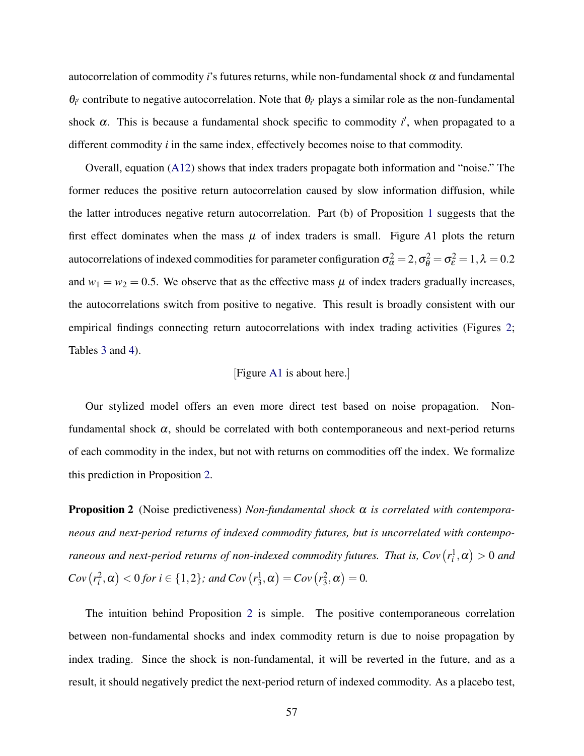autocorrelation of commodity $i$'s futures returns, while non-fundamental shock $\alpha$ and fundamental $\theta_{i'}$ contribute to negative autocorrelation. Note that $\theta_{i'}$ plays a similar role as the non-fundamental shock $\alpha$. This is because a fundamental shock specific to commodity $i'$, when propagated to a different commodity $i$ in the same index, effectively becomes noise to that commodity.

Overall, equation (A12) shows that index traders propagate both information and "noise." The former reduces the positive return autocorrelation caused by slow information diffusion, while the latter introduces negative return autocorrelation. Part (b) of Proposition 1 suggests that the first effect dominates when the mass $\mu$ of index traders is small. Figure *A*1 plots the return autocorrelations of indexed commodities for parameter configuration $\sigma_\alpha^2 = 2, \sigma_\theta^2 = \sigma_\varepsilon^2 = 1, \lambda = 0.2$ and $w_1 = w_2 = 0.5$. We observe that as the effective mass $\mu$ of index traders gradually increases, the autocorrelations switch from positive to negative. This result is broadly consistent with our empirical findings connecting return autocorrelations with index trading activities (Figures 2; Tables 3 and 4).

[Figure A1 is about here.]

Our stylized model offers an even more direct test based on noise propagation. Non-fundamental shock $\alpha$, should be correlated with both contemporaneous and next-period returns of each commodity in the index, but not with returns on commodities off the index. We formalize this prediction in Proposition 2.

**Proposition 2** (Noise predictiveness) *Non-fundamental shock $\alpha$ is correlated with contemporaneous and next-period returns of indexed commodity futures, but is uncorrelated with contemporaneous and next-period returns of non-indexed commodity futures. That is, $Cov\left(r_i^1, \alpha\right) > 0$ and $Cov\left(r_i^2, \alpha\right) < 0$ for $i \in \{1, 2\}$; and $Cov\left(r_3^1, \alpha\right) = Cov\left(r_3^2, \alpha\right) = 0$.*

The intuition behind Proposition 2 is simple. The positive contemporaneous correlation between non-fundamental shocks and index commodity return is due to noise propagation by index trading. Since the shock is non-fundamental, it will be reverted in the future, and as a result, it should negatively predict the next-period return of indexed commodity. As a placebo test,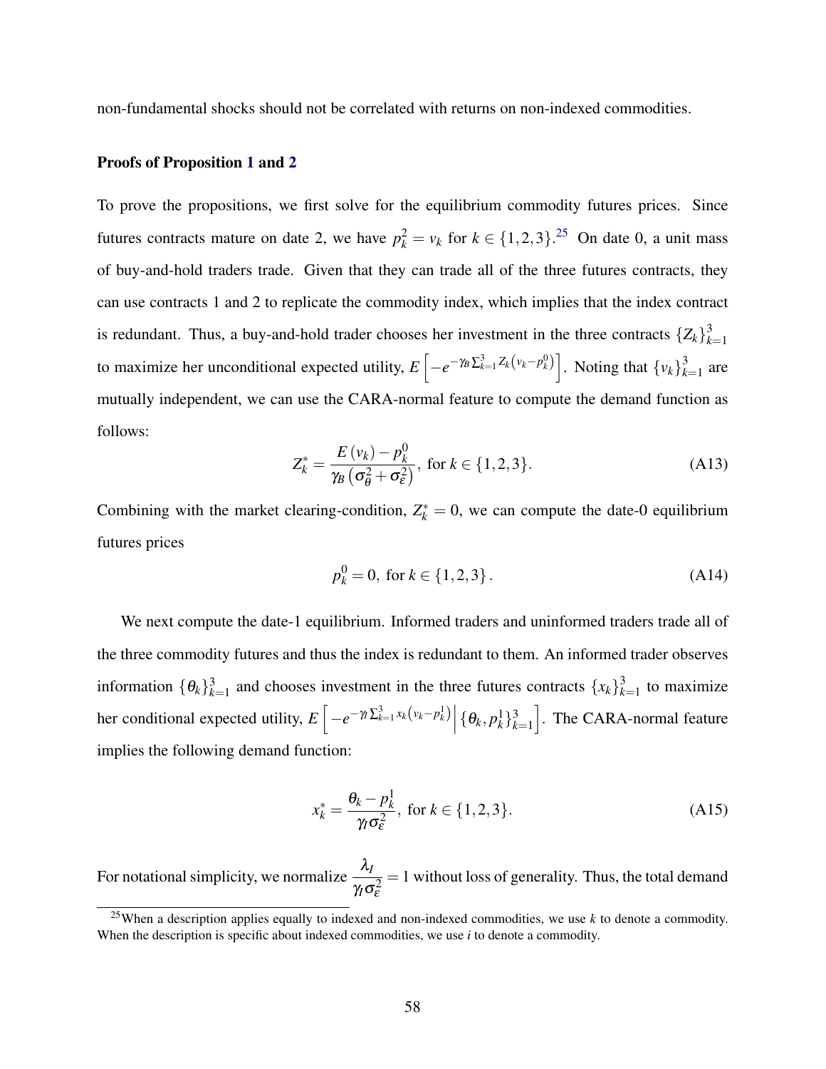non-fundamental shocks should not be correlated with returns on non-indexed commodities.

**Proofs of Proposition 1 and 2**

To prove the propositions, we first solve for the equilibrium commodity futures prices. Since futures contracts mature on date 2, we have $p_k^2 = v_k$ for $k \in \{1,2,3\}$.[25] On date 0, a unit mass of buy-and-hold traders trade. Given that they can trade all of the three futures contracts, they can use contracts 1 and 2 to replicate the commodity index, which implies that the index contract is redundant. Thus, a buy-and-hold trader chooses her investment in the three contracts $\{Z_k\}_{k=1}^3$ to maximize her unconditional expected utility, $E\left[-e^{-\gamma_B \sum_{k=1}^3 Z_k \left(v_k - p_k^0\right)}\right]$. Noting that $\{v_k\}_{k=1}^3$ are mutually independent, we can use the CARA-normal feature to compute the demand function as follows:

$$Z_k^* = \frac{E\left(v_k\right) - p_k^0}{\gamma_B \left(\sigma_\theta^2 + \sigma_\varepsilon^2\right)}, \text{ for } k \in \{1,2,3\}. \tag{A13}$$

Combining with the market clearing-condition, $Z_k^* = 0$, we can compute the date-0 equilibrium futures prices

$$p_k^0 = 0, \text{ for } k \in \{1,2,3\}. \tag{A14}$$

We next compute the date-1 equilibrium. Informed traders and uninformed traders trade all of the three commodity futures and thus the index is redundant to them. An informed trader observes information $\{\theta_k\}_{k=1}^3$ and chooses investment in the three futures contracts $\{x_k\}_{k=1}^3$ to maximize her conditional expected utility, $E\left[-e^{-\gamma_I \sum_{k=1}^3 x_k \left(v_k - p_k^1\right)} \middle| \{\theta_k, p_k^1\}_{k=1}^3\right]$. The CARA-normal feature implies the following demand function:

$$x_k^* = \frac{\theta_k - p_k^1}{\gamma_I \sigma_\varepsilon^2}, \text{ for } k \in \{1,2,3\}. \tag{A15}$$

For notational simplicity, we normalize $\dfrac{\lambda_I}{\gamma_I \sigma_\varepsilon^2} = 1$ without loss of generality. Thus, the total demand

[25] When a description applies equally to indexed and non-indexed commodities, we use $k$ to denote a commodity. When the description is specific about indexed commodities, we use $i$ to denote a commodity.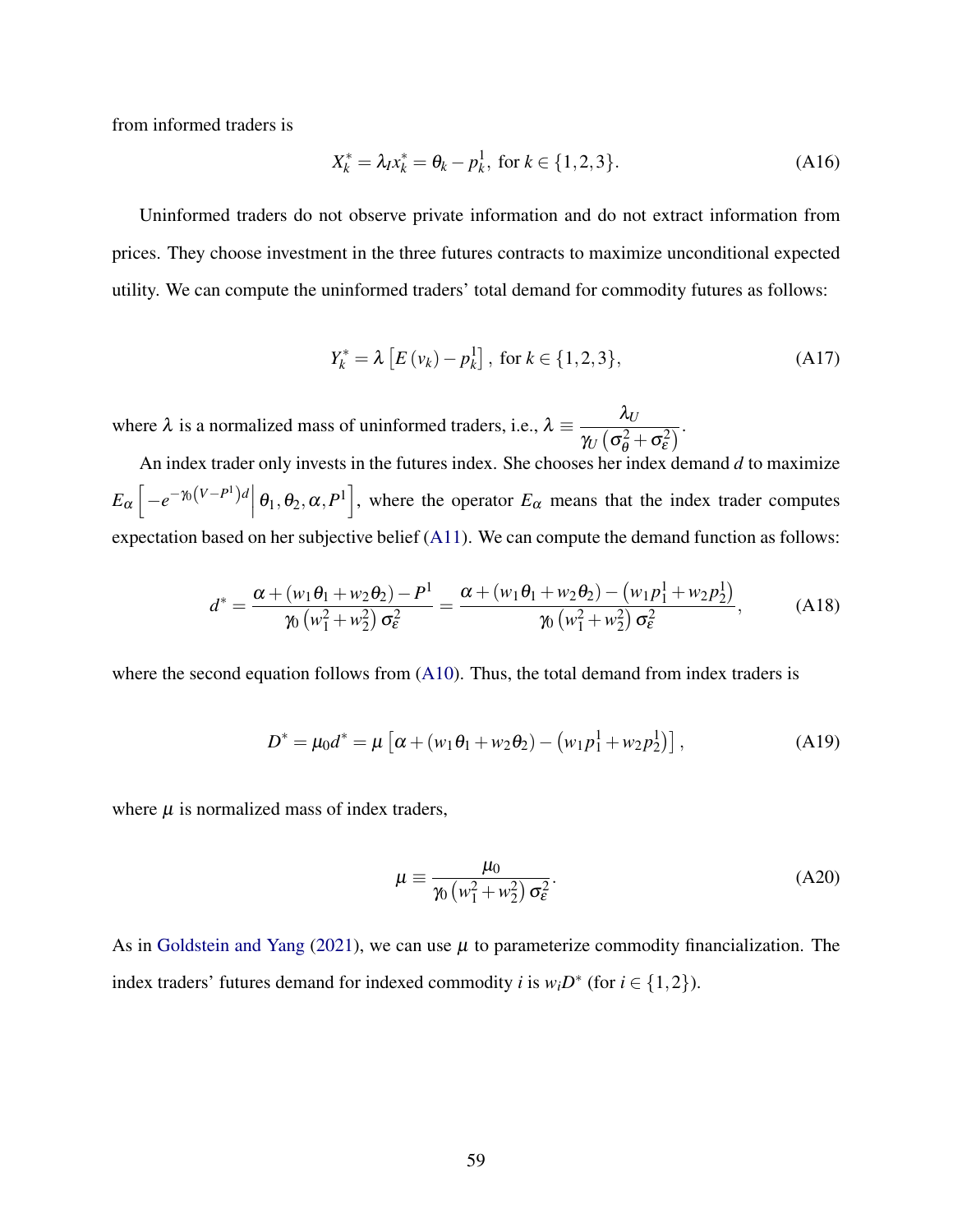from informed traders is

$$X_k^* = \lambda_I x_k^* = \theta_k - p_k^1, \text{ for } k \in \{1,2,3\}. \tag{A16}$$

Uninformed traders do not observe private information and do not extract information from prices. They choose investment in the three futures contracts to maximize unconditional expected utility. We can compute the uninformed traders' total demand for commodity futures as follows:

$$Y_k^* = \lambda \left[E(v_k) - p_k^1\right], \text{ for } k \in \{1,2,3\}, \tag{A17}$$

where $\lambda$ is a normalized mass of uninformed traders, i.e., $\lambda \equiv \dfrac{\lambda_U}{\gamma_U\left(\sigma_\theta^2 + \sigma_\varepsilon^2\right)}$.

An index trader only invests in the futures index. She chooses her index demand $d$ to maximize $E_\alpha\left[-e^{-\gamma_0\left(V - P^1\right)d}\middle|\, \theta_1, \theta_2, \alpha, P^1\right]$, where the operator $E_\alpha$ means that the index trader computes expectation based on her subjective belief (A11). We can compute the demand function as follows:

$$d^* = \frac{\alpha + (w_1\theta_1 + w_2\theta_2) - P^1}{\gamma_0\left(w_1^2 + w_2^2\right)\sigma_\varepsilon^2} = \frac{\alpha + (w_1\theta_1 + w_2\theta_2) - \left(w_1 p_1^1 + w_2 p_2^1\right)}{\gamma_0\left(w_1^2 + w_2^2\right)\sigma_\varepsilon^2}, \tag{A18}$$

where the second equation follows from (A10). Thus, the total demand from index traders is

$$D^* = \mu_0 d^* = \mu\left[\alpha + (w_1\theta_1 + w_2\theta_2) - \left(w_1 p_1^1 + w_2 p_2^1\right)\right], \tag{A19}$$

where $\mu$ is normalized mass of index traders,

$$\mu \equiv \frac{\mu_0}{\gamma_0\left(w_1^2 + w_2^2\right)\sigma_\varepsilon^2}. \tag{A20}$$

As in Goldstein and Yang (2021), we can use $\mu$ to parameterize commodity financialization. The index traders' futures demand for indexed commodity $i$ is $w_i D^*$ (for $i \in \{1,2\}$).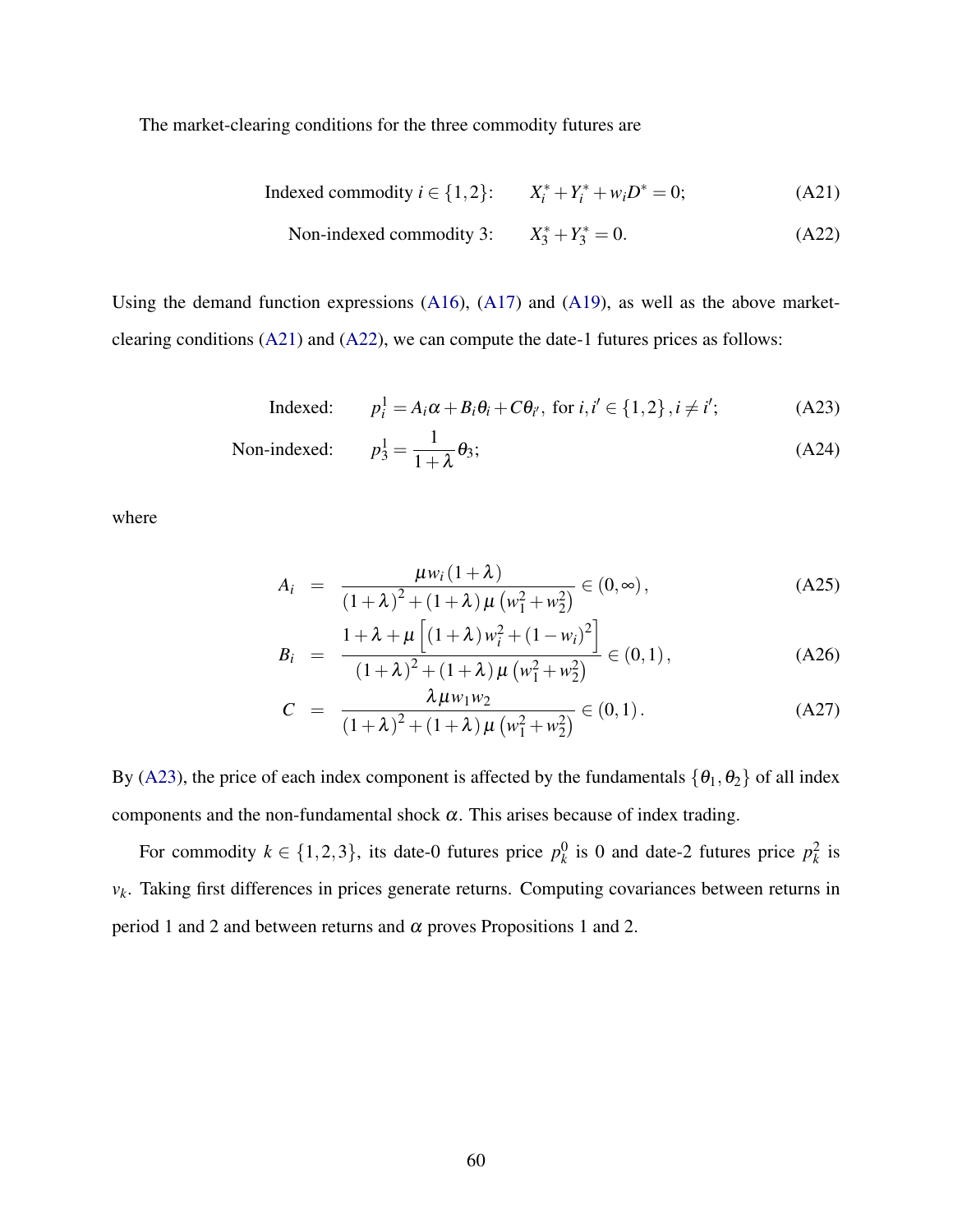The market-clearing conditions for the three commodity futures are

$$\text{Indexed commodity } i \in \{1,2\}: \qquad X_i^* + Y_i^* + w_i D^* = 0; \tag{A21}$$

$$\text{Non-indexed commodity 3:} \qquad X_3^* + Y_3^* = 0. \tag{A22}$$

Using the demand function expressions (A16), (A17) and (A19), as well as the above market-clearing conditions (A21) and (A22), we can compute the date-1 futures prices as follows:

$$\text{Indexed:} \qquad p_i^1 = A_i \alpha + B_i \theta_i + C \theta_{i'}, \text{ for } i, i' \in \{1,2\}, i \neq i'; \tag{A23}$$

$$\text{Non-indexed:} \qquad p_3^1 = \frac{1}{1+\lambda} \theta_3; \tag{A24}$$

where

$$A_i = \frac{\mu w_i (1+\lambda)}{(1+\lambda)^2 + (1+\lambda)\mu \left(w_1^2 + w_2^2\right)} \in (0, \infty), \tag{A25}$$

$$B_i = \frac{1 + \lambda + \mu \left[(1+\lambda) w_i^2 + (1-w_i)^2\right]}{(1+\lambda)^2 + (1+\lambda)\mu \left(w_1^2 + w_2^2\right)} \in (0,1), \tag{A26}$$

$$C = \frac{\lambda \mu w_1 w_2}{(1+\lambda)^2 + (1+\lambda)\mu \left(w_1^2 + w_2^2\right)} \in (0,1). \tag{A27}$$

By (A23), the price of each index component is affected by the fundamentals $\{\theta_1, \theta_2\}$ of all index components and the non-fundamental shock $\alpha$. This arises because of index trading.

For commodity $k \in \{1,2,3\}$, its date-0 futures price $p_k^0$ is 0 and date-2 futures price $p_k^2$ is $v_k$. Taking first differences in prices generate returns. Computing covariances between returns in period 1 and 2 and between returns and $\alpha$ proves Propositions 1 and 2.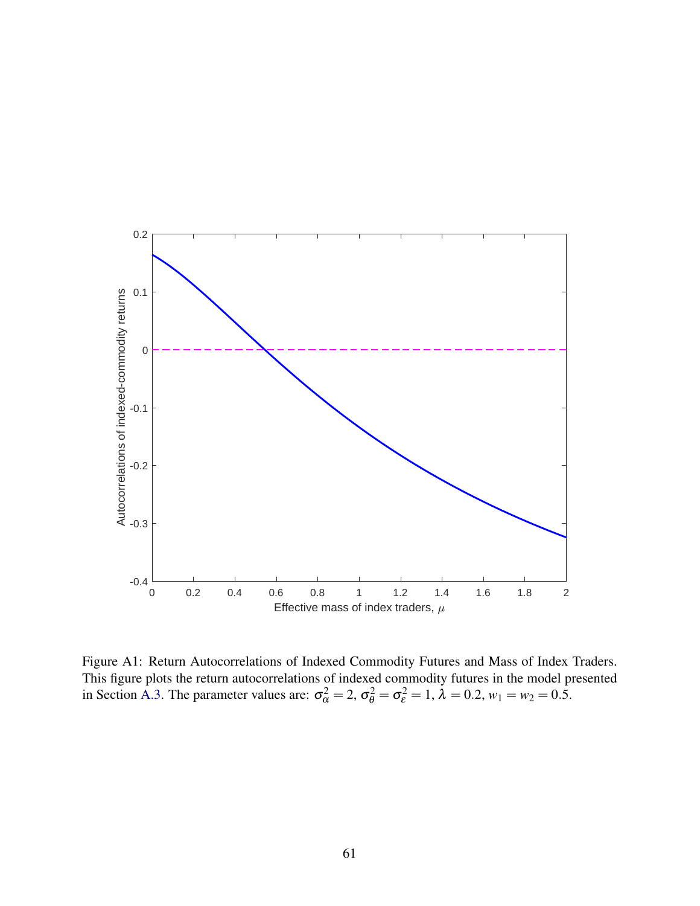Figure A1: Return Autocorrelations of Indexed Commodity Futures and Mass of Index Traders. This figure plots the return autocorrelations of indexed commodity futures in the model presented in Section A.3. The parameter values are: $\sigma_\alpha^2 = 2$, $\sigma_\theta^2 = \sigma_\varepsilon^2 = 1$, $\lambda = 0.2$, $w_1 = w_2 = 0.5$.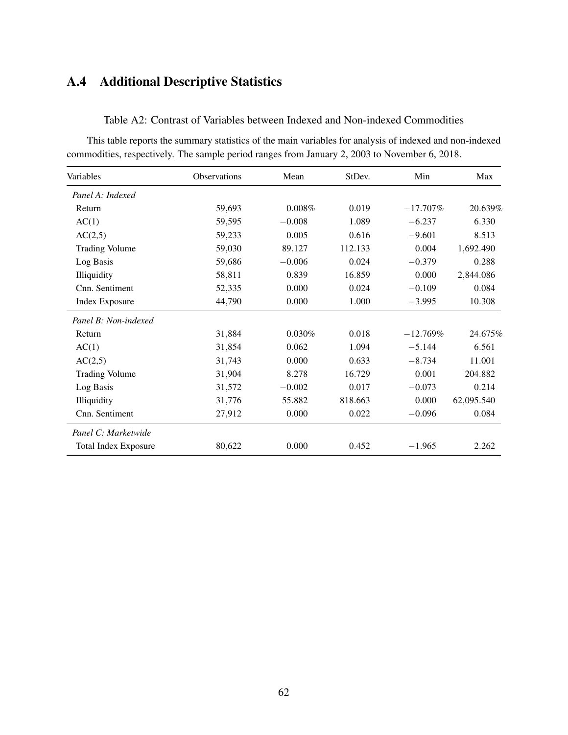## A.4 Additional Descriptive Statistics

Table A2: Contrast of Variables between Indexed and Non-indexed Commodities

This table reports the summary statistics of the main variables for analysis of indexed and non-indexed commodities, respectively. The sample period ranges from January 2, 2003 to November 6, 2018.

| Variables | Observations | Mean | StDev. | Min | Max |
|---|---|---|---|---|---|
| *Panel A: Indexed* | | | | | |
| Return | 59,693 | 0.008% | 0.019 | −17.707% | 20.639% |
| AC(1) | 59,595 | −0.008 | 1.089 | −6.237 | 6.330 |
| AC(2,5) | 59,233 | 0.005 | 0.616 | −9.601 | 8.513 |
| Trading Volume | 59,030 | 89.127 | 112.133 | 0.004 | 1,692.490 |
| Log Basis | 59,686 | −0.006 | 0.024 | −0.379 | 0.288 |
| Illiquidity | 58,811 | 0.839 | 16.859 | 0.000 | 2,844.086 |
| Cnn. Sentiment | 52,335 | 0.000 | 0.024 | −0.109 | 0.084 |
| Index Exposure | 44,790 | 0.000 | 1.000 | −3.995 | 10.308 |
| *Panel B: Non-indexed* | | | | | |
| Return | 31,884 | 0.030% | 0.018 | −12.769% | 24.675% |
| AC(1) | 31,854 | 0.062 | 1.094 | −5.144 | 6.561 |
| AC(2,5) | 31,743 | 0.000 | 0.633 | −8.734 | 11.001 |
| Trading Volume | 31,904 | 8.278 | 16.729 | 0.001 | 204.882 |
| Log Basis | 31,572 | −0.002 | 0.017 | −0.073 | 0.214 |
| Illiquidity | 31,776 | 55.882 | 818.663 | 0.000 | 62,095.540 |
| Cnn. Sentiment | 27,912 | 0.000 | 0.022 | −0.096 | 0.084 |
| *Panel C: Marketwide* | | | | | |
| Total Index Exposure | 80,622 | 0.000 | 0.452 | −1.965 | 2.262 |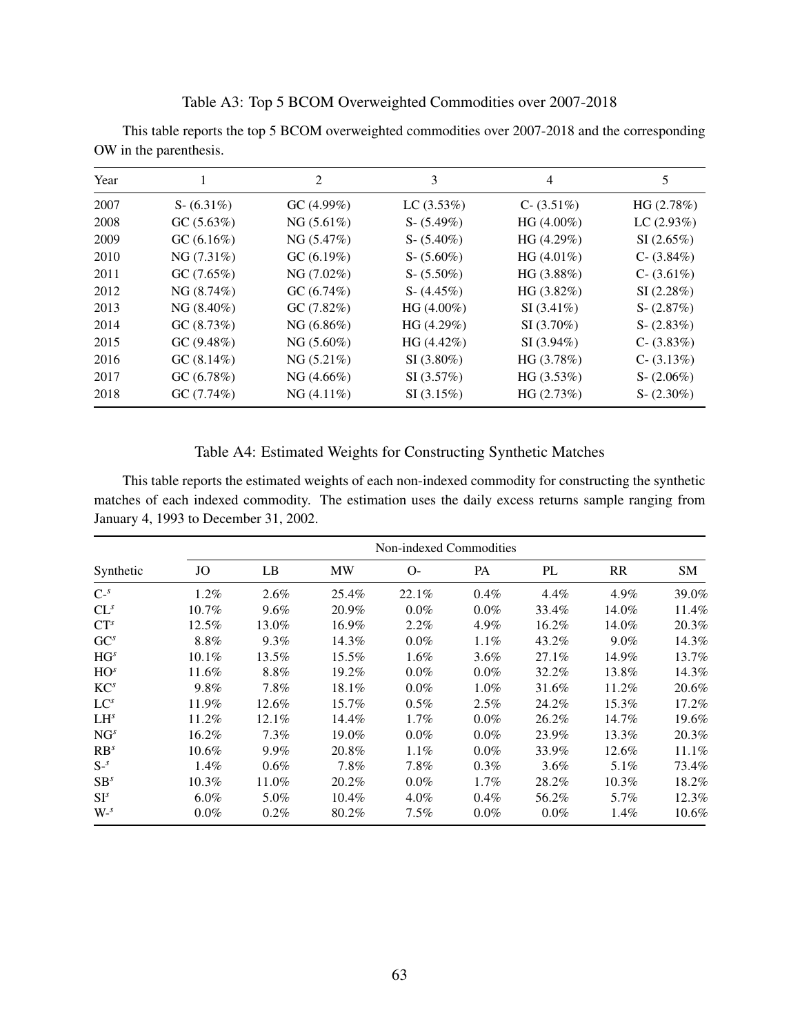Table A3: Top 5 BCOM Overweighted Commodities over 2007-2018

This table reports the top 5 BCOM overweighted commodities over 2007-2018 and the corresponding OW in the parenthesis.

| Year | 1 | 2 | 3 | 4 | 5 |
|---|---|---|---|---|---|
| 2007 | S- (6.31%) | GC (4.99%) | LC (3.53%) | C- (3.51%) | HG (2.78%) |
| 2008 | GC (5.63%) | NG (5.61%) | S- (5.49%) | HG (4.00%) | LC (2.93%) |
| 2009 | GC (6.16%) | NG (5.47%) | S- (5.40%) | HG (4.29%) | SI (2.65%) |
| 2010 | NG (7.31%) | GC (6.19%) | S- (5.60%) | HG (4.01%) | C- (3.84%) |
| 2011 | GC (7.65%) | NG (7.02%) | S- (5.50%) | HG (3.88%) | C- (3.61%) |
| 2012 | NG (8.74%) | GC (6.74%) | S- (4.45%) | HG (3.82%) | SI (2.28%) |
| 2013 | NG (8.40%) | GC (7.82%) | HG (4.00%) | SI (3.41%) | S- (2.87%) |
| 2014 | GC (8.73%) | NG (6.86%) | HG (4.29%) | SI (3.70%) | S- (2.83%) |
| 2015 | GC (9.48%) | NG (5.60%) | HG (4.42%) | SI (3.94%) | C- (3.83%) |
| 2016 | GC (8.14%) | NG (5.21%) | SI (3.80%) | HG (3.78%) | C- (3.13%) |
| 2017 | GC (6.78%) | NG (4.66%) | SI (3.57%) | HG (3.53%) | S- (2.06%) |
| 2018 | GC (7.74%) | NG (4.11%) | SI (3.15%) | HG (2.73%) | S- (2.30%) |

Table A4: Estimated Weights for Constructing Synthetic Matches

This table reports the estimated weights of each non-indexed commodity for constructing the synthetic matches of each indexed commodity. The estimation uses the daily excess returns sample ranging from January 4, 1993 to December 31, 2002.

| | Non-indexed Commodities | | | | | | | |
|---|---|---|---|---|---|---|---|---|
| Synthetic | JO | LB | MW | O- | PA | PL | RR | SM |
| $C\text{-}^s$ | 1.2% | 2.6% | 25.4% | 22.1% | 0.4% | 4.4% | 4.9% | 39.0% |
| $CL^s$ | 10.7% | 9.6% | 20.9% | 0.0% | 0.0% | 33.4% | 14.0% | 11.4% |
| $CT^s$ | 12.5% | 13.0% | 16.9% | 2.2% | 4.9% | 16.2% | 14.0% | 20.3% |
| $GC^s$ | 8.8% | 9.3% | 14.3% | 0.0% | 1.1% | 43.2% | 9.0% | 14.3% |
| $HG^s$ | 10.1% | 13.5% | 15.5% | 1.6% | 3.6% | 27.1% | 14.9% | 13.7% |
| $HO^s$ | 11.6% | 8.8% | 19.2% | 0.0% | 0.0% | 32.2% | 13.8% | 14.3% |
| $KC^s$ | 9.8% | 7.8% | 18.1% | 0.0% | 1.0% | 31.6% | 11.2% | 20.6% |
| $LC^s$ | 11.9% | 12.6% | 15.7% | 0.5% | 2.5% | 24.2% | 15.3% | 17.2% |
| $LH^s$ | 11.2% | 12.1% | 14.4% | 1.7% | 0.0% | 26.2% | 14.7% | 19.6% |
| $NG^s$ | 16.2% | 7.3% | 19.0% | 0.0% | 0.0% | 23.9% | 13.3% | 20.3% |
| $RB^s$ | 10.6% | 9.9% | 20.8% | 1.1% | 0.0% | 33.9% | 12.6% | 11.1% |
| $S\text{-}^s$ | 1.4% | 0.6% | 7.8% | 7.8% | 0.3% | 3.6% | 5.1% | 73.4% |
| $SB^s$ | 10.3% | 11.0% | 20.2% | 0.0% | 1.7% | 28.2% | 10.3% | 18.2% |
| $SI^s$ | 6.0% | 5.0% | 10.4% | 4.0% | 0.4% | 56.2% | 5.7% | 12.3% |
| $W\text{-}^s$ | 0.0% | 0.2% | 80.2% | 7.5% | 0.0% | 0.0% | 1.4% | 10.6% |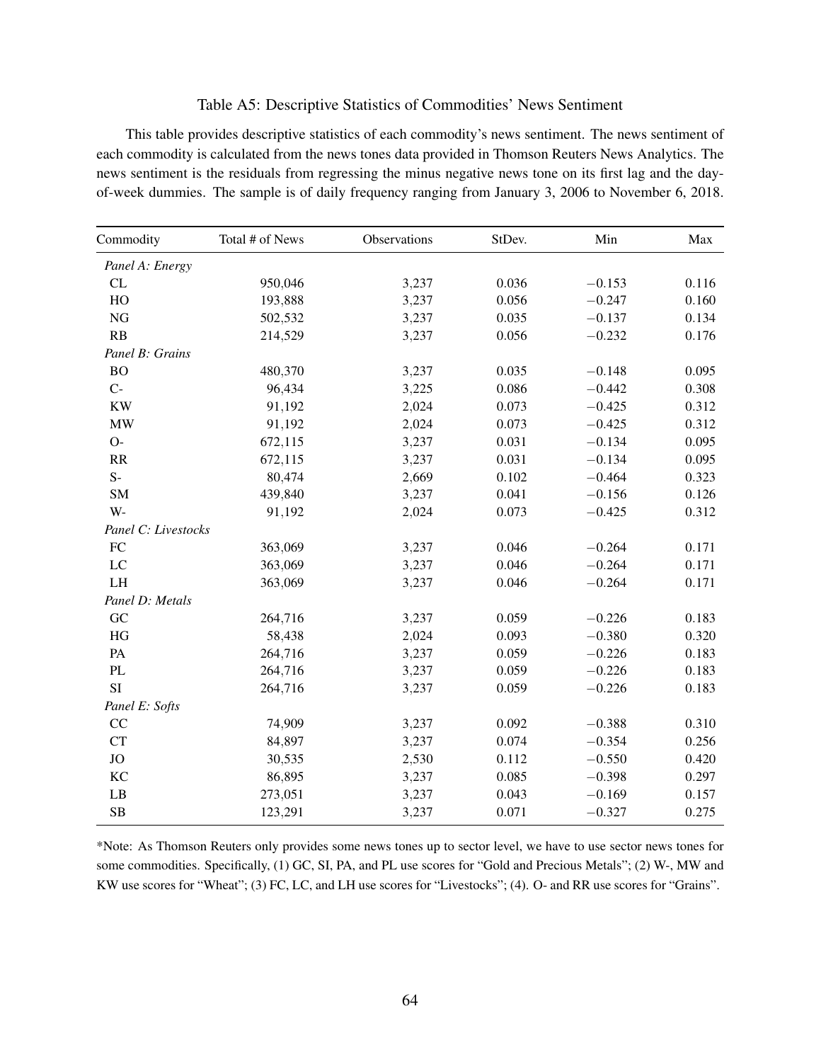## Table A5: Descriptive Statistics of Commodities' News Sentiment

This table provides descriptive statistics of each commodity's news sentiment. The news sentiment of each commodity is calculated from the news tones data provided in Thomson Reuters News Analytics. The news sentiment is the residuals from regressing the minus negative news tone on its first lag and the day-of-week dummies. The sample is of daily frequency ranging from January 3, 2006 to November 6, 2018.

| Commodity | Total # of News | Observations | StDev. | Min | Max |
|---|---|---|---|---|---|
| *Panel A: Energy* | | | | | |
| CL | 950,046 | 3,237 | 0.036 | −0.153 | 0.116 |
| HO | 193,888 | 3,237 | 0.056 | −0.247 | 0.160 |
| NG | 502,532 | 3,237 | 0.035 | −0.137 | 0.134 |
| RB | 214,529 | 3,237 | 0.056 | −0.232 | 0.176 |
| *Panel B: Grains* | | | | | |
| BO | 480,370 | 3,237 | 0.035 | −0.148 | 0.095 |
| C- | 96,434 | 3,225 | 0.086 | −0.442 | 0.308 |
| KW | 91,192 | 2,024 | 0.073 | −0.425 | 0.312 |
| MW | 91,192 | 2,024 | 0.073 | −0.425 | 0.312 |
| O- | 672,115 | 3,237 | 0.031 | −0.134 | 0.095 |
| RR | 672,115 | 3,237 | 0.031 | −0.134 | 0.095 |
| S- | 80,474 | 2,669 | 0.102 | −0.464 | 0.323 |
| SM | 439,840 | 3,237 | 0.041 | −0.156 | 0.126 |
| W- | 91,192 | 2,024 | 0.073 | −0.425 | 0.312 |
| *Panel C: Livestocks* | | | | | |
| FC | 363,069 | 3,237 | 0.046 | −0.264 | 0.171 |
| LC | 363,069 | 3,237 | 0.046 | −0.264 | 0.171 |
| LH | 363,069 | 3,237 | 0.046 | −0.264 | 0.171 |
| *Panel D: Metals* | | | | | |
| GC | 264,716 | 3,237 | 0.059 | −0.226 | 0.183 |
| HG | 58,438 | 2,024 | 0.093 | −0.380 | 0.320 |
| PA | 264,716 | 3,237 | 0.059 | −0.226 | 0.183 |
| PL | 264,716 | 3,237 | 0.059 | −0.226 | 0.183 |
| SI | 264,716 | 3,237 | 0.059 | −0.226 | 0.183 |
| *Panel E: Softs* | | | | | |
| CC | 74,909 | 3,237 | 0.092 | −0.388 | 0.310 |
| CT | 84,897 | 3,237 | 0.074 | −0.354 | 0.256 |
| JO | 30,535 | 2,530 | 0.112 | −0.550 | 0.420 |
| KC | 86,895 | 3,237 | 0.085 | −0.398 | 0.297 |
| LB | 273,051 | 3,237 | 0.043 | −0.169 | 0.157 |
| SB | 123,291 | 3,237 | 0.071 | −0.327 | 0.275 |

*Note: As Thomson Reuters only provides some news tones up to sector level, we have to use sector news tones for some commodities. Specifically, (1) GC, SI, PA, and PL use scores for "Gold and Precious Metals"; (2) W-, MW and KW use scores for "Wheat"; (3) FC, LC, and LH use scores for "Livestocks"; (4). O- and RR use scores for "Grains".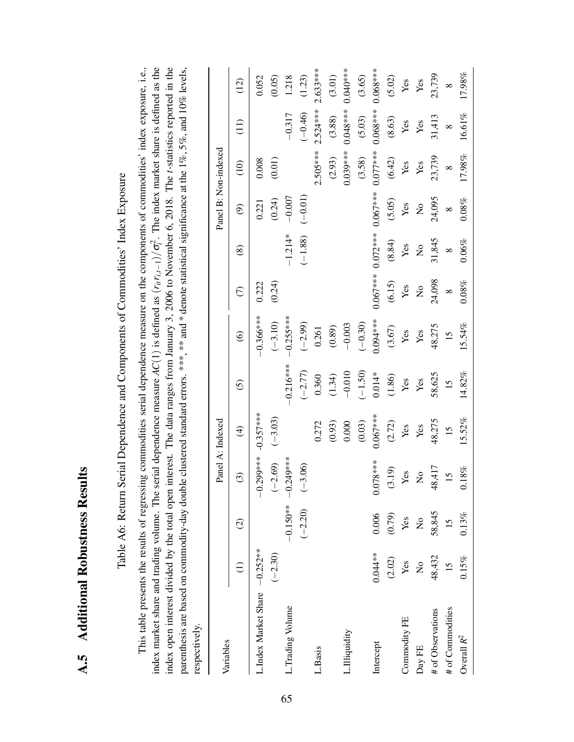## A.5 Additional Robustness Results

Table A6: Return Serial Dependence and Components of Commodities' Index Exposure

This table presents the results of regressing commodities serial dependence measure on the components of commodities' index exposure, i.e., index market share and trading volume. The serial dependence measure $AC(1)$ is defined as $(r_{it}r_{i,t-1})/\sigma_i^2$. The index market share is defined as the index open interest divided by the total open interest. The data ranges from January 3, 2006 to November 6, 2018. The $t$-statistics reported in the parenthesis are based on commodity-day double clustered standard errors. ***, ** and * denote statistical significance at the 1%, 5%, and 10% levels, respectively.

| Variables | Panel A: Indexed | | | | | | Panel B: Non-indexed | | | | | |
|---|---|---|---|---|---|---|---|---|---|---|---|---|
| | (1) | (2) | (3) | (4) | (5) | (6) | (7) | (8) | (9) | (10) | (11) | (12) |
| L.Index Market Share | −0.252** | | −0.299*** | -0.357*** | | −0.366*** | 0.222 | | 0.221 | 0.008 | | 0.052 |
| | (−2.30) | | (−2.69) | (−3.03) | | (−3.10) | (0.24) | | (0.24) | (0.01) | | (0.05) |
| L.Trading Volume | | −0.150** | −0.249*** | | −0.216*** | −0.255*** | | −1.214* | −0.007 | | −0.317 | 1.218 |
| | | (−2.20) | (−3.06) | | (−2.77) | (−2.99) | | (−1.88) | (−0.01) | | (−0.46) | (1.23) |
| L.Basis | | | | 0.272 | 0.360 | 0.261 | | | | 2.505*** | 2.524*** | 2.633*** |
| | | | | (0.93) | (1.34) | (0.89) | | | | (2.93) | (3.88) | (3.01) |
| L.Illiquidity | | | | 0.000 | −0.010 | −0.003 | | | | 0.039*** | 0.048*** | 0.040*** |
| | | | | (0.03) | (−1.50) | (−0.30) | | | | (3.58) | (5.03) | (3.65) |
| Intercept | 0.044** | 0.006 | 0.078*** | 0.067*** | 0.014* | 0.094*** | 0.067*** | 0.072*** | 0.067*** | 0.077*** | 0.068*** | 0.068*** |
| | (2.02) | (0.79) | (3.19) | (2.72) | (1.86) | (3.67) | (6.15) | (8.84) | (5.05) | (6.42) | (8.63) | (5.02) |
| Commodity FE | Yes | Yes | Yes | Yes | Yes | Yes | Yes | Yes | Yes | Yes | Yes | Yes |
| Day FE | No | No | No | Yes | Yes | Yes | No | No | No | Yes | Yes | Yes |
| # of Observations | 48,432 | 58,845 | 48,417 | 48,275 | 58,625 | 48,275 | 24,098 | 31,845 | 24,095 | 23,739 | 31,413 | 23,739 |
| # of Commodities | 15 | 15 | 15 | 15 | 15 | 15 | 8 | 8 | 8 | 8 | 8 | 8 |
| Overall $R^2$ | 0.15% | 0.13% | 0.18% | 15.52% | 14.82% | 15.54% | 0.08% | 0.06% | 0.08% | 17.98% | 16.61% | 17.98% |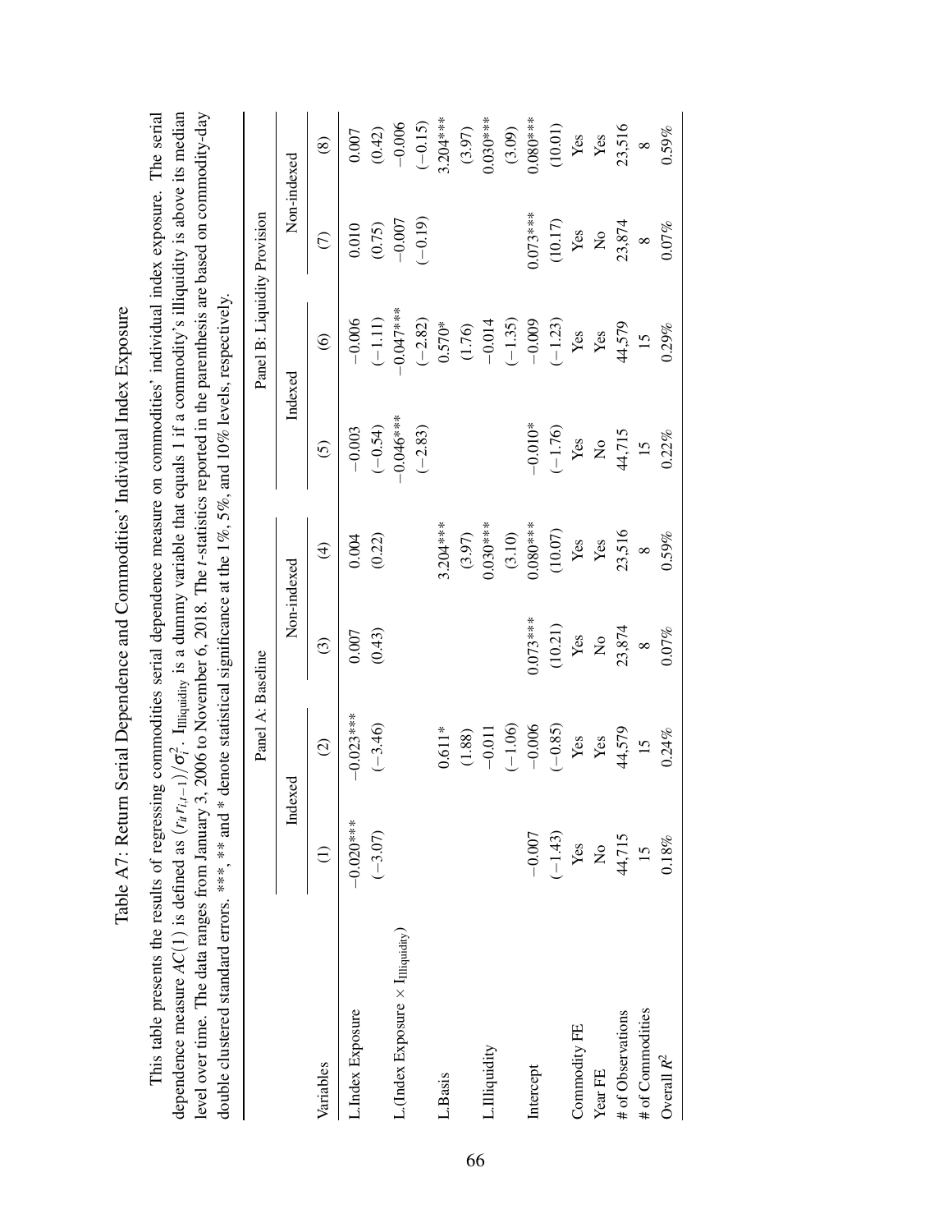# Table A7: Return Serial Dependence and Commodities' Individual Index Exposure

This table presents the results of regressing commodities serial dependence measure on commodities' individual index exposure. The serial dependence measure $AC(1)$ is defined as $(r_{it}r_{i,t-1})/\sigma_i^2$. $\text{I}_{\text{Illiquidity}}$ is a dummy variable that equals 1 if a commodity's illiquidity is above its median level over time. The data ranges from January 3, 2006 to November 6, 2018. The $t$-statistics reported in the parenthesis are based on commodity-day double clustered standard errors. ***, ** and * denote statistical significance at the 1%, 5%, and 10% levels, respectively.

| | Panel A: Baseline | | | | Panel B: Liquidity Provision | | | |
|---|---|---|---|---|---|---|---|---|
| | Indexed | | Non-indexed | | Indexed | | Non-indexed | |
| Variables | (1) | (2) | (3) | (4) | (5) | (6) | (7) | (8) |
| L.Index Exposure | −0.020*** | −0.023*** | 0.007 | 0.004 | −0.003 | −0.006 | 0.010 | 0.007 |
| | (−3.07) | (−3.46) | (0.43) | (0.22) | (−0.54) | (−1.11) | (0.75) | (0.42) |
| L.(Index Exposure × $\text{I}_{\text{Illiquidity}}$) | | | | | −0.046*** | −0.047*** | −0.007 | −0.006 |
| | | | | | (−2.83) | (−2.82) | (−0.19) | (−0.15) |
| L.Basis | | 0.611* | | 3.204*** | | 0.570* | | 3.204*** |
| | | (1.88) | | (3.97) | | (1.76) | | (3.97) |
| L.Illiquidity | | −0.011 | | 0.030*** | | −0.014 | | 0.030*** |
| | | (−1.06) | | (3.10) | | (−1.35) | | (3.09) |
| Intercept | −0.007 | −0.006 | 0.073*** | 0.080*** | −0.010* | −0.009 | 0.073*** | 0.080*** |
| | (−1.43) | (−0.85) | (10.21) | (10.07) | (−1.76) | (−1.23) | (10.17) | (10.01) |
| Commodity FE | Yes | Yes | Yes | Yes | Yes | Yes | Yes | Yes |
| Year FE | No | Yes | No | Yes | No | Yes | No | Yes |
| # of Observations | 44,715 | 44,579 | 23,874 | 23,516 | 44,715 | 44,579 | 23,874 | 23,516 |
| # of Commodities | 15 | 15 | 8 | 8 | 15 | 15 | 8 | 8 |
| Overall $R^2$ | 0.18% | 0.24% | 0.07% | 0.59% | 0.22% | 0.29% | 0.07% | 0.59% |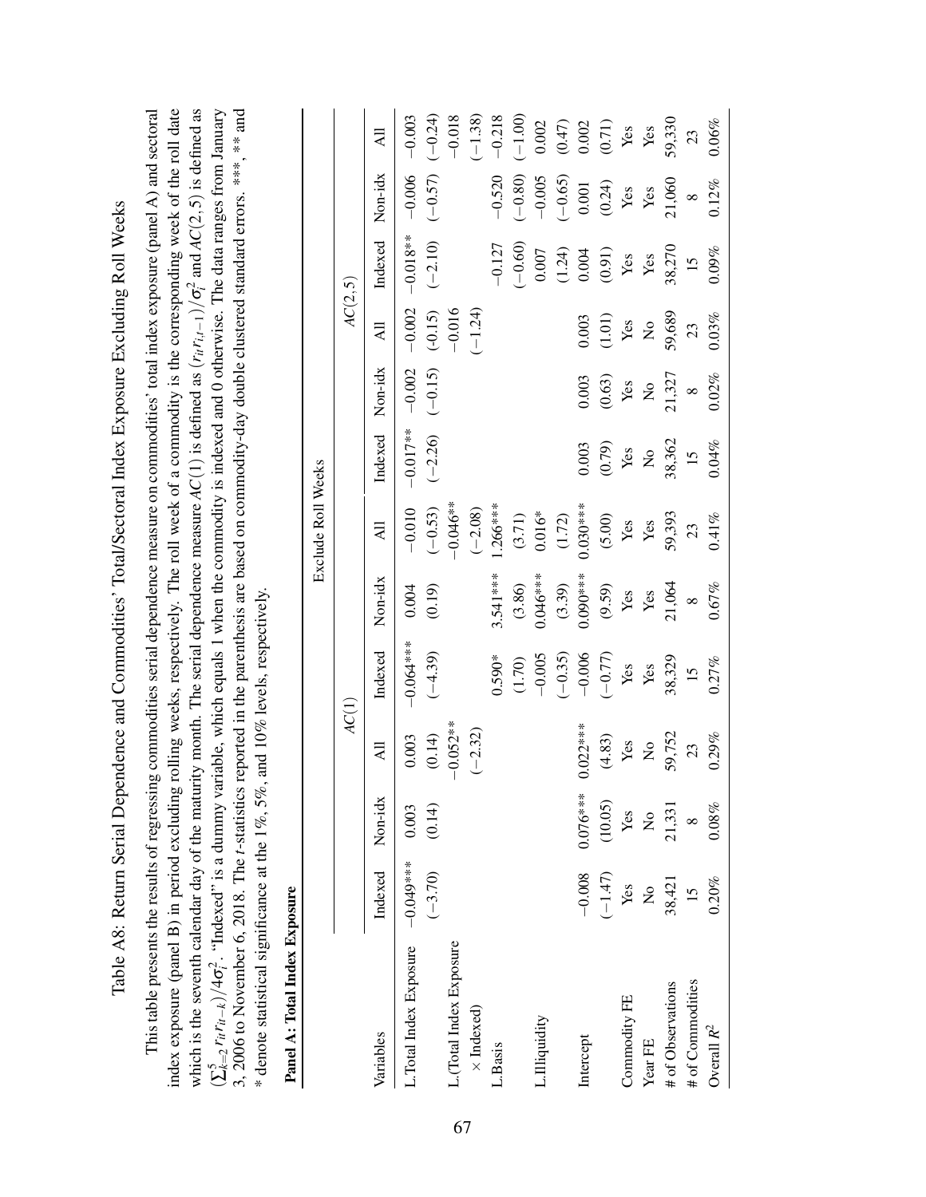# Table A8: Return Serial Dependence and Commodities' Total/Sectoral Index Exposure Excluding Roll Weeks

This table presents the results of regressing commodities serial dependence measure on commodities' total index exposure (panel A) and sectoral index exposure (panel B) in period excluding rolling weeks, respectively. The roll week of a commodity is the corresponding week of the roll date which is the seventh calendar day of the maturity month. The serial dependence measure $AC(1)$ is defined as $(r_{it}r_{i,t-1})/\sigma_i^2$ and $AC(2,5)$ is defined as $(\sum_{k=2}^{5} r_{it}r_{it-k})/4\sigma_i^2$. "Indexed" is a dummy variable, which equals 1 when the commodity is indexed and 0 otherwise. The data ranges from January 3, 2006 to November 6, 2018. The $t$-statistics reported in the parenthesis are based on commodity-day double clustered standard errors. \*\*\*, \*\* and \* denote statistical significance at the 1%, 5%, and 10% levels, respectively.

**Panel A: Total Index Exposure**

| | Exclude Roll Weeks | | | | | | | | | | | |
|---|---|---|---|---|---|---|---|---|---|---|---|---|
| | $AC(1)$ | | | | | | $AC(2,5)$ | | | | | |
| Variables | Indexed | Non-idx | All | Indexed | Non-idx | All | Indexed | Non-idx | All | Indexed | Non-idx | All |
| L.Total Index Exposure | −0.049*** | 0.003 | 0.003 | −0.064*** | 0.004 | −0.010 | −0.017** | −0.002 | −0.002 | −0.018** | −0.006 | −0.003 |
| | (−3.70) | (0.14) | (0.14) | (−4.39) | (0.19) | (−0.53) | (−2.26) | (−0.15) | (-0.15) | (−2.10) | (−0.57) | (−0.24) |
| L.(Total Index Exposure | | | −0.052** | | | −0.046** | | | −0.016 | | | −0.018 |
| × Indexed) | | | (−2.32) | | | (−2.08) | | | (−1.24) | | | (−1.38) |
| L.Basis | | | | 0.590* | 3.541*** | 1.266*** | | | | −0.127 | −0.520 | −0.218 |
| | | | | (1.70) | (3.86) | (3.71) | | | | (−0.60) | (−0.80) | (−1.00) |
| L.Illiquidity | | | | −0.005 | 0.046*** | 0.016* | | | | 0.007 | −0.005 | 0.002 |
| | | | | (−0.35) | (3.39) | (1.72) | | | | (1.24) | (−0.65) | (0.47) |
| Intercept | −0.008 | 0.076*** | 0.022*** | −0.006 | 0.090*** | 0.030*** | 0.003 | 0.003 | 0.003 | 0.004 | 0.001 | 0.002 |
| | (−1.47) | (10.05) | (4.83) | (−0.77) | (9.59) | (5.00) | (0.79) | (0.63) | (1.01) | (0.91) | (0.24) | (0.71) |
| Commodity FE | Yes | Yes | Yes | Yes | Yes | Yes | Yes | Yes | Yes | Yes | Yes | Yes |
| Year FE | No | No | No | Yes | Yes | Yes | No | No | No | Yes | Yes | Yes |
| # of Observations | 38,421 | 21,331 | 59,752 | 38,329 | 21,064 | 59,393 | 38,362 | 21,327 | 59,689 | 38,270 | 21,060 | 59,330 |
| # of Commodities | 15 | 8 | 23 | 15 | 8 | 23 | 15 | 8 | 23 | 15 | 8 | 23 |
| Overall $R^2$ | 0.20% | 0.08% | 0.29% | 0.27% | 0.67% | 0.41% | 0.04% | 0.02% | 0.03% | 0.09% | 0.12% | 0.06% |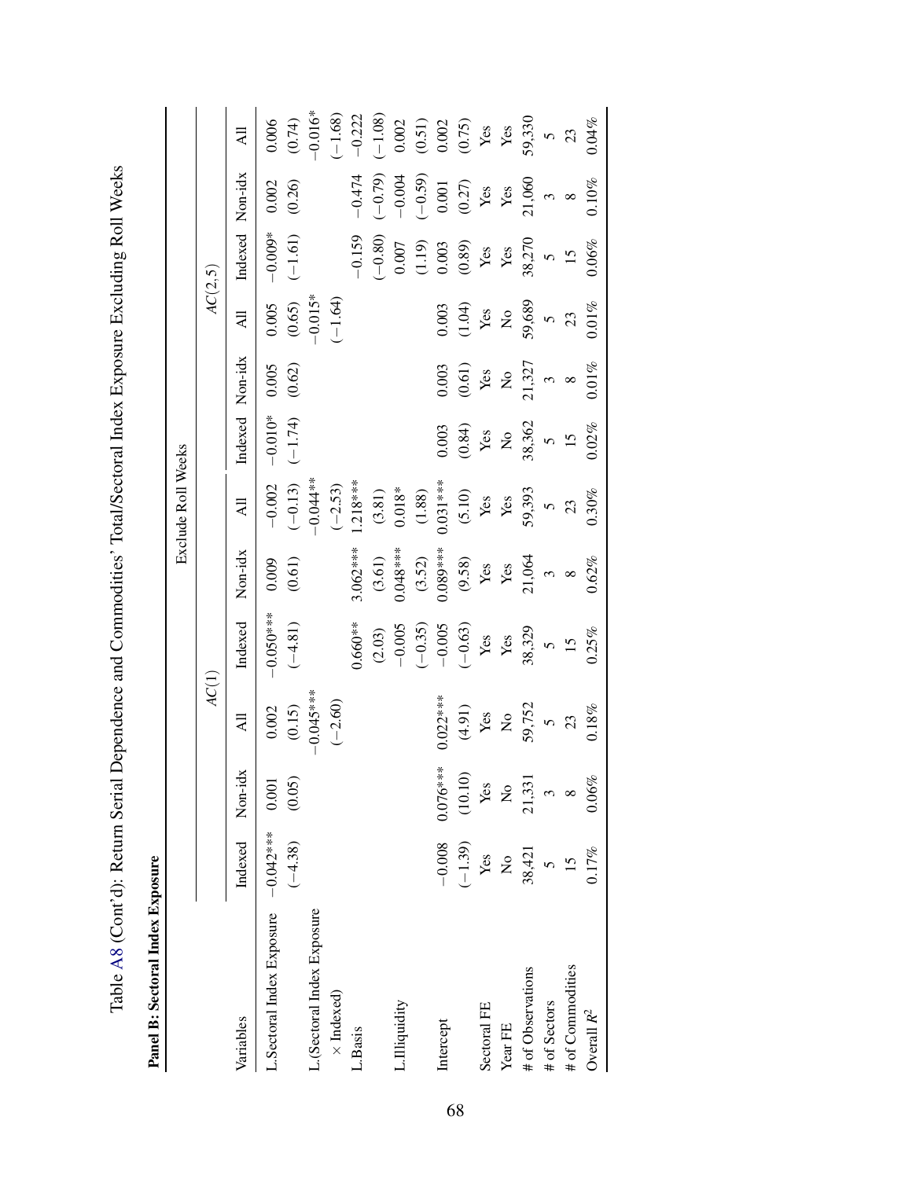Table A8 (Cont'd): Return Serial Dependence and Commodities' Total/Sectoral Index Exposure Excluding Roll Weeks

**Panel B: Sectoral Index Exposure**

| | Exclude Roll Weeks | | | | | | | | | | | |
|---|---|---|---|---|---|---|---|---|---|---|---|---|
| | $AC(1)$ | | | | | | $AC(2,5)$ | | | | | |
| Variables | Indexed | Non-idx | All | Indexed | Non-idx | All | Indexed | Non-idx | All | Indexed | Non-idx | All |
| L.Sectoral Index Exposure | −0.042*** | 0.001 | 0.002 | −0.050*** | 0.009 | −0.002 | −0.010* | 0.005 | 0.005 | −0.009* | 0.002 | 0.006 |
| | (−4.38) | (0.05) | (0.15) | (−4.81) | (0.61) | (−0.13) | (−1.74) | (0.62) | (0.65) | (−1.61) | (0.26) | (0.74) |
| L.(Sectoral Index Exposure | | | −0.045*** | | | −0.044** | | | −0.015* | | | −0.016* |
| × Indexed) | | | (−2.60) | | | (−2.53) | | | (−1.64) | | | (−1.68) |
| L.Basis | | | | 0.660** | 3.062*** | 1.218*** | | | | −0.159 | −0.474 | −0.222 |
| | | | | (2.03) | (3.61) | (3.81) | | | | (−0.80) | (−0.79) | (−1.08) |
| L.Illiquidity | | | | −0.005 | 0.048*** | 0.018* | | | | 0.007 | −0.004 | 0.002 |
| | | | | (−0.35) | (3.52) | (1.88) | | | | (1.19) | (−0.59) | (0.51) |
| Intercept | −0.008 | 0.076*** | 0.022*** | −0.005 | 0.089*** | 0.031*** | 0.003 | 0.003 | 0.003 | 0.003 | 0.001 | 0.002 |
| | (−1.39) | (10.10) | (4.91) | (−0.63) | (9.58) | (5.10) | (0.84) | (0.61) | (1.04) | (0.89) | (0.27) | (0.75) |
| Sectoral FE | Yes | Yes | Yes | Yes | Yes | Yes | Yes | Yes | Yes | Yes | Yes | Yes |
| Year FE | No | No | No | Yes | Yes | Yes | No | No | No | Yes | Yes | Yes |
| # of Observations | 38,421 | 21,331 | 59,752 | 38,329 | 21,064 | 59,393 | 38,362 | 21,327 | 59,689 | 38,270 | 21,060 | 59,330 |
| # of Sectors | 5 | 3 | 5 | 5 | 3 | 5 | 5 | 3 | 5 | 5 | 3 | 5 |
| # of Commodities | 15 | 8 | 23 | 15 | 8 | 23 | 15 | 8 | 23 | 15 | 8 | 23 |
| Overall $R^2$ | 0.17% | 0.06% | 0.18% | 0.25% | 0.62% | 0.30% | 0.02% | 0.01% | 0.01% | 0.06% | 0.10% | 0.04% |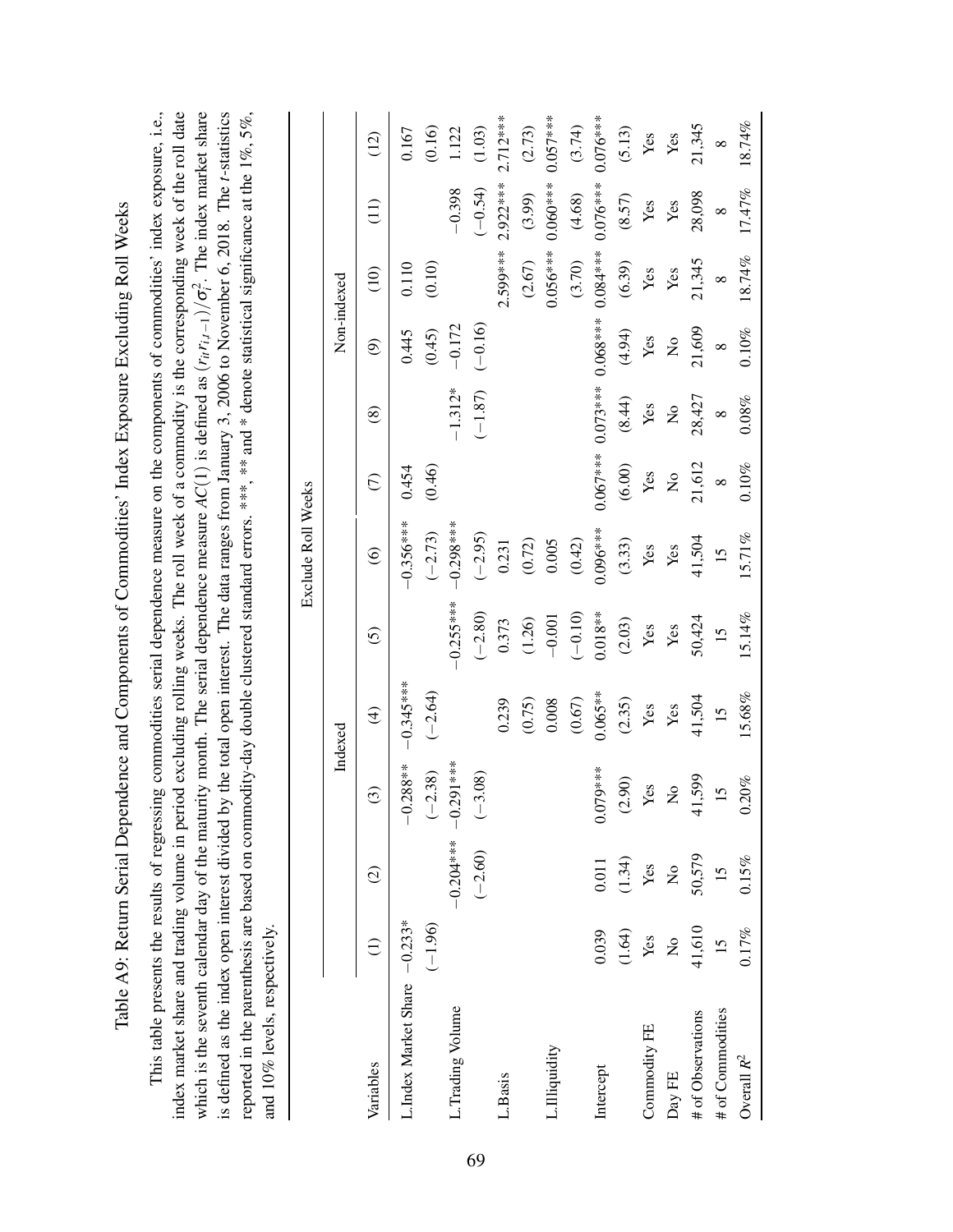Table A9: Return Serial Dependence and Components of Commodities' Index Exposure Excluding Roll Weeks

This table presents the results of regressing commodities serial dependence measure on the components of commodities' index exposure, i.e., index market share and trading volume in period excluding rolling weeks. The roll week of a commodity is the corresponding week of the roll date which is the seventh calendar day of the maturity month. The serial dependence measure $AC(1)$ is defined as $(r_{it}r_{i,t-1})/\sigma_i^2$. The index market share is defined as the index open interest divided by the total open interest. The data ranges from January 3, 2006 to November 6, 2018. The $t$-statistics reported in the parenthesis are based on commodity-day double clustered standard errors. ***, ** and * denote statistical significance at the 1%, 5%, and 10% levels, respectively.

| | Exclude Roll Weeks | | | | | | | | | | | |
|---|---|---|---|---|---|---|---|---|---|---|---|---|
| | Indexed | | | | | | Non-indexed | | | | | |
| Variables | (1) | (2) | (3) | (4) | (5) | (6) | (7) | (8) | (9) | (10) | (11) | (12) |
| L.Index Market Share | −0.233* | | −0.288** | −0.345*** | | −0.356*** | 0.454 | | 0.445 | 0.110 | | 0.167 |
| | (−1.96) | | (−2.38) | (−2.64) | | (−2.73) | (0.46) | | (0.45) | (0.10) | | (0.16) |
| L.Trading Volume | | −0.204*** | −0.291*** | | −0.255*** | −0.298*** | | −1.312* | −0.172 | | −0.398 | 1.122 |
| | | (−2.60) | (−3.08) | | (−2.80) | (−2.95) | | (−1.87) | (−0.16) | | (−0.54) | (1.03) |
| L.Basis | | | | 0.239 | 0.373 | 0.231 | | | | 2.599*** | 2.922*** | 2.712*** |
| | | | | (0.75) | (1.26) | (0.72) | | | | (2.67) | (3.99) | (2.73) |
| L.Illiquidity | | | | 0.008 | −0.001 | 0.005 | | | | 0.056*** | 0.060*** | 0.057*** |
| | | | | (0.67) | (−0.10) | (0.42) | | | | (3.70) | (4.68) | (3.74) |
| Intercept | 0.039 | 0.011 | 0.079*** | 0.065** | 0.018** | 0.096*** | 0.067*** | 0.073*** | 0.068*** | 0.084*** | 0.076*** | 0.076*** |
| | (1.64) | (1.34) | (2.90) | (2.35) | (2.03) | (3.33) | (6.00) | (8.44) | (4.94) | (6.39) | (8.57) | (5.13) |
| Commodity FE | Yes | Yes | Yes | Yes | Yes | Yes | Yes | Yes | Yes | Yes | Yes | Yes |
| Day FE | No | No | No | Yes | Yes | Yes | No | No | No | Yes | Yes | Yes |
| # of Observations | 41,610 | 50,579 | 41,599 | 41,504 | 50,424 | 41,504 | 21,612 | 28,427 | 21,609 | 21,345 | 28,098 | 21,345 |
| # of Commodities | 15 | 15 | 15 | 15 | 15 | 15 | 8 | 8 | 8 | 8 | 8 | 8 |
| Overall $R^2$ | 0.17% | 0.15% | 0.20% | 15.68% | 15.14% | 15.71% | 0.10% | 0.08% | 0.10% | 18.74% | 17.47% | 18.74% |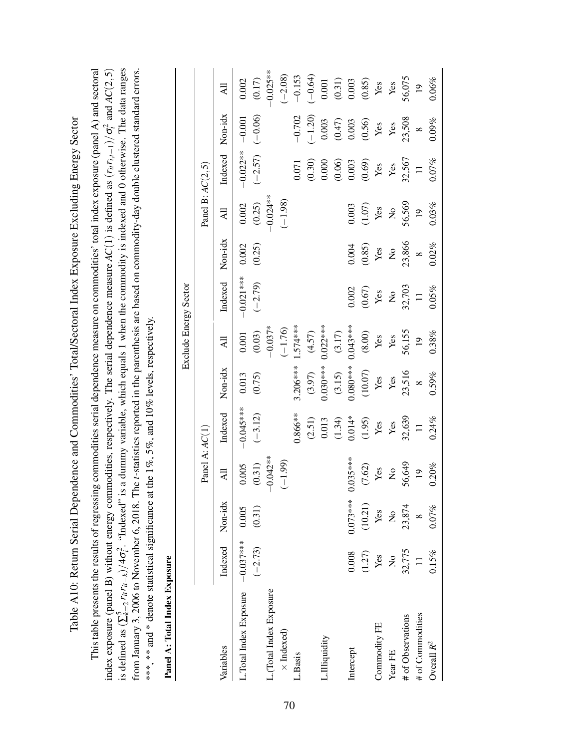# Table A10: Return Serial Dependence and Commodities' Total/Sectoral Index Exposure Excluding Energy Sector

This table presents the results of regressing commodities serial dependence measure on commodities' total index exposure (panel A) and sectoral index exposure (panel B) without energy commodities, respectively. The serial dependence measure $AC(1)$ is defined as $(r_{it}r_{i,t-1})/\sigma_i^2$ and $AC(2,5)$ is defined as $(\sum_{k=2}^{5} r_{it}r_{it-k})/4\sigma_i^2$. "Indexed" is a dummy variable, which equals 1 when the commodity is indexed and 0 otherwise. The data ranges from January 3, 2006 to November 6, 2018. The $t$-statistics reported in the parenthesis are based on commodity-day double clustered standard errors. ***, ** and * denote statistical significance at the 1%, 5%, and 10% levels, respectively.

**Panel A: Total Index Exposure**

| | Exclude Energy Sector | | | | | | | | | | | |
|---|---|---|---|---|---|---|---|---|---|---|---|---|
| | Panel A: $AC(1)$ | | | | | | Panel B: $AC(2,5)$ | | | | | |
| Variables | Indexed | Non-idx | All | Indexed | Non-idx | All | Indexed | Non-idx | All | Indexed | Non-idx | All |
| L.Total Index Exposure | −0.037*** | 0.005 | 0.005 | −0.045*** | 0.013 | 0.001 | −0.021*** | 0.002 | 0.002 | −0.022** | −0.001 | 0.002 |
| | (−2.73) | (0.31) | (0.31) | (−3.12) | (0.75) | (0.03) | (−2.79) | (0.25) | (0.25) | (−2.57) | (−0.06) | (0.17) |
| L.(Total Index Exposure | | | −0.042** | | | −0.037* | | | −0.024** | | | −0.025** |
| × Indexed) | | | (−1.99) | | | (−1.76) | | | (−1.98) | | | (−2.08) |
| L.Basis | | | | 0.866** | 3.206*** | 1.574*** | | | | 0.071 | −0.702 | −0.153 |
| | | | | (2.51) | (3.97) | (4.57) | | | | (0.30) | (−1.20) | (−0.64) |
| L.Illiquidity | | | | 0.013 | 0.030*** | 0.022*** | | | | 0.000 | 0.003 | 0.001 |
| | | | | (1.34) | (3.15) | (3.17) | | | | (0.06) | (0.47) | (0.31) |
| Intercept | 0.008 | 0.073*** | 0.035*** | 0.014* | 0.080*** | 0.043*** | 0.002 | 0.004 | 0.003 | 0.003 | 0.003 | 0.003 |
| | (1.27) | (10.21) | (7.62) | (1.95) | (10.07) | (8.00) | (0.67) | (0.85) | (1.07) | (0.69) | (0.56) | (0.85) |
| Commodity FE | Yes | Yes | Yes | Yes | Yes | Yes | Yes | Yes | Yes | Yes | Yes | Yes |
| Year FE | No | No | No | Yes | Yes | Yes | No | No | No | Yes | Yes | Yes |
| # of Observations | 32,775 | 23,874 | 56,649 | 32,639 | 23,516 | 56,155 | 32,703 | 23,866 | 56,569 | 32,567 | 23,508 | 56,075 |
| # of Commodities | 11 | 8 | 19 | 11 | 8 | 19 | 11 | 8 | 19 | 11 | 8 | 19 |
| Overall $R^2$ | 0.15% | 0.07% | 0.20% | 0.24% | 0.59% | 0.38% | 0.05% | 0.02% | 0.03% | 0.07% | 0.09% | 0.06% |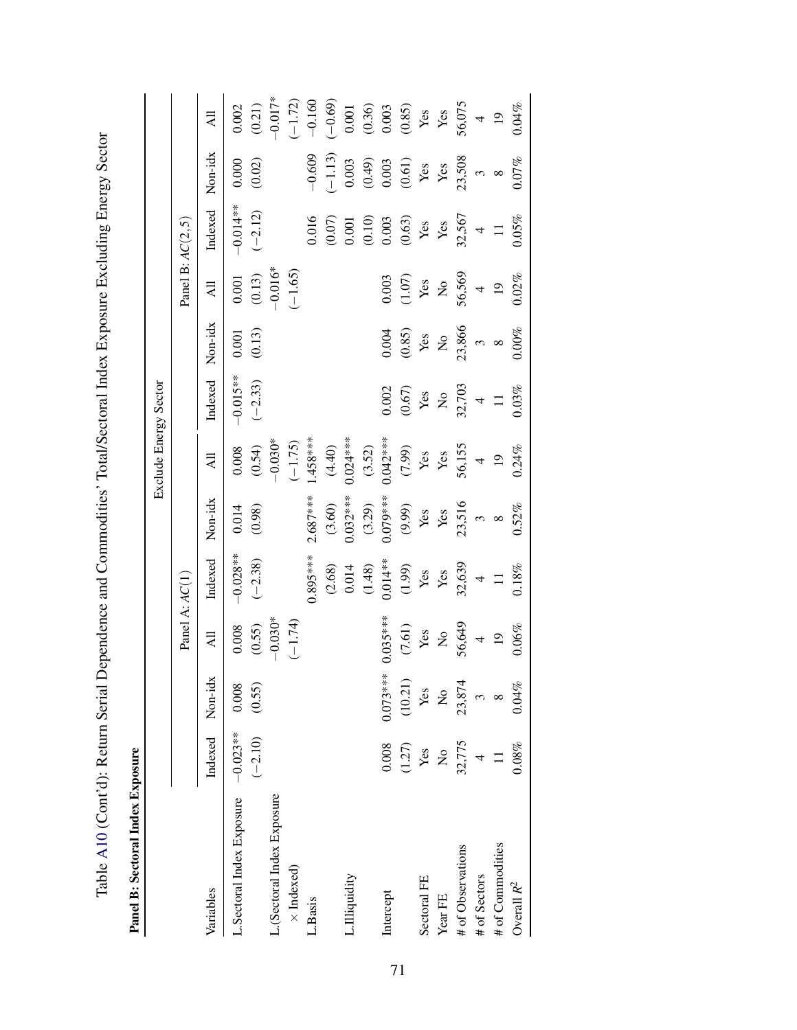Table A10 (Cont'd): Return Serial Dependence and Commodities' Total/Sectoral Index Exposure Excluding Energy Sector

**Panel B: Sectoral Index Exposure**

| | Exclude Energy Sector | | | | | | | | | | | |
|---|---|---|---|---|---|---|---|---|---|---|---|---|
| | Panel A: $AC(1)$ | | | | | | Panel B: $AC(2,5)$ | | | | | |
| Variables | Indexed | Non-idx | All | Indexed | Non-idx | All | Indexed | Non-idx | All | Indexed | Non-idx | All |
| L.Sectoral Index Exposure | −0.023** | 0.008 | 0.008 | −0.028** | 0.014 | 0.008 | −0.015** | 0.001 | 0.001 | −0.014** | 0.000 | 0.002 |
| | (−2.10) | (0.55) | (0.55) | (−2.38) | (0.98) | (0.54) | (−2.33) | (0.13) | (0.13) | (−2.12) | (0.02) | (0.21) |
| L.(Sectoral Index Exposure | | | −0.030* | | | −0.030* | | | −0.016* | | | −0.017* |
| × Indexed) | | | (−1.74) | | | (−1.75) | | | (−1.65) | | | (−1.72) |
| L.Basis | | | | 0.895*** | 2.687*** | 1.458*** | | | | 0.016 | −0.609 | −0.160 |
| | | | | (2.68) | (3.60) | (4.40) | | | | (0.07) | (−1.13) | (−0.69) |
| L.Illiquidity | | | | 0.014 | 0.032*** | 0.024*** | | | | 0.001 | 0.003 | 0.001 |
| | | | | (1.48) | (3.29) | (3.52) | | | | (0.10) | (0.49) | (0.36) |
| Intercept | 0.008 | 0.073*** | 0.035*** | 0.014** | 0.079*** | 0.042*** | 0.002 | 0.004 | 0.003 | 0.003 | 0.003 | 0.003 |
| | (1.27) | (10.21) | (7.61) | (1.99) | (9.99) | (7.99) | (0.67) | (0.85) | (1.07) | (0.63) | (0.61) | (0.85) |
| Sectoral FE | Yes | Yes | Yes | Yes | Yes | Yes | Yes | Yes | Yes | Yes | Yes | Yes |
| Year FE | No | No | No | Yes | Yes | Yes | No | No | No | Yes | Yes | Yes |
| # of Observations | 32,775 | 23,874 | 56,649 | 32,639 | 23,516 | 56,155 | 32,703 | 23,866 | 56,569 | 32,567 | 23,508 | 56,075 |
| # of Sectors | 4 | 3 | 4 | 4 | 3 | 4 | 4 | 3 | 4 | 4 | 3 | 4 |
| # of Commodities | 11 | 8 | 19 | 11 | 8 | 19 | 11 | 8 | 19 | 11 | 8 | 19 |
| Overall $R^2$ | 0.08% | 0.04% | 0.06% | 0.18% | 0.52% | 0.24% | 0.03% | 0.00% | 0.02% | 0.05% | 0.07% | 0.04% |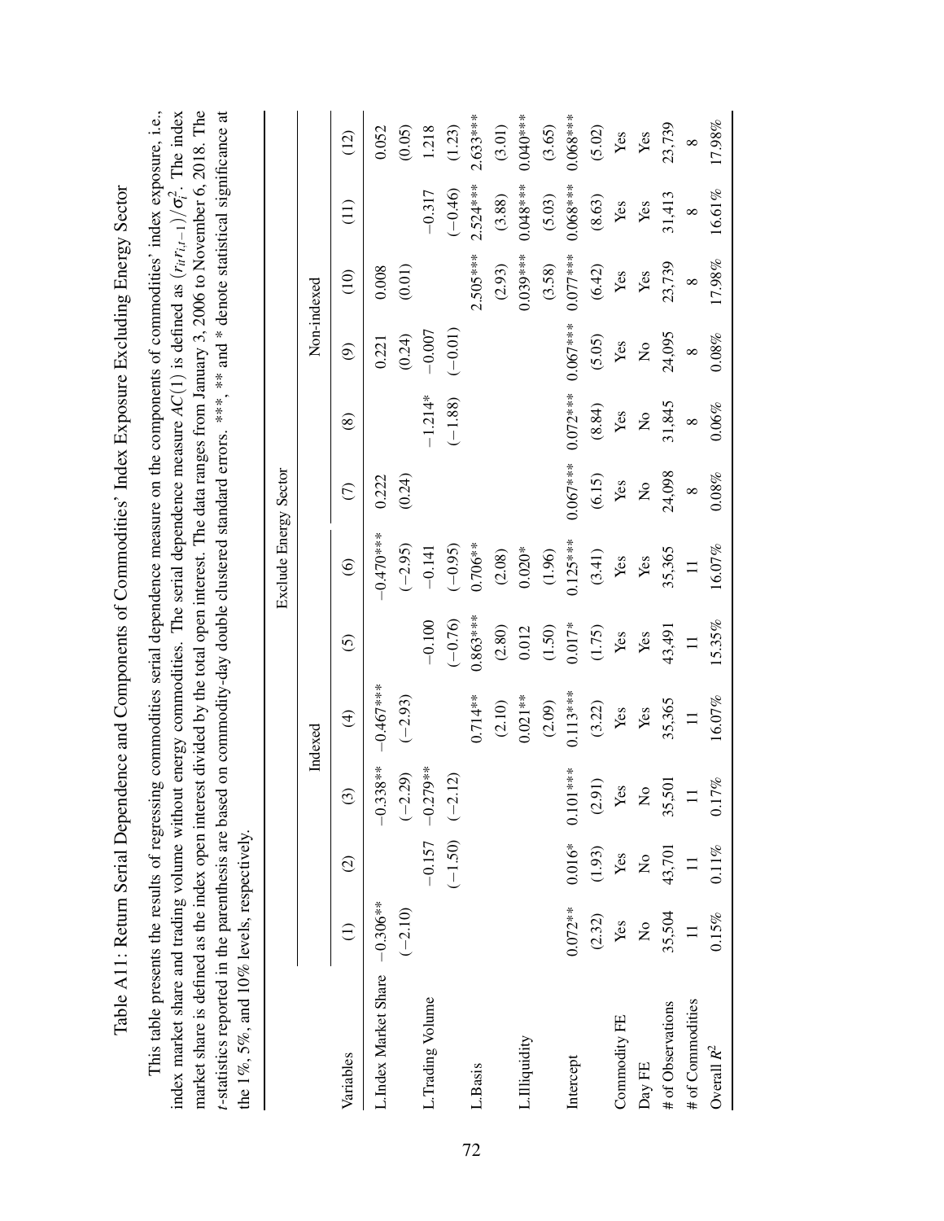# Table A11: Return Serial Dependence and Components of Commodities' Index Exposure Excluding Energy Sector

This table presents the results of regressing commodities serial dependence measure on the components of commodities' index exposure, i.e., index market share and trading volume without energy commodities. The serial dependence measure $AC(1)$ is defined as $(r_{it}r_{i,t-1})/\sigma_i^2$. The index market share is defined as the index open interest divided by the total open interest. The data ranges from January 3, 2006 to November 6, 2018. The $t$-statistics reported in the parenthesis are based on commodity-day double clustered standard errors. \*\*\*, \*\* and \* denote statistical significance at the 1%, 5%, and 10% levels, respectively.

| | Exclude Energy Sector | | | | | | | | | | | |
|---|---|---|---|---|---|---|---|---|---|---|---|---|
| | Indexed | | | | | | Non-indexed | | | | | |
| Variables | (1) | (2) | (3) | (4) | (5) | (6) | (7) | (8) | (9) | (10) | (11) | (12) |
| L.Index Market Share | −0.306** | | −0.338** | −0.467*** | | −0.470*** | 0.222 | | 0.221 | 0.008 | | 0.052 |
| | (−2.10) | | (−2.29) | (−2.93) | | (−2.95) | (0.24) | | (0.24) | (0.01) | | (0.05) |
| L.Trading Volume | | −0.157 | −0.279** | | −0.100 | −0.141 | | −1.214* | −0.007 | | −0.317 | 1.218 |
| | | (−1.50) | (−2.12) | | (−0.76) | (−0.95) | | (−1.88) | (−0.01) | | (−0.46) | (1.23) |
| L.Basis | | | | 0.714** | 0.863*** | 0.706** | | | | 2.505*** | 2.524*** | 2.633*** |
| | | | | (2.10) | (2.80) | (2.08) | | | | (2.93) | (3.88) | (3.01) |
| L.Illiquidity | | | | 0.021** | 0.012 | 0.020* | | | | 0.039*** | 0.048*** | 0.040*** |
| | | | | (2.09) | (1.50) | (1.96) | | | | (3.58) | (5.03) | (3.65) |
| Intercept | 0.072** | 0.016* | 0.101*** | 0.113*** | 0.017* | 0.125*** | 0.067*** | 0.072*** | 0.067*** | 0.077*** | 0.068*** | 0.068*** |
| | (2.32) | (1.93) | (2.91) | (3.22) | (1.75) | (3.41) | (6.15) | (8.84) | (5.05) | (6.42) | (8.63) | (5.02) |
| Commodity FE | Yes | Yes | Yes | Yes | Yes | Yes | Yes | Yes | Yes | Yes | Yes | Yes |
| Day FE | No | No | No | Yes | Yes | Yes | No | No | No | Yes | Yes | Yes |
| # of Observations | 35,504 | 43,701 | 35,501 | 35,365 | 43,491 | 35,365 | 24,098 | 31,845 | 24,095 | 23,739 | 31,413 | 23,739 |
| # of Commodities | 11 | 11 | 11 | 11 | 11 | 11 | 8 | 8 | 8 | 8 | 8 | 8 |
| Overall $R^2$ | 0.15% | 0.11% | 0.17% | 16.07% | 15.35% | 16.07% | 0.08% | 0.06% | 0.08% | 17.98% | 16.61% | 17.98% |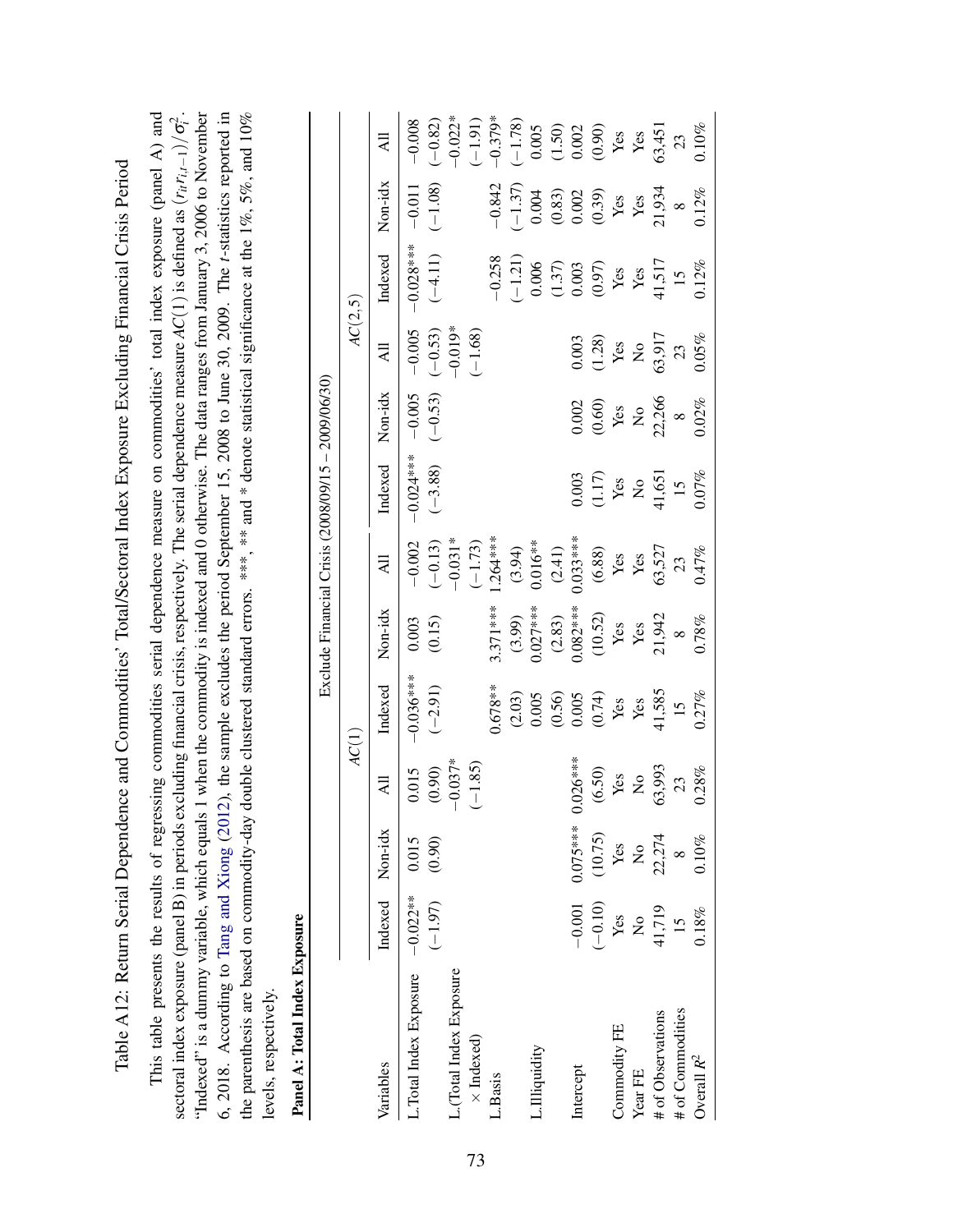# Table A12: Return Serial Dependence and Commodities' Total/Sectoral Index Exposure Excluding Financial Crisis Period

This table presents the results of regressing commodities serial dependence measure on commodities' total index exposure (panel A) and sectoral index exposure (panel B) in periods excluding financial crisis, respectively. The serial dependence measure $AC(1)$ is defined as $(r_{it}r_{i,t-1})/\sigma_i^2$. "Indexed" is a dummy variable, which equals 1 when the commodity is indexed and 0 otherwise. The data ranges from January 3, 2006 to November 6, 2018. According to Tang and Xiong (2012), the sample excludes the period September 15, 2008 to June 30, 2009. The $t$-statistics reported in the parenthesis are based on commodity-day double clustered standard errors. ***, ** and * denote statistical significance at the 1%, 5%, and 10% levels, respectively.

**Panel A: Total Index Exposure**

| | Exclude Financial Crisis (2008/09/15 – 2009/06/30) | | | | | | | | | | | |
|---|---|---|---|---|---|---|---|---|---|---|---|---|
| | $AC(1)$ | | | | | | $AC(2,5)$ | | | | | |
| Variables | Indexed | Non-idx | All | Indexed | Non-idx | All | Indexed | Non-idx | All | Indexed | Non-idx | All |
| L.Total Index Exposure | −0.022** | 0.015 | 0.015 | −0.036*** | 0.003 | −0.002 | −0.024*** | −0.005 | −0.005 | −0.028*** | −0.011 | −0.008 |
| | (−1.97) | (0.90) | (0.90) | (−2.91) | (0.15) | (−0.13) | (−3.88) | (−0.53) | (−0.53) | (−4.11) | (−1.08) | (−0.82) |
| L.(Total Index Exposure | | | −0.037* | | | −0.031* | | | −0.019* | | | −0.022* |
| × Indexed) | | | (−1.85) | | | (−1.73) | | | (−1.68) | | | (−1.91) |
| L.Basis | | | | 0.678** | 3.371*** | 1.264*** | | | | −0.258 | −0.842 | −0.379* |
| | | | | (2.03) | (3.99) | (3.94) | | | | (−1.21) | (−1.37) | (−1.78) |
| L.Illiquidity | | | | 0.005 | 0.027*** | 0.016** | | | | 0.006 | 0.004 | 0.005 |
| | | | | (0.56) | (2.83) | (2.41) | | | | (1.37) | (0.83) | (1.50) |
| Intercept | −0.001 | 0.075*** | 0.026*** | 0.005 | 0.082*** | 0.033*** | 0.003 | 0.002 | 0.003 | 0.003 | 0.002 | 0.002 |
| | (−0.10) | (10.75) | (6.50) | (0.74) | (10.52) | (6.88) | (1.17) | (0.60) | (1.28) | (0.97) | (0.39) | (0.90) |
| Commodity FE | Yes | Yes | Yes | Yes | Yes | Yes | Yes | Yes | Yes | Yes | Yes | Yes |
| Year FE | No | No | No | Yes | Yes | Yes | No | No | No | Yes | Yes | Yes |
| # of Observations | 41,719 | 22,274 | 63,993 | 41,585 | 21,942 | 63,527 | 41,651 | 22,266 | 63,917 | 41,517 | 21,934 | 63,451 |
| # of Commodities | 15 | 8 | 23 | 15 | 8 | 23 | 15 | 8 | 23 | 15 | 8 | 23 |
| Overall $R^2$ | 0.18% | 0.10% | 0.28% | 0.27% | 0.78% | 0.47% | 0.07% | 0.02% | 0.05% | 0.12% | 0.12% | 0.10% |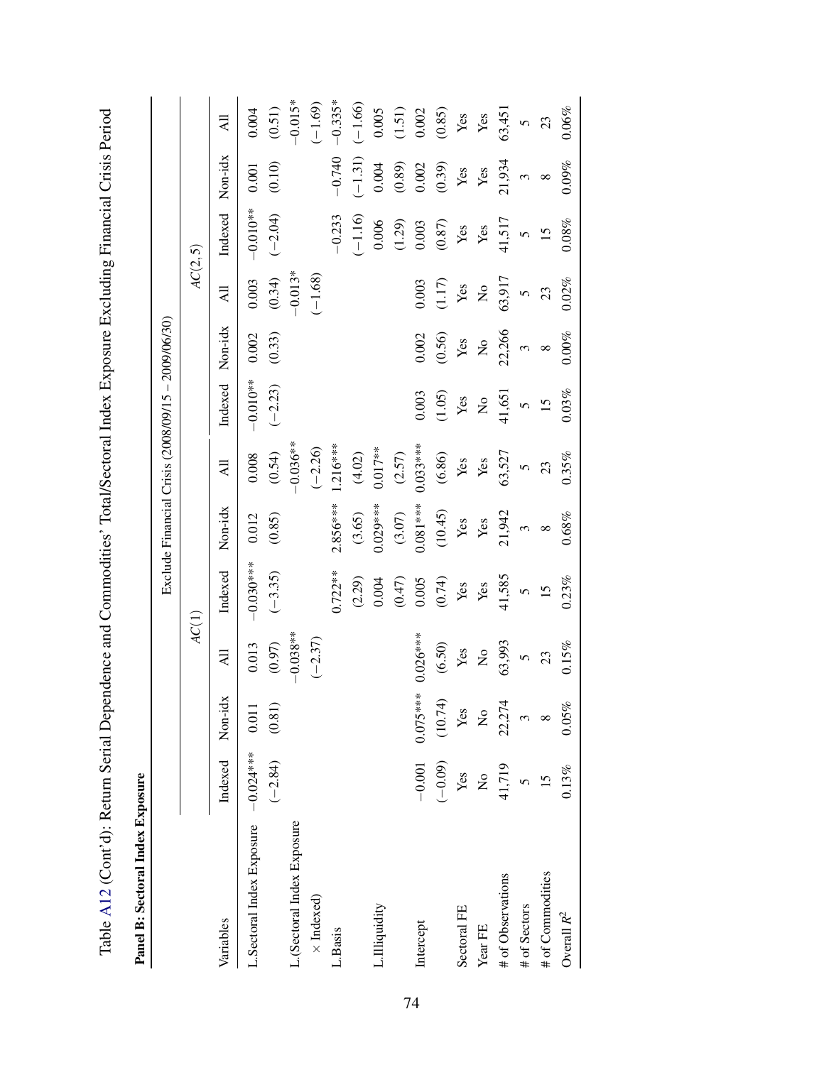Table A12 (Cont'd): Return Serial Dependence and Commodities' Total/Sectoral Index Exposure Excluding Financial Crisis Period

**Panel B: Sectoral Index Exposure**

| | Exclude Financial Crisis (2008/09/15 – 2009/06/30) | | | | | | | | | | | |
|---|---|---|---|---|---|---|---|---|---|---|---|---|
| | $AC(1)$ | | | | | | $AC(2,5)$ | | | | | |
| Variables | Indexed | Non-idx | All | Indexed | Non-idx | All | Indexed | Non-idx | All | Indexed | Non-idx | All |
| L.Sectoral Index Exposure | −0.024*** | 0.011 | 0.013 | −0.030*** | 0.012 | 0.008 | −0.010** | 0.002 | 0.003 | −0.010** | 0.001 | 0.004 |
| | (−2.84) | (0.81) | (0.97) | (−3.35) | (0.85) | (0.54) | (−2.23) | (0.33) | (0.34) | (−2.04) | (0.10) | (0.51) |
| L.(Sectoral Index Exposure | | | −0.038** | | | −0.036** | | | −0.013* | | | −0.015* |
| × Indexed) | | | (−2.37) | | | (−2.26) | | | (−1.68) | | | (−1.69) |
| L.Basis | | | | 0.722** | 2.856*** | 1.216*** | | | | −0.233 | −0.740 | −0.335* |
| | | | | (2.29) | (3.65) | (4.02) | | | | (−1.16) | (−1.31) | (−1.66) |
| L.Illiquidity | | | | 0.004 | 0.029*** | 0.017** | | | | 0.006 | 0.004 | 0.005 |
| | | | | (0.47) | (3.07) | (2.57) | | | | (1.29) | (0.89) | (1.51) |
| Intercept | −0.001 | 0.075*** | 0.026*** | 0.005 | 0.081*** | 0.033*** | 0.003 | 0.002 | 0.003 | 0.003 | 0.002 | 0.002 |
| | (−0.09) | (10.74) | (6.50) | (0.74) | (10.45) | (6.86) | (1.05) | (0.56) | (1.17) | (0.87) | (0.39) | (0.85) |
| Sectoral FE | Yes | Yes | Yes | Yes | Yes | Yes | Yes | Yes | Yes | Yes | Yes | Yes |
| Year FE | No | No | No | Yes | Yes | Yes | No | No | No | Yes | Yes | Yes |
| # of Observations | 41,719 | 22,274 | 63,993 | 41,585 | 21,942 | 63,527 | 41,651 | 22,266 | 63,917 | 41,517 | 21,934 | 63,451 |
| # of Sectors | 5 | 3 | 5 | 5 | 3 | 5 | 5 | 3 | 5 | 5 | 3 | 5 |
| # of Commodities | 15 | 8 | 23 | 15 | 8 | 23 | 15 | 8 | 23 | 15 | 8 | 23 |
| Overall $R^2$ | 0.13% | 0.05% | 0.15% | 0.23% | 0.68% | 0.35% | 0.03% | 0.00% | 0.02% | 0.08% | 0.09% | 0.06% |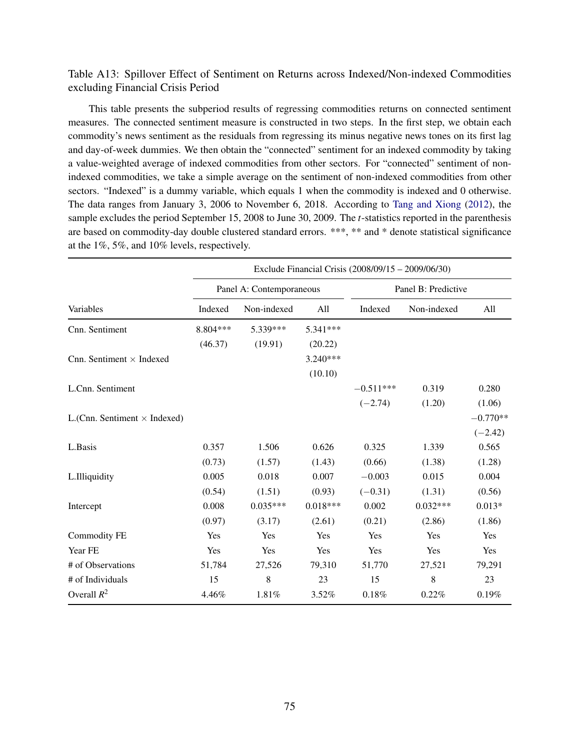Table A13: Spillover Effect of Sentiment on Returns across Indexed/Non-indexed Commodities excluding Financial Crisis Period

This table presents the subperiod results of regressing commodities returns on connected sentiment measures. The connected sentiment measure is constructed in two steps. In the first step, we obtain each commodity's news sentiment as the residuals from regressing its minus negative news tones on its first lag and day-of-week dummies. We then obtain the "connected" sentiment for an indexed commodity by taking a value-weighted average of indexed commodities from other sectors. For "connected" sentiment of non-indexed commodities, we take a simple average on the sentiment of non-indexed commodities from other sectors. "Indexed" is a dummy variable, which equals 1 when the commodity is indexed and 0 otherwise. The data ranges from January 3, 2006 to November 6, 2018. According to Tang and Xiong (2012), the sample excludes the period September 15, 2008 to June 30, 2009. The $t$-statistics reported in the parenthesis are based on commodity-day double clustered standard errors. ***, ** and * denote statistical significance at the 1%, 5%, and 10% levels, respectively.

| | Exclude Financial Crisis (2008/09/15 – 2009/06/30) | | | | | |
|---|---|---|---|---|---|---|
| | Panel A: Contemporaneous | | | Panel B: Predictive | | |
| Variables | Indexed | Non-indexed | All | Indexed | Non-indexed | All |
| Cnn. Sentiment | 8.804*** | 5.339*** | 5.341*** | | | |
| | (46.37) | (19.91) | (20.22) | | | |
| Cnn. Sentiment × Indexed | | | 3.240*** | | | |
| | | | (10.10) | | | |
| L.Cnn. Sentiment | | | | −0.511*** | 0.319 | 0.280 |
| | | | | (−2.74) | (1.20) | (1.06) |
| L.(Cnn. Sentiment × Indexed) | | | | | | −0.770** |
| | | | | | | (−2.42) |
| L.Basis | 0.357 | 1.506 | 0.626 | 0.325 | 1.339 | 0.565 |
| | (0.73) | (1.57) | (1.43) | (0.66) | (1.38) | (1.28) |
| L.Illiquidity | 0.005 | 0.018 | 0.007 | −0.003 | 0.015 | 0.004 |
| | (0.54) | (1.51) | (0.93) | (−0.31) | (1.31) | (0.56) |
| Intercept | 0.008 | 0.035*** | 0.018*** | 0.002 | 0.032*** | 0.013* |
| | (0.97) | (3.17) | (2.61) | (0.21) | (2.86) | (1.86) |
| Commodity FE | Yes | Yes | Yes | Yes | Yes | Yes |
| Year FE | Yes | Yes | Yes | Yes | Yes | Yes |
| # of Observations | 51,784 | 27,526 | 79,310 | 51,770 | 27,521 | 79,291 |
| # of Individuals | 15 | 8 | 23 | 15 | 8 | 23 |
| Overall $R^2$ | 4.46% | 1.81% | 3.52% | 0.18% | 0.22% | 0.19% |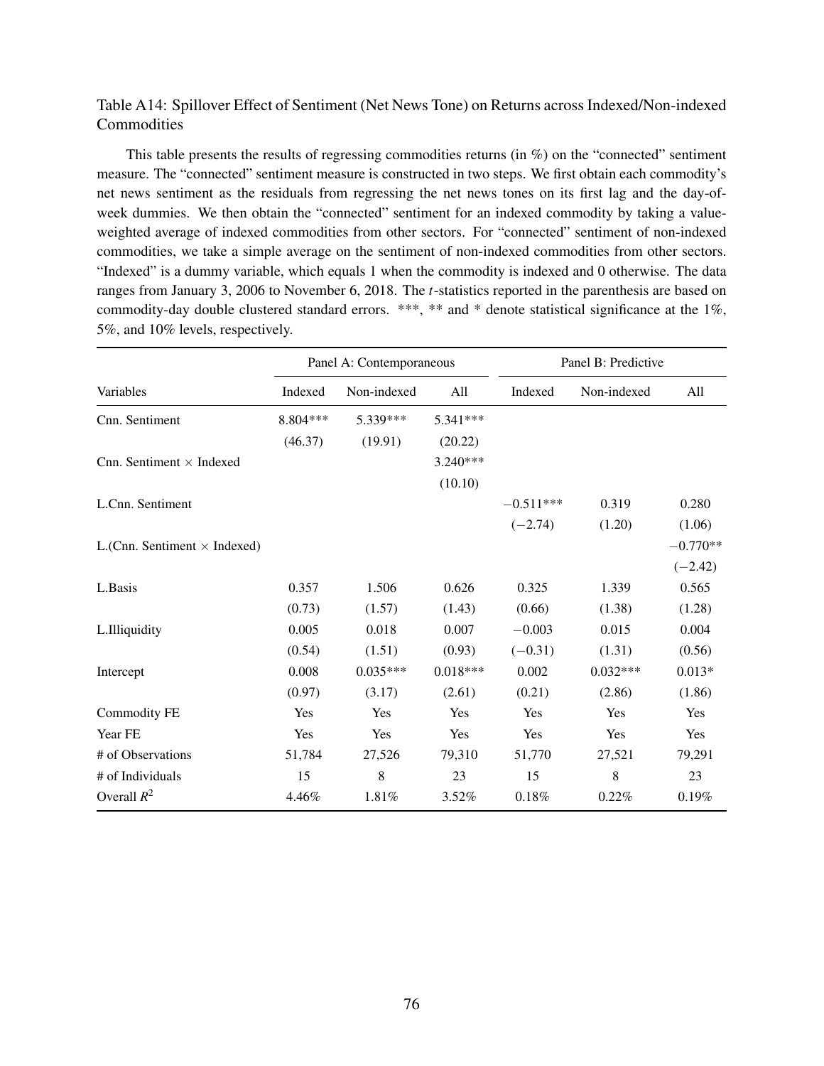Table A14: Spillover Effect of Sentiment (Net News Tone) on Returns across Indexed/Non-indexed Commodities

This table presents the results of regressing commodities returns (in %) on the "connected" sentiment measure. The "connected" sentiment measure is constructed in two steps. We first obtain each commodity's net news sentiment as the residuals from regressing the net news tones on its first lag and the day-of-week dummies. We then obtain the "connected" sentiment for an indexed commodity by taking a value-weighted average of indexed commodities from other sectors. For "connected" sentiment of non-indexed commodities, we take a simple average on the sentiment of non-indexed commodities from other sectors. "Indexed" is a dummy variable, which equals 1 when the commodity is indexed and 0 otherwise. The data ranges from January 3, 2006 to November 6, 2018. The $t$-statistics reported in the parenthesis are based on commodity-day double clustered standard errors. ***, ** and * denote statistical significance at the 1%, 5%, and 10% levels, respectively.

| | Panel A: Contemporaneous | | | Panel B: Predictive | | |
|---|---|---|---|---|---|---|
| Variables | Indexed | Non-indexed | All | Indexed | Non-indexed | All |
| Cnn. Sentiment | 8.804*** | 5.339*** | 5.341*** | | | |
| | (46.37) | (19.91) | (20.22) | | | |
| Cnn. Sentiment × Indexed | | | 3.240*** | | | |
| | | | (10.10) | | | |
| L.Cnn. Sentiment | | | | −0.511*** | 0.319 | 0.280 |
| | | | | (−2.74) | (1.20) | (1.06) |
| L.(Cnn. Sentiment × Indexed) | | | | | | −0.770** |
| | | | | | | (−2.42) |
| L.Basis | 0.357 | 1.506 | 0.626 | 0.325 | 1.339 | 0.565 |
| | (0.73) | (1.57) | (1.43) | (0.66) | (1.38) | (1.28) |
| L.Illiquidity | 0.005 | 0.018 | 0.007 | −0.003 | 0.015 | 0.004 |
| | (0.54) | (1.51) | (0.93) | (−0.31) | (1.31) | (0.56) |
| Intercept | 0.008 | 0.035*** | 0.018*** | 0.002 | 0.032*** | 0.013* |
| | (0.97) | (3.17) | (2.61) | (0.21) | (2.86) | (1.86) |
| Commodity FE | Yes | Yes | Yes | Yes | Yes | Yes |
| Year FE | Yes | Yes | Yes | Yes | Yes | Yes |
| # of Observations | 51,784 | 27,526 | 79,310 | 51,770 | 27,521 | 79,291 |
| # of Individuals | 15 | 8 | 23 | 15 | 8 | 23 |
| Overall $R^2$ | 4.46% | 1.81% | 3.52% | 0.18% | 0.22% | 0.19% |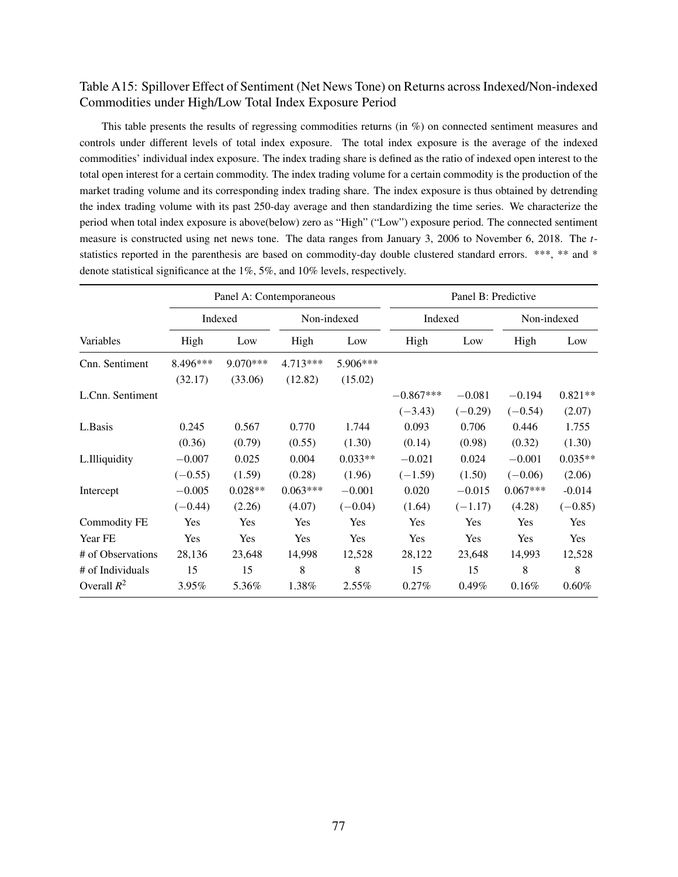Table A15: Spillover Effect of Sentiment (Net News Tone) on Returns across Indexed/Non-indexed Commodities under High/Low Total Index Exposure Period

This table presents the results of regressing commodities returns (in %) on connected sentiment measures and controls under different levels of total index exposure. The total index exposure is the average of the indexed commodities' individual index exposure. The index trading share is defined as the ratio of indexed open interest to the total open interest for a certain commodity. The index trading volume for a certain commodity is the production of the market trading volume and its corresponding index trading share. The index exposure is thus obtained by detrending the index trading volume with its past 250-day average and then standardizing the time series. We characterize the period when total index exposure is above(below) zero as "High" ("Low") exposure period. The connected sentiment measure is constructed using net news tone. The data ranges from January 3, 2006 to November 6, 2018. The $t$-statistics reported in the parenthesis are based on commodity-day double clustered standard errors. ***, ** and * denote statistical significance at the 1%, 5%, and 10% levels, respectively.

| | Panel A: Contemporaneous | | | | Panel B: Predictive | | | |
|---|---|---|---|---|---|---|---|---|
| | Indexed | | Non-indexed | | Indexed | | Non-indexed | |
| Variables | High | Low | High | Low | High | Low | High | Low |
| Cnn. Sentiment | 8.496*** | 9.070*** | 4.713*** | 5.906*** | | | | |
| | (32.17) | (33.06) | (12.82) | (15.02) | | | | |
| L.Cnn. Sentiment | | | | | −0.867*** | −0.081 | −0.194 | 0.821** |
| | | | | | (−3.43) | (−0.29) | (−0.54) | (2.07) |
| L.Basis | 0.245 | 0.567 | 0.770 | 1.744 | 0.093 | 0.706 | 0.446 | 1.755 |
| | (0.36) | (0.79) | (0.55) | (1.30) | (0.14) | (0.98) | (0.32) | (1.30) |
| L.Illiquidity | −0.007 | 0.025 | 0.004 | 0.033** | −0.021 | 0.024 | −0.001 | 0.035** |
| | (−0.55) | (1.59) | (0.28) | (1.96) | (−1.59) | (1.50) | (−0.06) | (2.06) |
| Intercept | −0.005 | 0.028** | 0.063*** | −0.001 | 0.020 | −0.015 | 0.067*** | -0.014 |
| | (−0.44) | (2.26) | (4.07) | (−0.04) | (1.64) | (−1.17) | (4.28) | (−0.85) |
| Commodity FE | Yes | Yes | Yes | Yes | Yes | Yes | Yes | Yes |
| Year FE | Yes | Yes | Yes | Yes | Yes | Yes | Yes | Yes |
| # of Observations | 28,136 | 23,648 | 14,998 | 12,528 | 28,122 | 23,648 | 14,993 | 12,528 |
| # of Individuals | 15 | 15 | 8 | 8 | 15 | 15 | 8 | 8 |
| Overall $R^2$ | 3.95% | 5.36% | 1.38% | 2.55% | 0.27% | 0.49% | 0.16% | 0.60% |